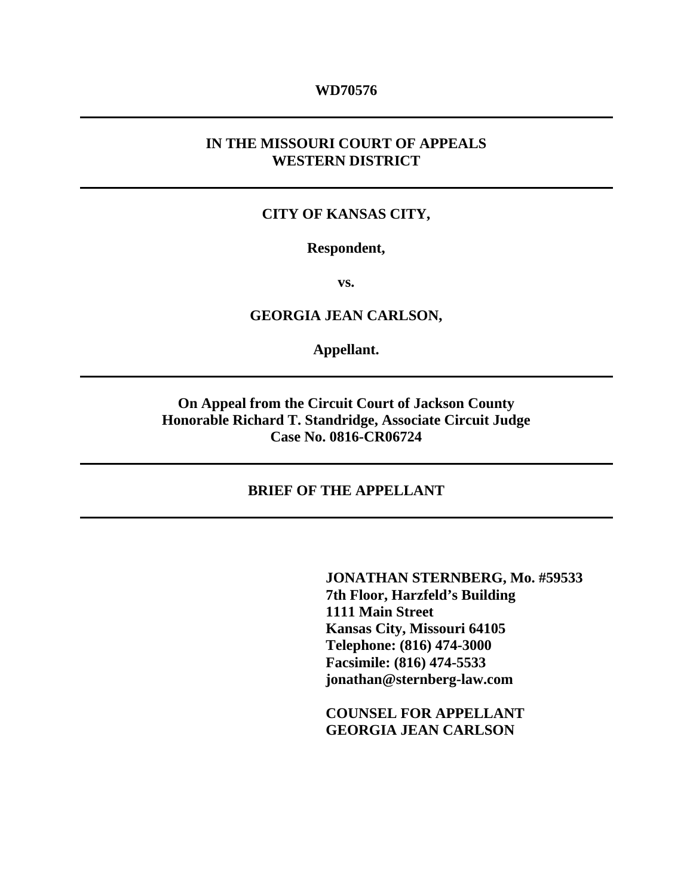**WD70576**

---

**IN THE MISSOURI COURT OF APPEALS**
**WESTERN DISTRICT**

---

**CITY OF KANSAS CITY,**

**Respondent,**

**vs.**

**GEORGIA JEAN CARLSON,**

**Appellant.**

---

**On Appeal from the Circuit Court of Jackson County**
**Honorable Richard T. Standridge, Associate Circuit Judge**
**Case No. 0816-CR06724**

---

**BRIEF OF THE APPELLANT**

---

**JONATHAN STERNBERG, Mo. #59533**
**7th Floor, Harzfeld's Building**
**1111 Main Street**
**Kansas City, Missouri 64105**
**Telephone: (816) 474-3000**
**Facsimile: (816) 474-5533**
**jonathan@sternberg-law.com**

**COUNSEL FOR APPELLANT**
**GEORGIA JEAN CARLSON**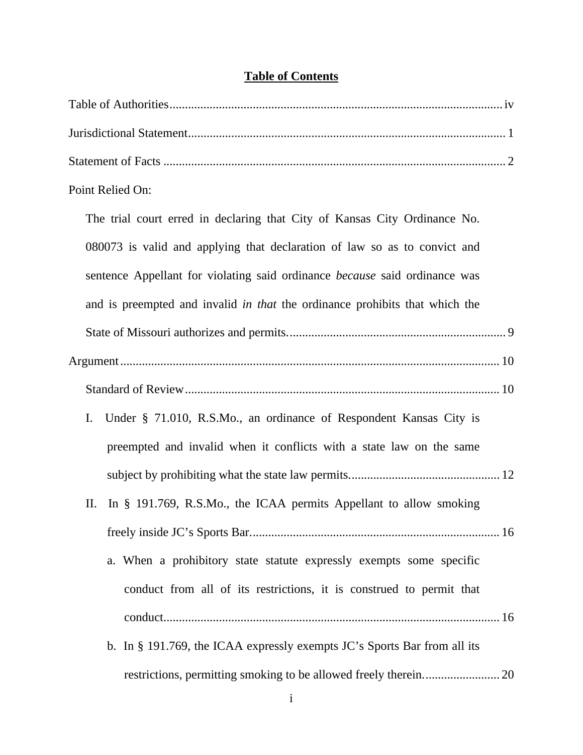# **Table of Contents**

Table of Authorities ........................................................................................................ iv

Jurisdictional Statement..................................................................................................... 1

Statement of Facts ............................................................................................................. 2

Point Relied On:

The trial court erred in declaring that City of Kansas City Ordinance No. 080073 is valid and applying that declaration of law so as to convict and sentence Appellant for violating said ordinance *because* said ordinance was and is preempted and invalid *in that* the ordinance prohibits that which the State of Missouri authorizes and permits....................................................................... 9

Argument ........................................................................................................................... 10

Standard of Review ...................................................................................................... 10

I. Under § 71.010, R.S.Mo., an ordinance of Respondent Kansas City is preempted and invalid when it conflicts with a state law on the same subject by prohibiting what the state law permits................................................. 12

II. In § 191.769, R.S.Mo., the ICAA permits Appellant to allow smoking freely inside JC's Sports Bar................................................................................. 16

a. When a prohibitory state statute expressly exempts some specific conduct from all of its restrictions, it is construed to permit that conduct.............................................................................................................. 16

b. In § 191.769, the ICAA expressly exempts JC's Sports Bar from all its restrictions, permitting smoking to be allowed freely therein......................... 20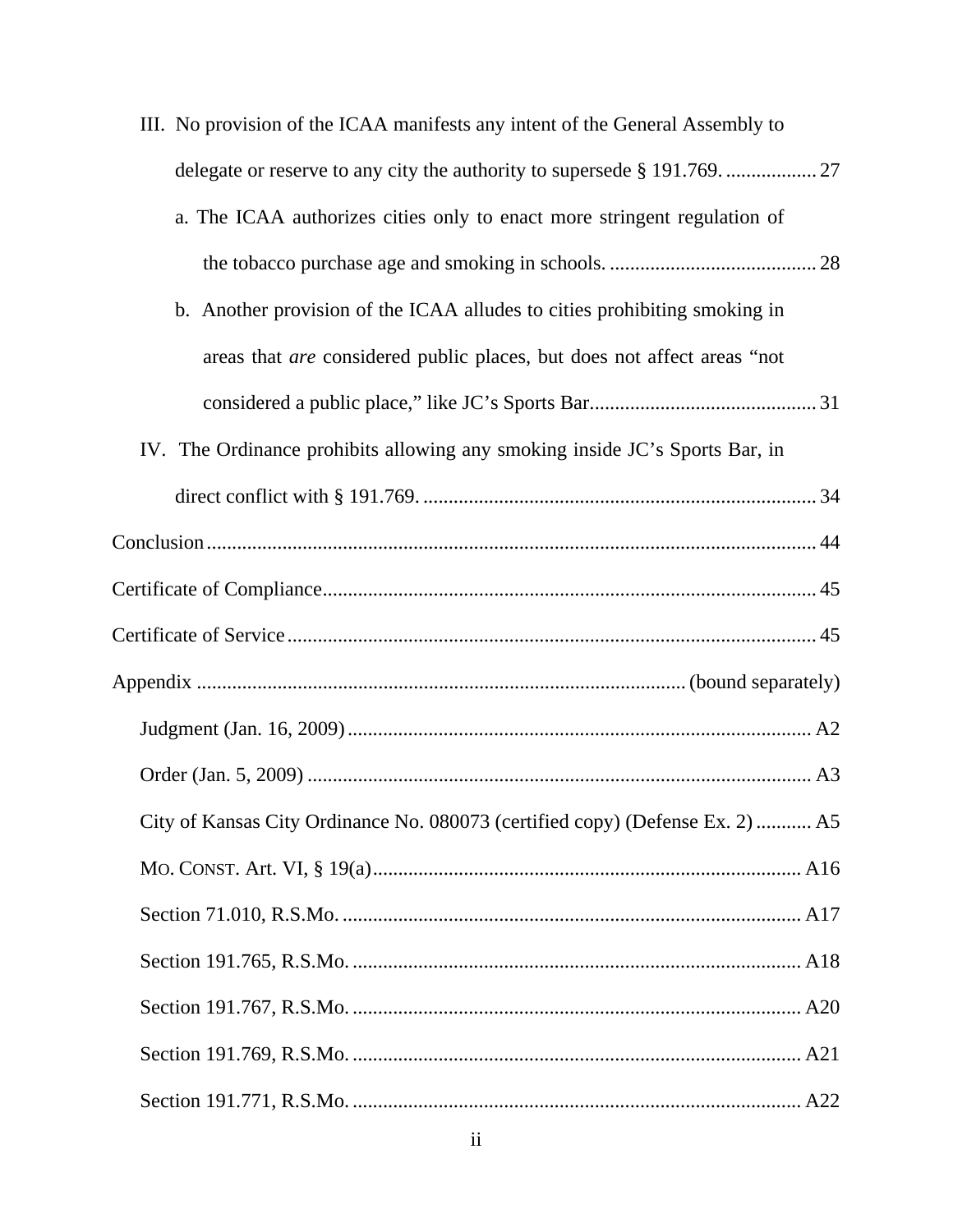III. No provision of the ICAA manifests any intent of the General Assembly to delegate or reserve to any city the authority to supersede § 191.769. .................. 27

a. The ICAA authorizes cities only to enact more stringent regulation of the tobacco purchase age and smoking in schools. ......................................... 28

b. Another provision of the ICAA alludes to cities prohibiting smoking in areas that *are* considered public places, but does not affect areas "not considered a public place," like JC's Sports Bar............................................ 31

IV. The Ordinance prohibits allowing any smoking inside JC's Sports Bar, in direct conflict with § 191.769. ............................................................................. 34

Conclusion ........................................................................................................ 44

Certificate of Compliance................................................................................. 45

Certificate of Service ........................................................................................ 45

Appendix ................................................................................ (bound separately)

Judgment (Jan. 16, 2009) ........................................................................... A2

Order (Jan. 5, 2009) ................................................................................... A3

City of Kansas City Ordinance No. 080073 (certified copy) (Defense Ex. 2) ........... A5

MO. CONST. Art. VI, § 19(a) .................................................................... A16

Section 71.010, R.S.Mo. ........................................................................... A17

Section 191.765, R.S.Mo. ......................................................................... A18

Section 191.767, R.S.Mo. ......................................................................... A20

Section 191.769, R.S.Mo. ......................................................................... A21

Section 191.771, R.S.Mo. ......................................................................... A22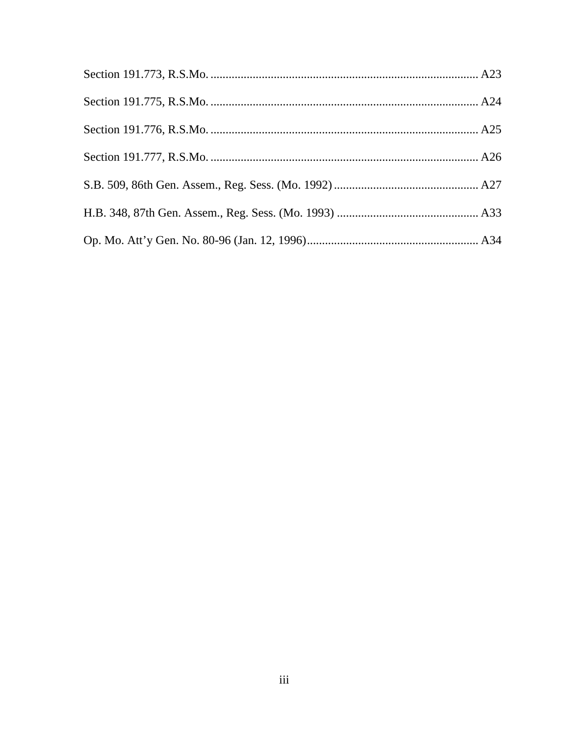Section 191.773, R.S.Mo. ........................................................................................ A23

Section 191.775, R.S.Mo. ........................................................................................ A24

Section 191.776, R.S.Mo. ........................................................................................ A25

Section 191.777, R.S.Mo. ........................................................................................ A26

S.B. 509, 86th Gen. Assem., Reg. Sess. (Mo. 1992) ................................................ A27

H.B. 348, 87th Gen. Assem., Reg. Sess. (Mo. 1993) ............................................... A33

Op. Mo. Att'y Gen. No. 80-96 (Jan. 12, 1996)......................................................... A34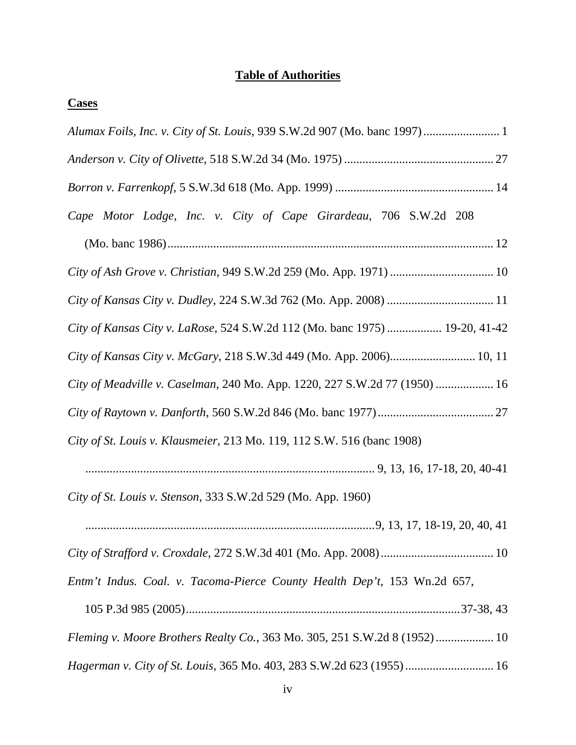# Table of Authorities

## Cases

*Alumax Foils, Inc. v. City of St. Louis*, 939 S.W.2d 907 (Mo. banc 1997) ......................... 1

*Anderson v. City of Olivette*, 518 S.W.2d 34 (Mo. 1975) ................................................. 27

*Borron v. Farrenkopf*, 5 S.W.3d 618 (Mo. App. 1999) .................................................... 14

*Cape Motor Lodge, Inc. v. City of Cape Girardeau*, 706 S.W.2d 208 (Mo. banc 1986) ........................................................................................................... 12

*City of Ash Grove v. Christian*, 949 S.W.2d 259 (Mo. App. 1971) .................................. 10

*City of Kansas City v. Dudley*, 224 S.W.3d 762 (Mo. App. 2008) ................................... 11

*City of Kansas City v. LaRose*, 524 S.W.2d 112 (Mo. banc 1975) .................. 19-20, 41-42

*City of Kansas City v. McGary*, 218 S.W.3d 449 (Mo. App. 2006)............................ 10, 11

*City of Meadville v. Caselman*, 240 Mo. App. 1220, 227 S.W.2d 77 (1950) ................... 16

*City of Raytown v. Danforth*, 560 S.W.2d 846 (Mo. banc 1977)...................................... 27

*City of St. Louis v. Klausmeier*, 213 Mo. 119, 112 S.W. 516 (banc 1908) ................................................................................................ 9, 13, 16, 17-18, 20, 40-41

*City of St. Louis v. Stenson*, 333 S.W.2d 529 (Mo. App. 1960) ...............................................................................................9, 13, 17, 18-19, 20, 40, 41

*City of Strafford v. Croxdale*, 272 S.W.3d 401 (Mo. App. 2008)..................................... 10

*Entm't Indus. Coal. v. Tacoma-Pierce County Health Dep't*, 153 Wn.2d 657, 105 P.3d 985 (2005)..........................................................................................37-38, 43

*Fleming v. Moore Brothers Realty Co.*, 363 Mo. 305, 251 S.W.2d 8 (1952) ................... 10

*Hagerman v. City of St. Louis*, 365 Mo. 403, 283 S.W.2d 623 (1955) ............................. 16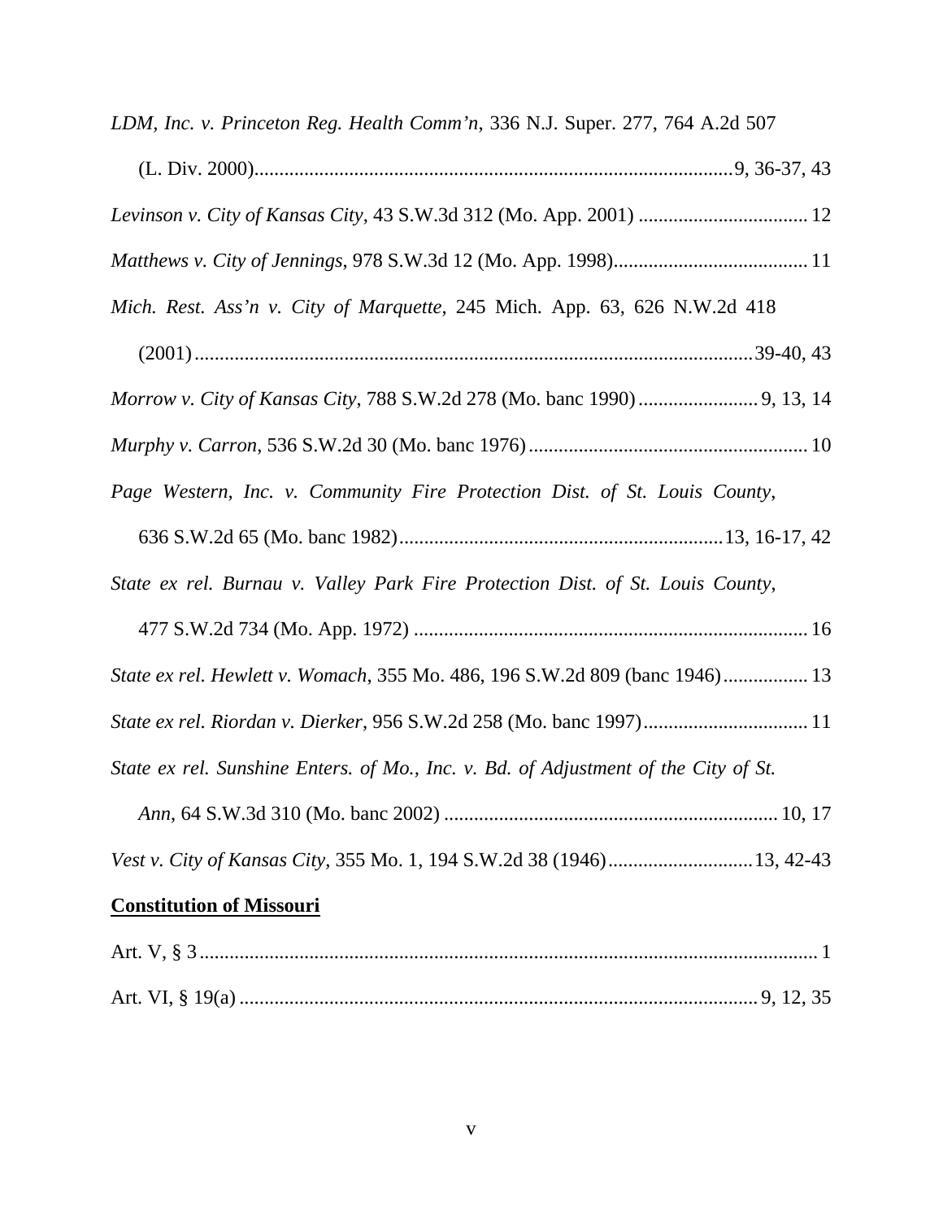*LDM, Inc. v. Princeton Reg. Health Comm'n*, 336 N.J. Super. 277, 764 A.2d 507 (L. Div. 2000)................................................................................................9, 36-37, 43

*Levinson v. City of Kansas City*, 43 S.W.3d 312 (Mo. App. 2001) .................................. 12

*Matthews v. City of Jennings*, 978 S.W.3d 12 (Mo. App. 1998)....................................... 11

*Mich. Rest. Ass'n v. City of Marquette*, 245 Mich. App. 63, 626 N.W.2d 418 (2001)................................................................................................................39-40, 43

*Morrow v. City of Kansas City*, 788 S.W.2d 278 (Mo. banc 1990)........................ 9, 13, 14

*Murphy v. Carron*, 536 S.W.2d 30 (Mo. banc 1976)........................................................ 10

*Page Western, Inc. v. Community Fire Protection Dist. of St. Louis County*, 636 S.W.2d 65 (Mo. banc 1982)................................................................13, 16-17, 42

*State ex rel. Burnau v. Valley Park Fire Protection Dist. of St. Louis County*, 477 S.W.2d 734 (Mo. App. 1972) ............................................................................... 16

*State ex rel. Hewlett v. Womach*, 355 Mo. 486, 196 S.W.2d 809 (banc 1946)................. 13

*State ex rel. Riordan v. Dierker*, 956 S.W.2d 258 (Mo. banc 1997)................................. 11

*State ex rel. Sunshine Enters. of Mo., Inc. v. Bd. of Adjustment of the City of St. Ann*, 64 S.W.3d 310 (Mo. banc 2002) ................................................................... 10, 17

*Vest v. City of Kansas City*, 355 Mo. 1, 194 S.W.2d 38 (1946).............................13, 42-43

**Constitution of Missouri**

Art. V, § 3............................................................................................................................ 1

Art. VI, § 19(a) ........................................................................................................ 9, 12, 35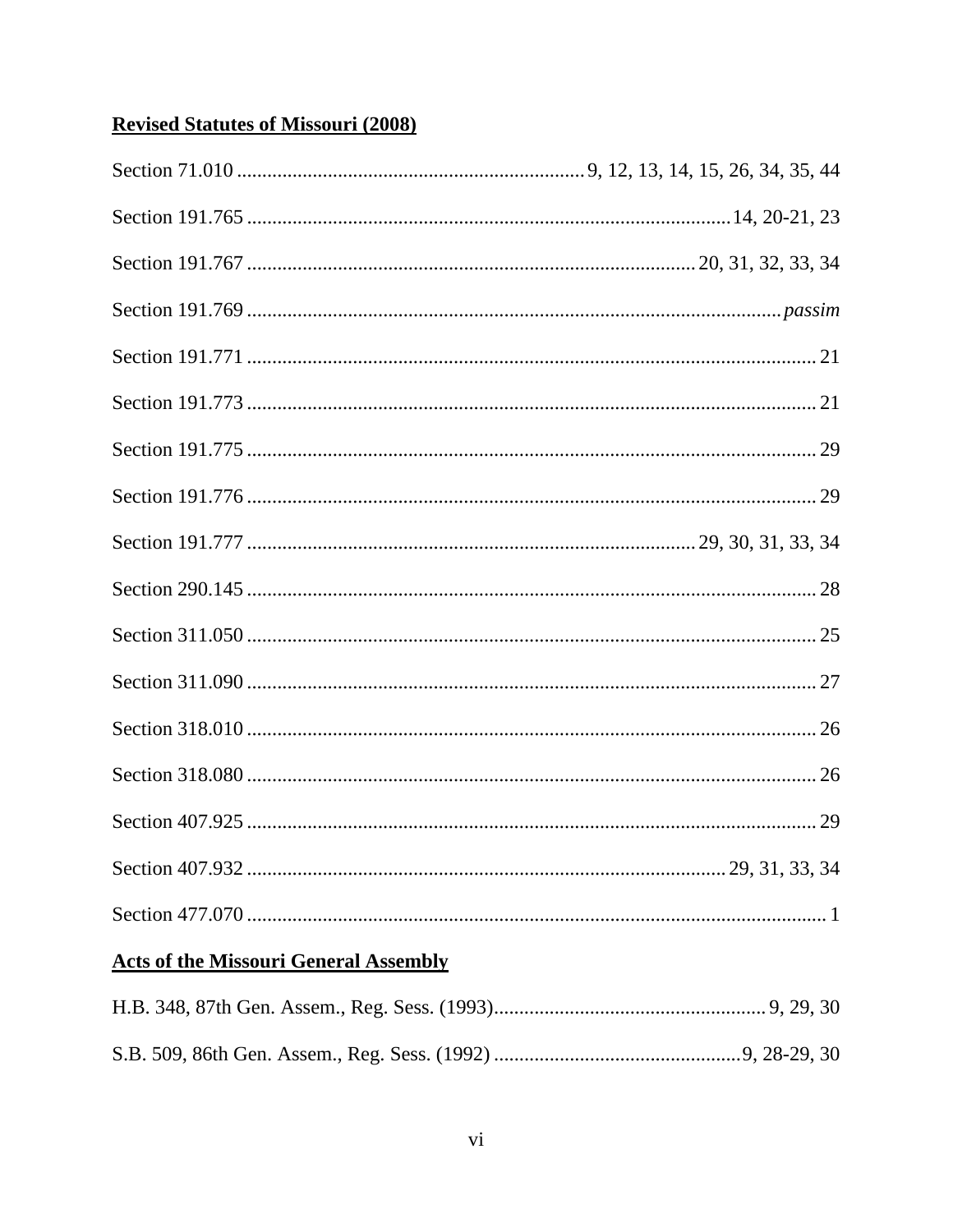**Revised Statutes of Missouri (2008)**

Section 71.010 .................................................................... 9, 12, 13, 14, 15, 26, 34, 35, 44

Section 191.765 ................................................................................................ 14, 20-21, 23

Section 191.767 ....................................................................................... 20, 31, 32, 33, 34

Section 191.769 ............................................................................................................ *passim*

Section 191.771 ................................................................................................................. 21

Section 191.773 ................................................................................................................. 21

Section 191.775 ................................................................................................................. 29

Section 191.776 ................................................................................................................. 29

Section 191.777 ....................................................................................... 29, 30, 31, 33, 34

Section 290.145 ................................................................................................................. 28

Section 311.050 ................................................................................................................. 25

Section 311.090 ................................................................................................................. 27

Section 318.010 ................................................................................................................. 26

Section 318.080 ................................................................................................................. 26

Section 407.925 ................................................................................................................. 29

Section 407.932 ............................................................................................... 29, 31, 33, 34

Section 477.070 ................................................................................................................... 1

**Acts of the Missouri General Assembly**

H.B. 348, 87th Gen. Assem., Reg. Sess. (1993)...................................................... 9, 29, 30

S.B. 509, 86th Gen. Assem., Reg. Sess. (1992) ................................................ 9, 28-29, 30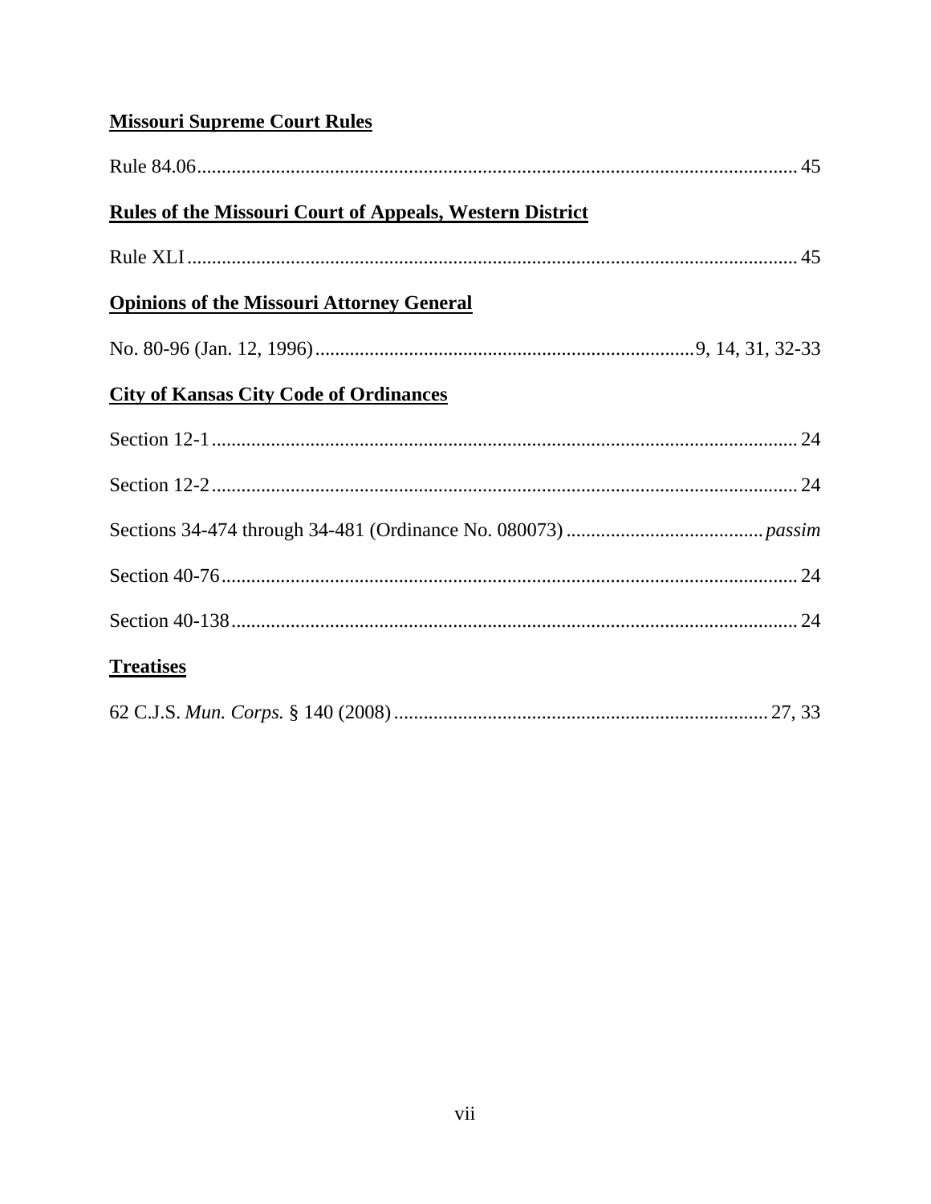**Missouri Supreme Court Rules**

Rule 84.06 ........................................................................................................ 45

**Rules of the Missouri Court of Appeals, Western District**

Rule XLI ........................................................................................................ 45

**Opinions of the Missouri Attorney General**

No. 80-96 (Jan. 12, 1996) ............................................................................. 9, 14, 31, 32-33

**City of Kansas City Code of Ordinances**

Section 12-1 ........................................................................................................ 24

Section 12-2 ........................................................................................................ 24

Sections 34-474 through 34-481 (Ordinance No. 080073) ........................................ *passim*

Section 40-76 ........................................................................................................ 24

Section 40-138 ........................................................................................................ 24

**Treatises**

62 C.J.S. *Mun. Corps.* § 140 (2008) ............................................................................ 27, 33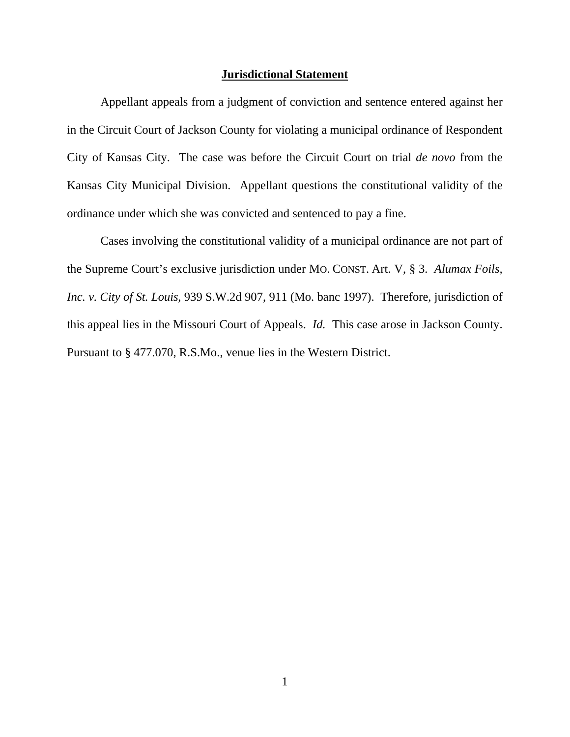## Jurisdictional Statement

Appellant appeals from a judgment of conviction and sentence entered against her in the Circuit Court of Jackson County for violating a municipal ordinance of Respondent City of Kansas City. The case was before the Circuit Court on trial *de novo* from the Kansas City Municipal Division. Appellant questions the constitutional validity of the ordinance under which she was convicted and sentenced to pay a fine.

Cases involving the constitutional validity of a municipal ordinance are not part of the Supreme Court's exclusive jurisdiction under MO. CONST. Art. V, § 3. *Alumax Foils, Inc. v. City of St. Louis*, 939 S.W.2d 907, 911 (Mo. banc 1997). Therefore, jurisdiction of this appeal lies in the Missouri Court of Appeals. *Id.* This case arose in Jackson County. Pursuant to § 477.070, R.S.Mo., venue lies in the Western District.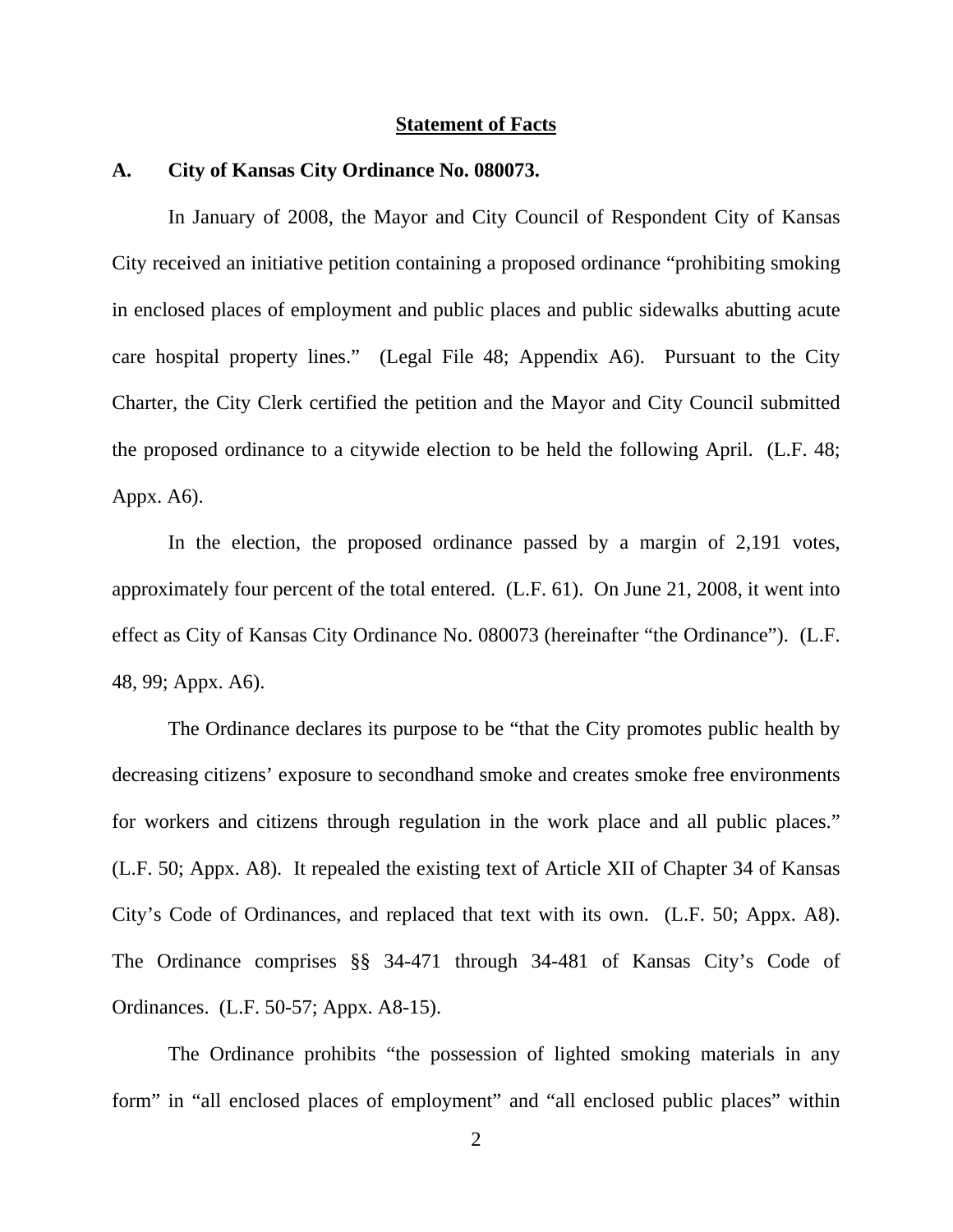## Statement of Facts

### A. City of Kansas City Ordinance No. 080073.

In January of 2008, the Mayor and City Council of Respondent City of Kansas City received an initiative petition containing a proposed ordinance "prohibiting smoking in enclosed places of employment and public places and public sidewalks abutting acute care hospital property lines." (Legal File 48; Appendix A6). Pursuant to the City Charter, the City Clerk certified the petition and the Mayor and City Council submitted the proposed ordinance to a citywide election to be held the following April. (L.F. 48; Appx. A6).

In the election, the proposed ordinance passed by a margin of 2,191 votes, approximately four percent of the total entered. (L.F. 61). On June 21, 2008, it went into effect as City of Kansas City Ordinance No. 080073 (hereinafter "the Ordinance"). (L.F. 48, 99; Appx. A6).

The Ordinance declares its purpose to be "that the City promotes public health by decreasing citizens' exposure to secondhand smoke and creates smoke free environments for workers and citizens through regulation in the work place and all public places." (L.F. 50; Appx. A8). It repealed the existing text of Article XII of Chapter 34 of Kansas City's Code of Ordinances, and replaced that text with its own. (L.F. 50; Appx. A8). The Ordinance comprises §§ 34-471 through 34-481 of Kansas City's Code of Ordinances. (L.F. 50-57; Appx. A8-15).

The Ordinance prohibits "the possession of lighted smoking materials in any form" in "all enclosed places of employment" and "all enclosed public places" within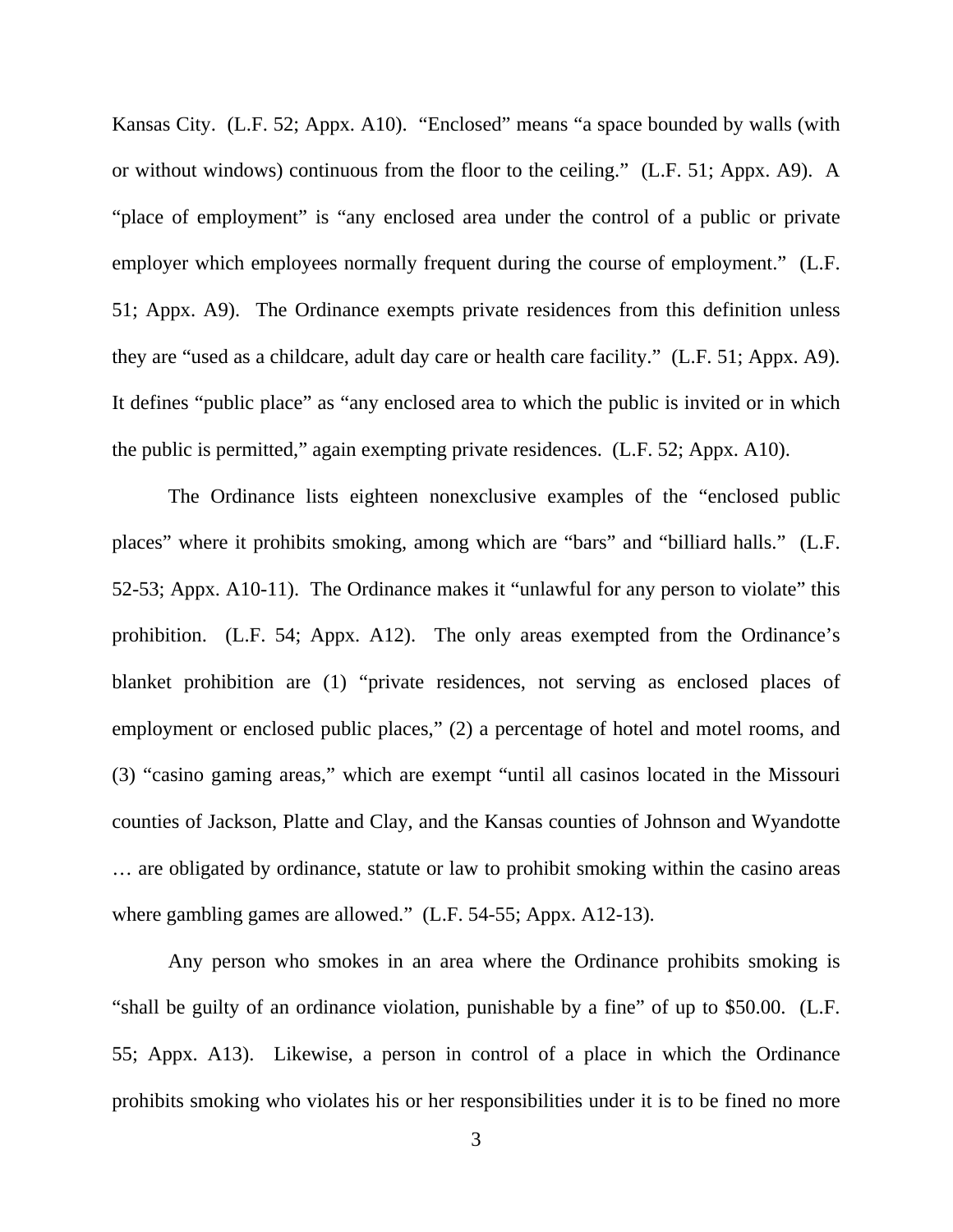Kansas City. (L.F. 52; Appx. A10). "Enclosed" means "a space bounded by walls (with or without windows) continuous from the floor to the ceiling." (L.F. 51; Appx. A9). A "place of employment" is "any enclosed area under the control of a public or private employer which employees normally frequent during the course of employment." (L.F. 51; Appx. A9). The Ordinance exempts private residences from this definition unless they are "used as a childcare, adult day care or health care facility." (L.F. 51; Appx. A9). It defines "public place" as "any enclosed area to which the public is invited or in which the public is permitted," again exempting private residences. (L.F. 52; Appx. A10).

The Ordinance lists eighteen nonexclusive examples of the "enclosed public places" where it prohibits smoking, among which are "bars" and "billiard halls." (L.F. 52-53; Appx. A10-11). The Ordinance makes it "unlawful for any person to violate" this prohibition. (L.F. 54; Appx. A12). The only areas exempted from the Ordinance's blanket prohibition are (1) "private residences, not serving as enclosed places of employment or enclosed public places," (2) a percentage of hotel and motel rooms, and (3) "casino gaming areas," which are exempt "until all casinos located in the Missouri counties of Jackson, Platte and Clay, and the Kansas counties of Johnson and Wyandotte … are obligated by ordinance, statute or law to prohibit smoking within the casino areas where gambling games are allowed." (L.F. 54-55; Appx. A12-13).

Any person who smokes in an area where the Ordinance prohibits smoking is "shall be guilty of an ordinance violation, punishable by a fine" of up to $50.00. (L.F. 55; Appx. A13). Likewise, a person in control of a place in which the Ordinance prohibits smoking who violates his or her responsibilities under it is to be fined no more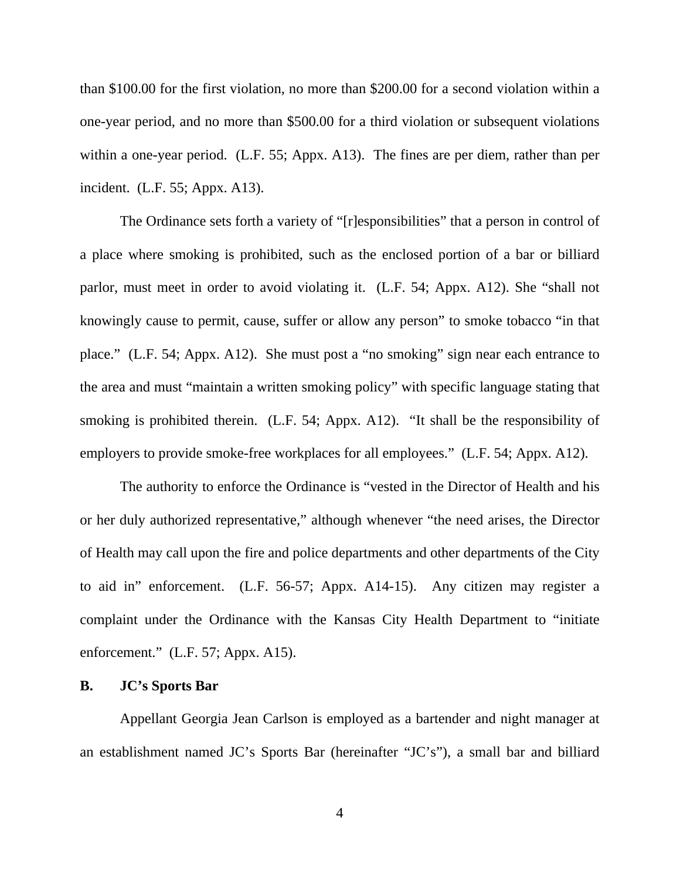than $100.00 for the first violation, no more than $200.00 for a second violation within a one-year period, and no more than $500.00 for a third violation or subsequent violations within a one-year period. (L.F. 55; Appx. A13). The fines are per diem, rather than per incident. (L.F. 55; Appx. A13).

The Ordinance sets forth a variety of "[r]esponsibilities" that a person in control of a place where smoking is prohibited, such as the enclosed portion of a bar or billiard parlor, must meet in order to avoid violating it. (L.F. 54; Appx. A12). She "shall not knowingly cause to permit, cause, suffer or allow any person" to smoke tobacco "in that place." (L.F. 54; Appx. A12). She must post a "no smoking" sign near each entrance to the area and must "maintain a written smoking policy" with specific language stating that smoking is prohibited therein. (L.F. 54; Appx. A12). "It shall be the responsibility of employers to provide smoke-free workplaces for all employees." (L.F. 54; Appx. A12).

The authority to enforce the Ordinance is "vested in the Director of Health and his or her duly authorized representative," although whenever "the need arises, the Director of Health may call upon the fire and police departments and other departments of the City to aid in" enforcement. (L.F. 56-57; Appx. A14-15). Any citizen may register a complaint under the Ordinance with the Kansas City Health Department to "initiate enforcement." (L.F. 57; Appx. A15).

### B. JC's Sports Bar

Appellant Georgia Jean Carlson is employed as a bartender and night manager at an establishment named JC's Sports Bar (hereinafter "JC's"), a small bar and billiard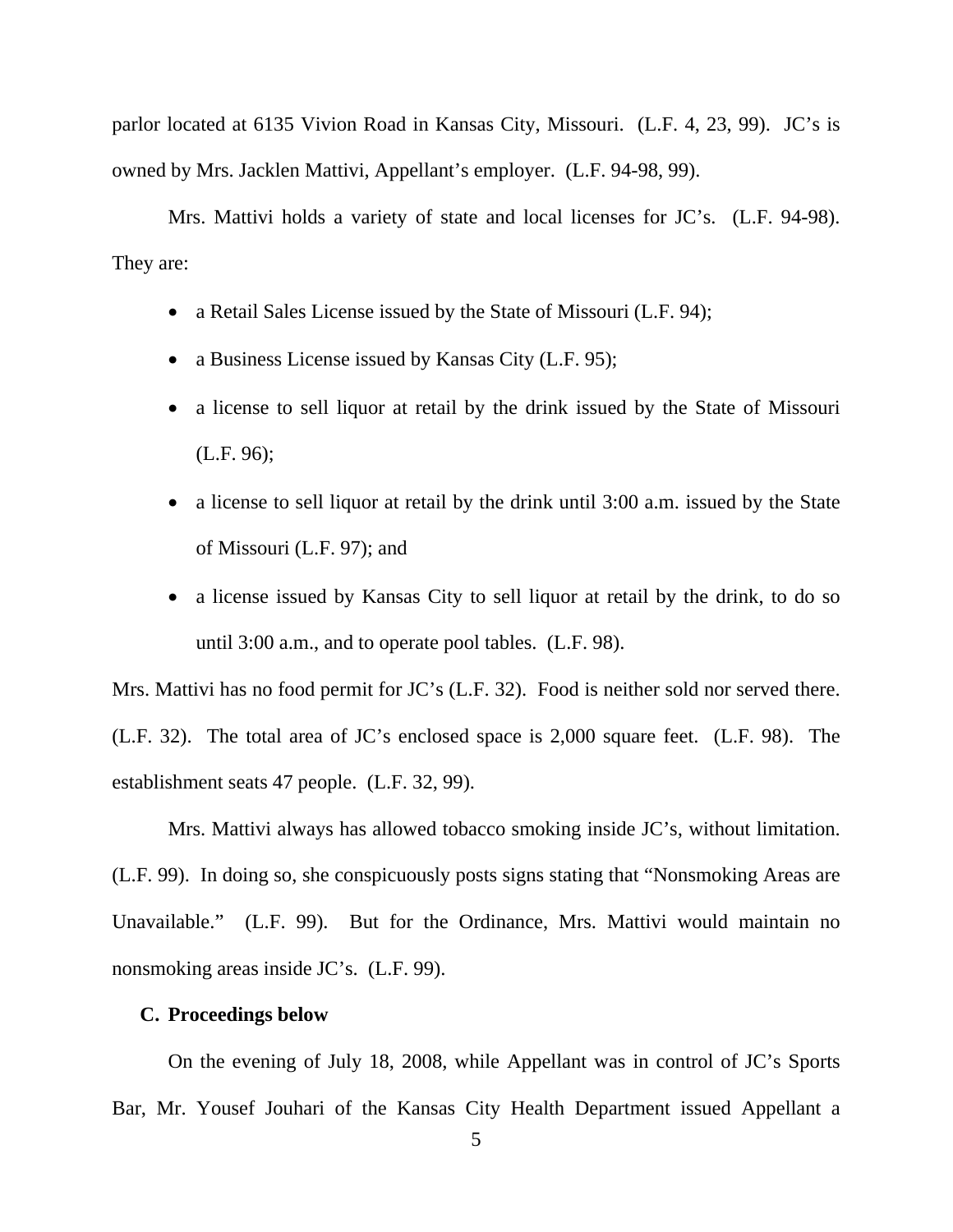parlor located at 6135 Vivion Road in Kansas City, Missouri. (L.F. 4, 23, 99). JC's is owned by Mrs. Jacklen Mattivi, Appellant's employer. (L.F. 94-98, 99).

Mrs. Mattivi holds a variety of state and local licenses for JC's. (L.F. 94-98). They are:

- a Retail Sales License issued by the State of Missouri (L.F. 94);
- a Business License issued by Kansas City (L.F. 95);
- a license to sell liquor at retail by the drink issued by the State of Missouri (L.F. 96);
- a license to sell liquor at retail by the drink until 3:00 a.m. issued by the State of Missouri (L.F. 97); and
- a license issued by Kansas City to sell liquor at retail by the drink, to do so until 3:00 a.m., and to operate pool tables. (L.F. 98).

Mrs. Mattivi has no food permit for JC's (L.F. 32). Food is neither sold nor served there. (L.F. 32). The total area of JC's enclosed space is 2,000 square feet. (L.F. 98). The establishment seats 47 people. (L.F. 32, 99).

Mrs. Mattivi always has allowed tobacco smoking inside JC's, without limitation. (L.F. 99). In doing so, she conspicuously posts signs stating that "Nonsmoking Areas are Unavailable." (L.F. 99). But for the Ordinance, Mrs. Mattivi would maintain no nonsmoking areas inside JC's. (L.F. 99).

### C. Proceedings below

On the evening of July 18, 2008, while Appellant was in control of JC's Sports Bar, Mr. Yousef Jouhari of the Kansas City Health Department issued Appellant a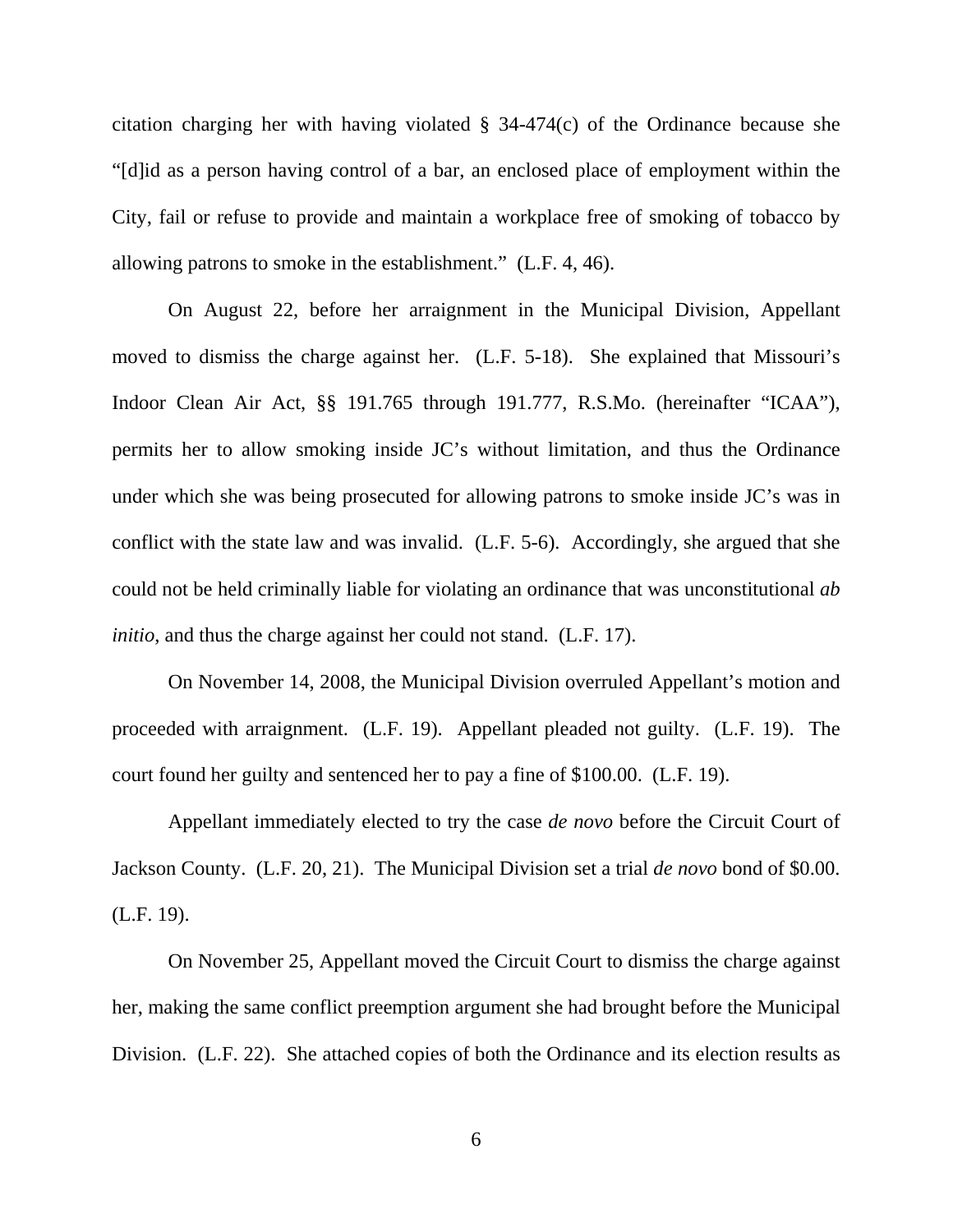citation charging her with having violated § 34-474(c) of the Ordinance because she "[d]id as a person having control of a bar, an enclosed place of employment within the City, fail or refuse to provide and maintain a workplace free of smoking of tobacco by allowing patrons to smoke in the establishment." (L.F. 4, 46).

On August 22, before her arraignment in the Municipal Division, Appellant moved to dismiss the charge against her. (L.F. 5-18). She explained that Missouri's Indoor Clean Air Act, §§ 191.765 through 191.777, R.S.Mo. (hereinafter "ICAA"), permits her to allow smoking inside JC's without limitation, and thus the Ordinance under which she was being prosecuted for allowing patrons to smoke inside JC's was in conflict with the state law and was invalid. (L.F. 5-6). Accordingly, she argued that she could not be held criminally liable for violating an ordinance that was unconstitutional *ab initio*, and thus the charge against her could not stand. (L.F. 17).

On November 14, 2008, the Municipal Division overruled Appellant's motion and proceeded with arraignment. (L.F. 19). Appellant pleaded not guilty. (L.F. 19). The court found her guilty and sentenced her to pay a fine of $100.00. (L.F. 19).

Appellant immediately elected to try the case *de novo* before the Circuit Court of Jackson County. (L.F. 20, 21). The Municipal Division set a trial *de novo* bond of $0.00. (L.F. 19).

On November 25, Appellant moved the Circuit Court to dismiss the charge against her, making the same conflict preemption argument she had brought before the Municipal Division. (L.F. 22). She attached copies of both the Ordinance and its election results as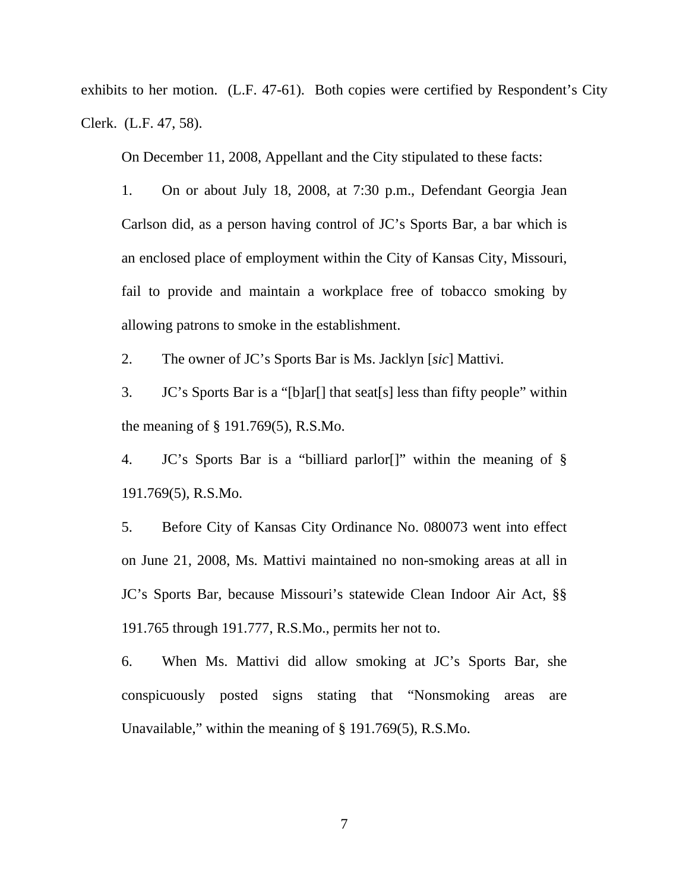exhibits to her motion. (L.F. 47-61). Both copies were certified by Respondent's City Clerk. (L.F. 47, 58).

On December 11, 2008, Appellant and the City stipulated to these facts:

> 1. On or about July 18, 2008, at 7:30 p.m., Defendant Georgia Jean Carlson did, as a person having control of JC's Sports Bar, a bar which is an enclosed place of employment within the City of Kansas City, Missouri, fail to provide and maintain a workplace free of tobacco smoking by allowing patrons to smoke in the establishment.
>
> 2. The owner of JC's Sports Bar is Ms. Jacklyn [*sic*] Mattivi.
>
> 3. JC's Sports Bar is a "[b]ar[] that seat[s] less than fifty people" within the meaning of § 191.769(5), R.S.Mo.
>
> 4. JC's Sports Bar is a "billiard parlor[]" within the meaning of § 191.769(5), R.S.Mo.
>
> 5. Before City of Kansas City Ordinance No. 080073 went into effect on June 21, 2008, Ms. Mattivi maintained no non-smoking areas at all in JC's Sports Bar, because Missouri's statewide Clean Indoor Air Act, §§ 191.765 through 191.777, R.S.Mo., permits her not to.
>
> 6. When Ms. Mattivi did allow smoking at JC's Sports Bar, she conspicuously posted signs stating that "Nonsmoking areas are Unavailable," within the meaning of § 191.769(5), R.S.Mo.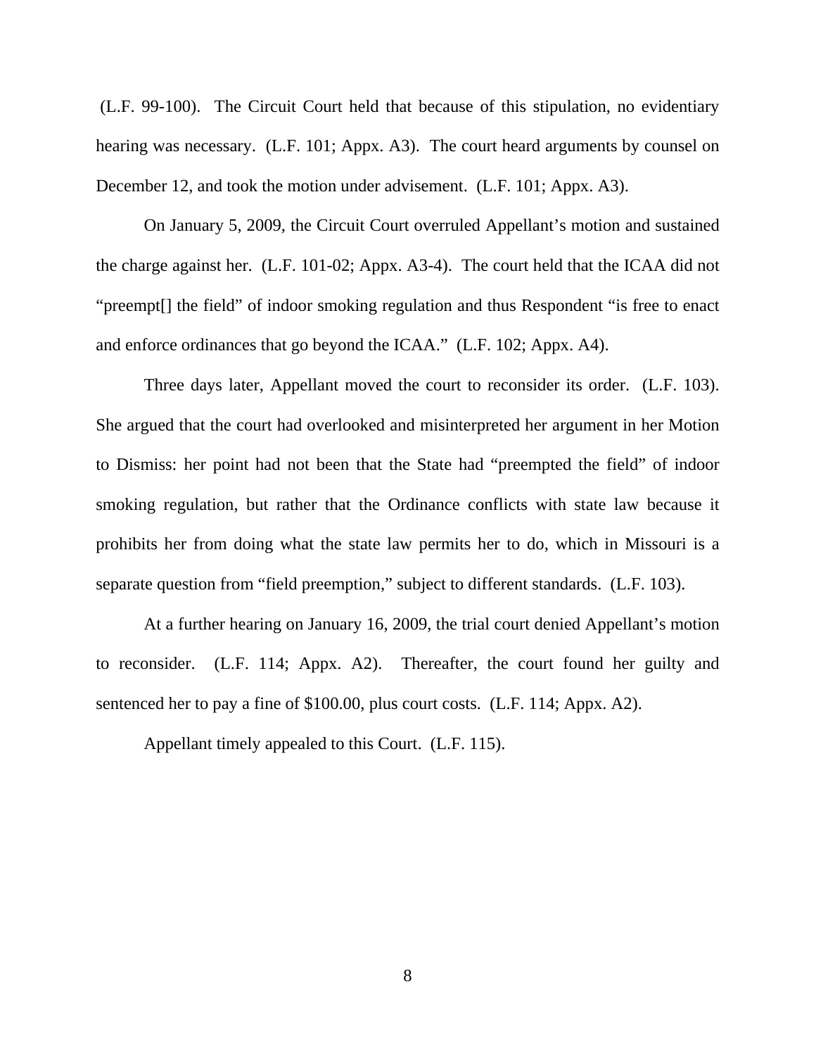(L.F. 99-100). The Circuit Court held that because of this stipulation, no evidentiary hearing was necessary. (L.F. 101; Appx. A3). The court heard arguments by counsel on December 12, and took the motion under advisement. (L.F. 101; Appx. A3).

On January 5, 2009, the Circuit Court overruled Appellant's motion and sustained the charge against her. (L.F. 101-02; Appx. A3-4). The court held that the ICAA did not "preempt[] the field" of indoor smoking regulation and thus Respondent "is free to enact and enforce ordinances that go beyond the ICAA." (L.F. 102; Appx. A4).

Three days later, Appellant moved the court to reconsider its order. (L.F. 103). She argued that the court had overlooked and misinterpreted her argument in her Motion to Dismiss: her point had not been that the State had "preempted the field" of indoor smoking regulation, but rather that the Ordinance conflicts with state law because it prohibits her from doing what the state law permits her to do, which in Missouri is a separate question from "field preemption," subject to different standards. (L.F. 103).

At a further hearing on January 16, 2009, the trial court denied Appellant's motion to reconsider. (L.F. 114; Appx. A2). Thereafter, the court found her guilty and sentenced her to pay a fine of $100.00, plus court costs. (L.F. 114; Appx. A2).

Appellant timely appealed to this Court. (L.F. 115).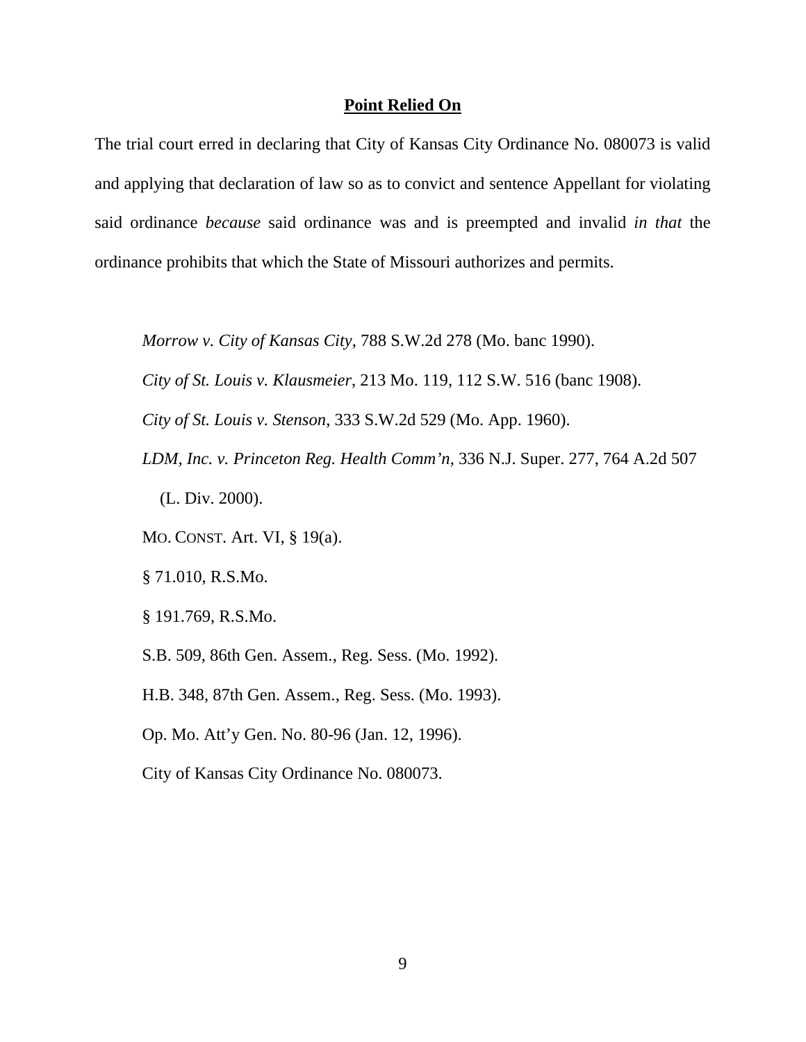## **Point Relied On**

The trial court erred in declaring that City of Kansas City Ordinance No. 080073 is valid and applying that declaration of law so as to convict and sentence Appellant for violating said ordinance *because* said ordinance was and is preempted and invalid *in that* the ordinance prohibits that which the State of Missouri authorizes and permits.

*Morrow v. City of Kansas City*, 788 S.W.2d 278 (Mo. banc 1990).

*City of St. Louis v. Klausmeier*, 213 Mo. 119, 112 S.W. 516 (banc 1908).

*City of St. Louis v. Stenson*, 333 S.W.2d 529 (Mo. App. 1960).

*LDM, Inc. v. Princeton Reg. Health Comm'n*, 336 N.J. Super. 277, 764 A.2d 507 (L. Div. 2000).

MO. CONST. Art. VI, § 19(a).

§ 71.010, R.S.Mo.

§ 191.769, R.S.Mo.

S.B. 509, 86th Gen. Assem., Reg. Sess. (Mo. 1992).

H.B. 348, 87th Gen. Assem., Reg. Sess. (Mo. 1993).

Op. Mo. Att'y Gen. No. 80-96 (Jan. 12, 1996).

City of Kansas City Ordinance No. 080073.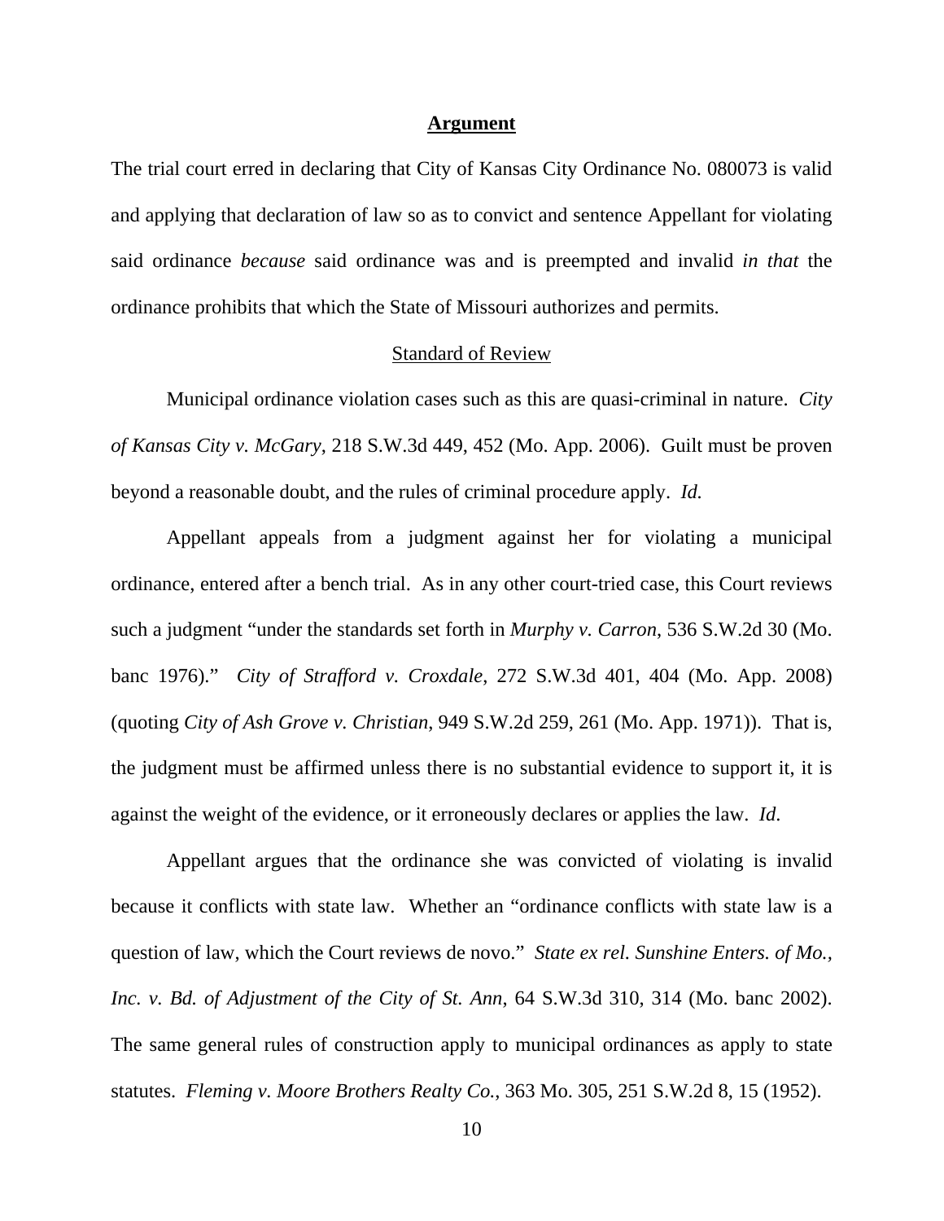## Argument

The trial court erred in declaring that City of Kansas City Ordinance No. 080073 is valid and applying that declaration of law so as to convict and sentence Appellant for violating said ordinance *because* said ordinance was and is preempted and invalid *in that* the ordinance prohibits that which the State of Missouri authorizes and permits.

### Standard of Review

Municipal ordinance violation cases such as this are quasi-criminal in nature. *City of Kansas City v. McGary*, 218 S.W.3d 449, 452 (Mo. App. 2006). Guilt must be proven beyond a reasonable doubt, and the rules of criminal procedure apply. *Id.*

Appellant appeals from a judgment against her for violating a municipal ordinance, entered after a bench trial. As in any other court-tried case, this Court reviews such a judgment "under the standards set forth in *Murphy v. Carron*, 536 S.W.2d 30 (Mo. banc 1976)." *City of Strafford v. Croxdale*, 272 S.W.3d 401, 404 (Mo. App. 2008) (quoting *City of Ash Grove v. Christian*, 949 S.W.2d 259, 261 (Mo. App. 1971)). That is, the judgment must be affirmed unless there is no substantial evidence to support it, it is against the weight of the evidence, or it erroneously declares or applies the law. *Id.*

Appellant argues that the ordinance she was convicted of violating is invalid because it conflicts with state law. Whether an "ordinance conflicts with state law is a question of law, which the Court reviews de novo." *State ex rel. Sunshine Enters. of Mo., Inc. v. Bd. of Adjustment of the City of St. Ann*, 64 S.W.3d 310, 314 (Mo. banc 2002). The same general rules of construction apply to municipal ordinances as apply to state statutes. *Fleming v. Moore Brothers Realty Co.*, 363 Mo. 305, 251 S.W.2d 8, 15 (1952).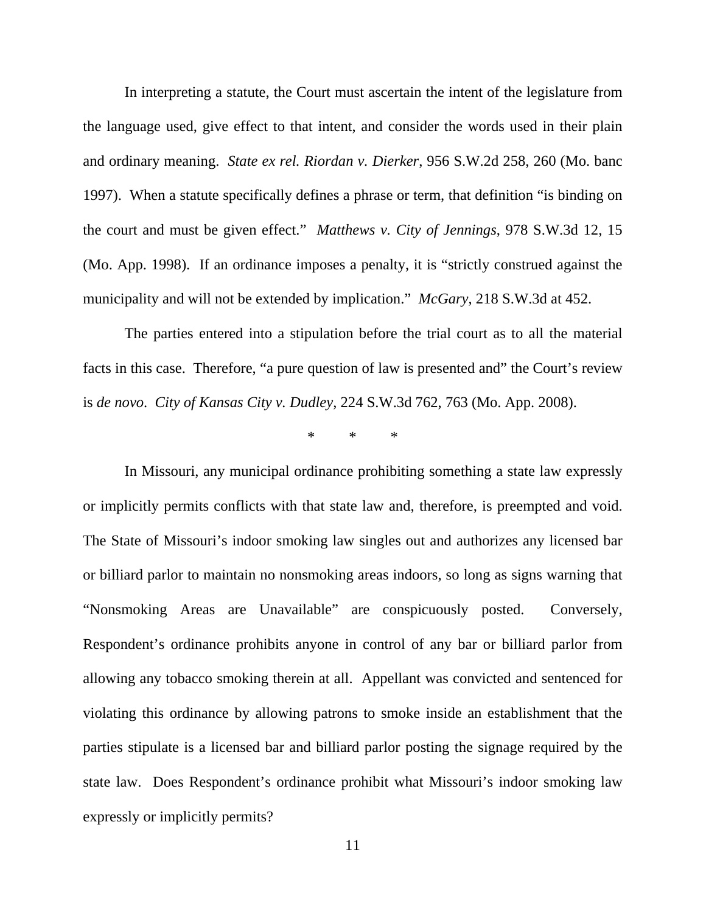In interpreting a statute, the Court must ascertain the intent of the legislature from the language used, give effect to that intent, and consider the words used in their plain and ordinary meaning. *State ex rel. Riordan v. Dierker*, 956 S.W.2d 258, 260 (Mo. banc 1997). When a statute specifically defines a phrase or term, that definition "is binding on the court and must be given effect." *Matthews v. City of Jennings*, 978 S.W.3d 12, 15 (Mo. App. 1998). If an ordinance imposes a penalty, it is "strictly construed against the municipality and will not be extended by implication." *McGary*, 218 S.W.3d at 452.

The parties entered into a stipulation before the trial court as to all the material facts in this case. Therefore, "a pure question of law is presented and" the Court's review is *de novo*. *City of Kansas City v. Dudley*, 224 S.W.3d 762, 763 (Mo. App. 2008).

\* \* \*

In Missouri, any municipal ordinance prohibiting something a state law expressly or implicitly permits conflicts with that state law and, therefore, is preempted and void. The State of Missouri's indoor smoking law singles out and authorizes any licensed bar or billiard parlor to maintain no nonsmoking areas indoors, so long as signs warning that "Nonsmoking Areas are Unavailable" are conspicuously posted. Conversely, Respondent's ordinance prohibits anyone in control of any bar or billiard parlor from allowing any tobacco smoking therein at all. Appellant was convicted and sentenced for violating this ordinance by allowing patrons to smoke inside an establishment that the parties stipulate is a licensed bar and billiard parlor posting the signage required by the state law. Does Respondent's ordinance prohibit what Missouri's indoor smoking law expressly or implicitly permits?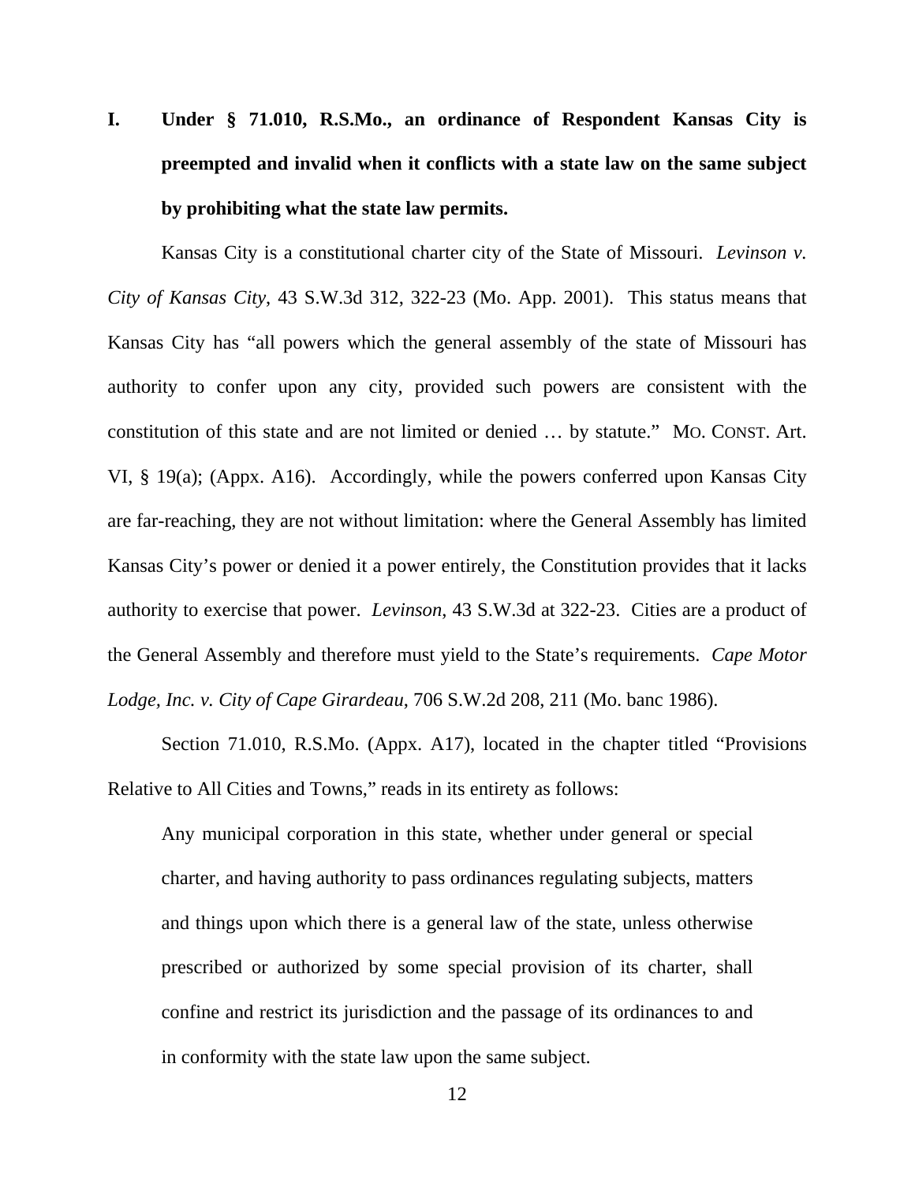## I. Under § 71.010, R.S.Mo., an ordinance of Respondent Kansas City is preempted and invalid when it conflicts with a state law on the same subject by prohibiting what the state law permits.

Kansas City is a constitutional charter city of the State of Missouri. *Levinson v. City of Kansas City*, 43 S.W.3d 312, 322-23 (Mo. App. 2001). This status means that Kansas City has "all powers which the general assembly of the state of Missouri has authority to confer upon any city, provided such powers are consistent with the constitution of this state and are not limited or denied … by statute." MO. CONST. Art. VI, § 19(a); (Appx. A16). Accordingly, while the powers conferred upon Kansas City are far-reaching, they are not without limitation: where the General Assembly has limited Kansas City's power or denied it a power entirely, the Constitution provides that it lacks authority to exercise that power. *Levinson*, 43 S.W.3d at 322-23. Cities are a product of the General Assembly and therefore must yield to the State's requirements. *Cape Motor Lodge, Inc. v. City of Cape Girardeau*, 706 S.W.2d 208, 211 (Mo. banc 1986).

Section 71.010, R.S.Mo. (Appx. A17), located in the chapter titled "Provisions Relative to All Cities and Towns," reads in its entirety as follows:

> Any municipal corporation in this state, whether under general or special charter, and having authority to pass ordinances regulating subjects, matters and things upon which there is a general law of the state, unless otherwise prescribed or authorized by some special provision of its charter, shall confine and restrict its jurisdiction and the passage of its ordinances to and in conformity with the state law upon the same subject.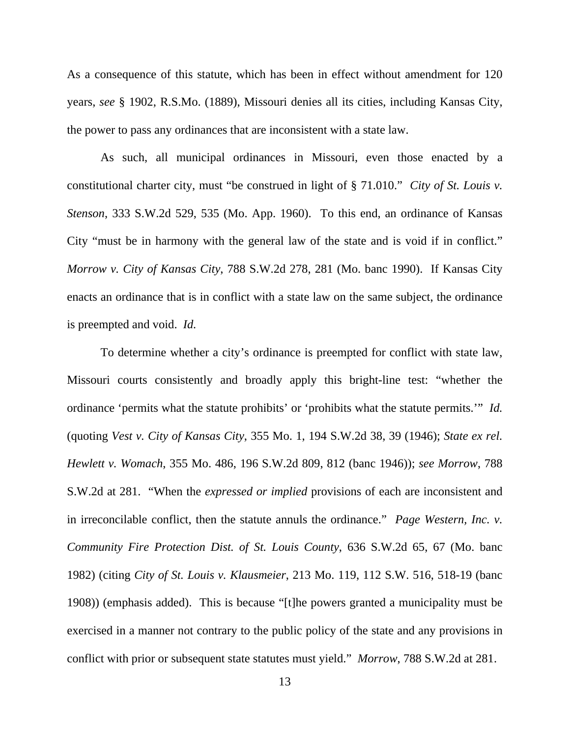As a consequence of this statute, which has been in effect without amendment for 120 years, *see* § 1902, R.S.Mo. (1889), Missouri denies all its cities, including Kansas City, the power to pass any ordinances that are inconsistent with a state law.

As such, all municipal ordinances in Missouri, even those enacted by a constitutional charter city, must "be construed in light of § 71.010." *City of St. Louis v. Stenson*, 333 S.W.2d 529, 535 (Mo. App. 1960). To this end, an ordinance of Kansas City "must be in harmony with the general law of the state and is void if in conflict." *Morrow v. City of Kansas City*, 788 S.W.2d 278, 281 (Mo. banc 1990). If Kansas City enacts an ordinance that is in conflict with a state law on the same subject, the ordinance is preempted and void. *Id.*

To determine whether a city's ordinance is preempted for conflict with state law, Missouri courts consistently and broadly apply this bright-line test: "whether the ordinance 'permits what the statute prohibits' or 'prohibits what the statute permits.'" *Id.* (quoting *Vest v. City of Kansas City*, 355 Mo. 1, 194 S.W.2d 38, 39 (1946); *State ex rel. Hewlett v. Womach*, 355 Mo. 486, 196 S.W.2d 809, 812 (banc 1946)); *see Morrow*, 788 S.W.2d at 281. "When the *expressed or implied* provisions of each are inconsistent and in irreconcilable conflict, then the statute annuls the ordinance." *Page Western, Inc. v. Community Fire Protection Dist. of St. Louis County*, 636 S.W.2d 65, 67 (Mo. banc 1982) (citing *City of St. Louis v. Klausmeier*, 213 Mo. 119, 112 S.W. 516, 518-19 (banc 1908)) (emphasis added). This is because "[t]he powers granted a municipality must be exercised in a manner not contrary to the public policy of the state and any provisions in conflict with prior or subsequent state statutes must yield." *Morrow*, 788 S.W.2d at 281.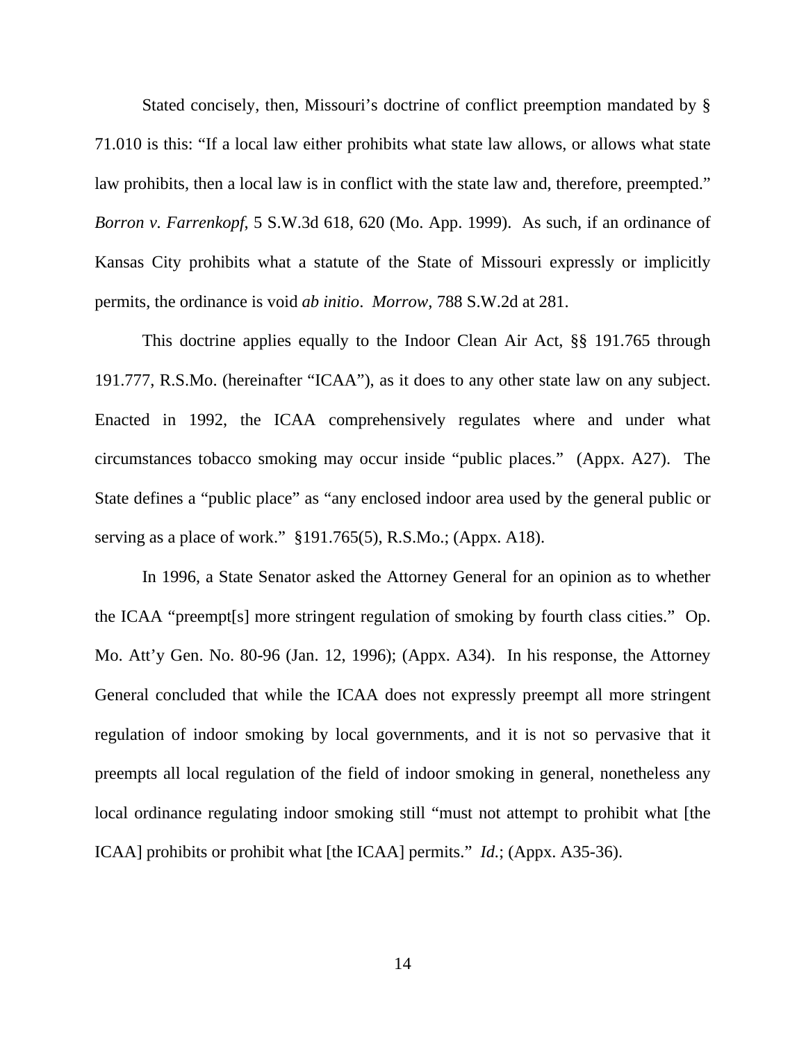Stated concisely, then, Missouri's doctrine of conflict preemption mandated by § 71.010 is this: "If a local law either prohibits what state law allows, or allows what state law prohibits, then a local law is in conflict with the state law and, therefore, preempted." *Borron v. Farrenkopf*, 5 S.W.3d 618, 620 (Mo. App. 1999). As such, if an ordinance of Kansas City prohibits what a statute of the State of Missouri expressly or implicitly permits, the ordinance is void *ab initio*. *Morrow*, 788 S.W.2d at 281.

This doctrine applies equally to the Indoor Clean Air Act, §§ 191.765 through 191.777, R.S.Mo. (hereinafter "ICAA"), as it does to any other state law on any subject. Enacted in 1992, the ICAA comprehensively regulates where and under what circumstances tobacco smoking may occur inside "public places." (Appx. A27). The State defines a "public place" as "any enclosed indoor area used by the general public or serving as a place of work." §191.765(5), R.S.Mo.; (Appx. A18).

In 1996, a State Senator asked the Attorney General for an opinion as to whether the ICAA "preempt[s] more stringent regulation of smoking by fourth class cities." Op. Mo. Att'y Gen. No. 80-96 (Jan. 12, 1996); (Appx. A34). In his response, the Attorney General concluded that while the ICAA does not expressly preempt all more stringent regulation of indoor smoking by local governments, and it is not so pervasive that it preempts all local regulation of the field of indoor smoking in general, nonetheless any local ordinance regulating indoor smoking still "must not attempt to prohibit what [the ICAA] prohibits or prohibit what [the ICAA] permits." *Id.*; (Appx. A35-36).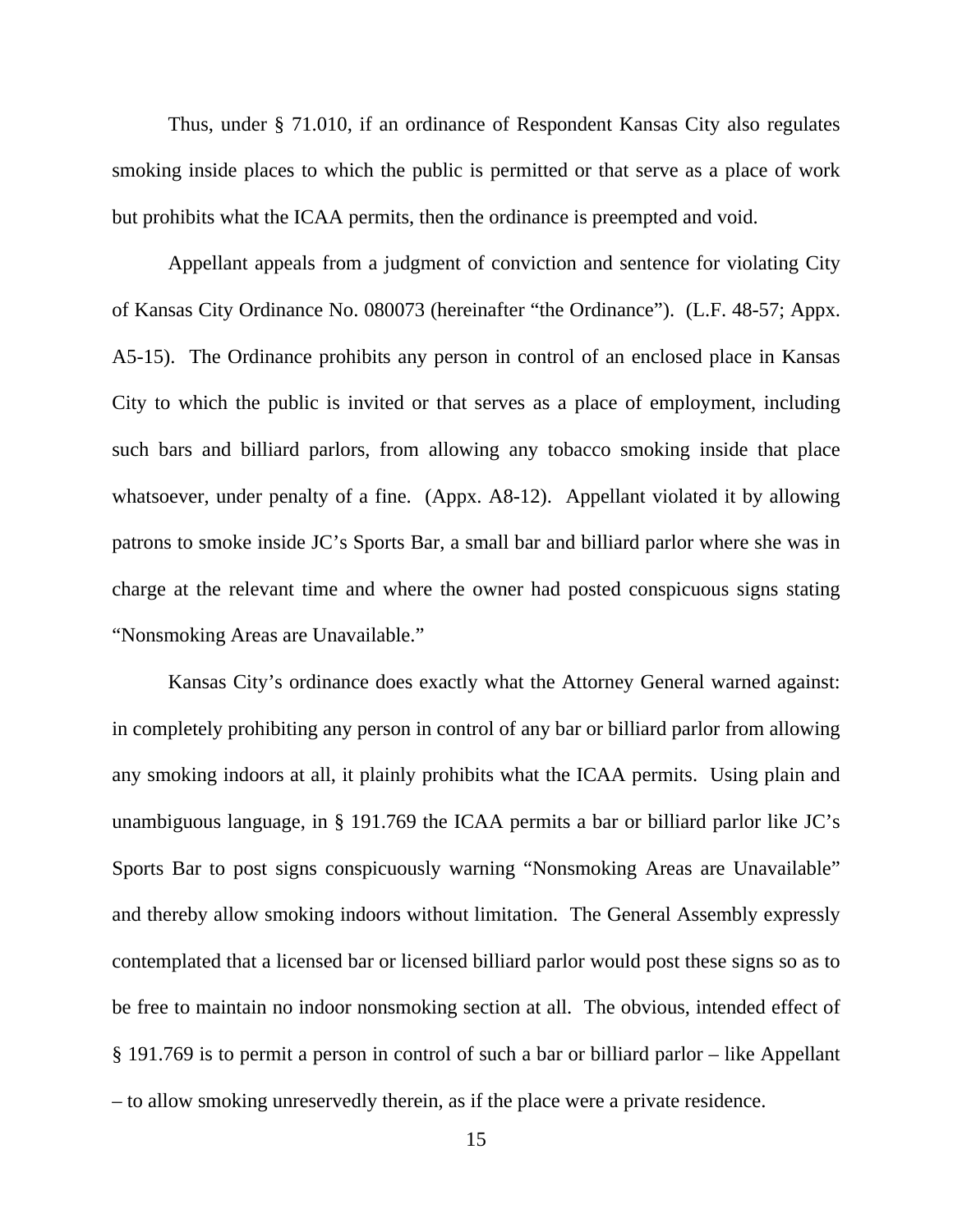Thus, under § 71.010, if an ordinance of Respondent Kansas City also regulates smoking inside places to which the public is permitted or that serve as a place of work but prohibits what the ICAA permits, then the ordinance is preempted and void.

Appellant appeals from a judgment of conviction and sentence for violating City of Kansas City Ordinance No. 080073 (hereinafter "the Ordinance"). (L.F. 48-57; Appx. A5-15). The Ordinance prohibits any person in control of an enclosed place in Kansas City to which the public is invited or that serves as a place of employment, including such bars and billiard parlors, from allowing any tobacco smoking inside that place whatsoever, under penalty of a fine. (Appx. A8-12). Appellant violated it by allowing patrons to smoke inside JC's Sports Bar, a small bar and billiard parlor where she was in charge at the relevant time and where the owner had posted conspicuous signs stating "Nonsmoking Areas are Unavailable."

Kansas City's ordinance does exactly what the Attorney General warned against: in completely prohibiting any person in control of any bar or billiard parlor from allowing any smoking indoors at all, it plainly prohibits what the ICAA permits. Using plain and unambiguous language, in § 191.769 the ICAA permits a bar or billiard parlor like JC's Sports Bar to post signs conspicuously warning "Nonsmoking Areas are Unavailable" and thereby allow smoking indoors without limitation. The General Assembly expressly contemplated that a licensed bar or licensed billiard parlor would post these signs so as to be free to maintain no indoor nonsmoking section at all. The obvious, intended effect of § 191.769 is to permit a person in control of such a bar or billiard parlor – like Appellant – to allow smoking unreservedly therein, as if the place were a private residence.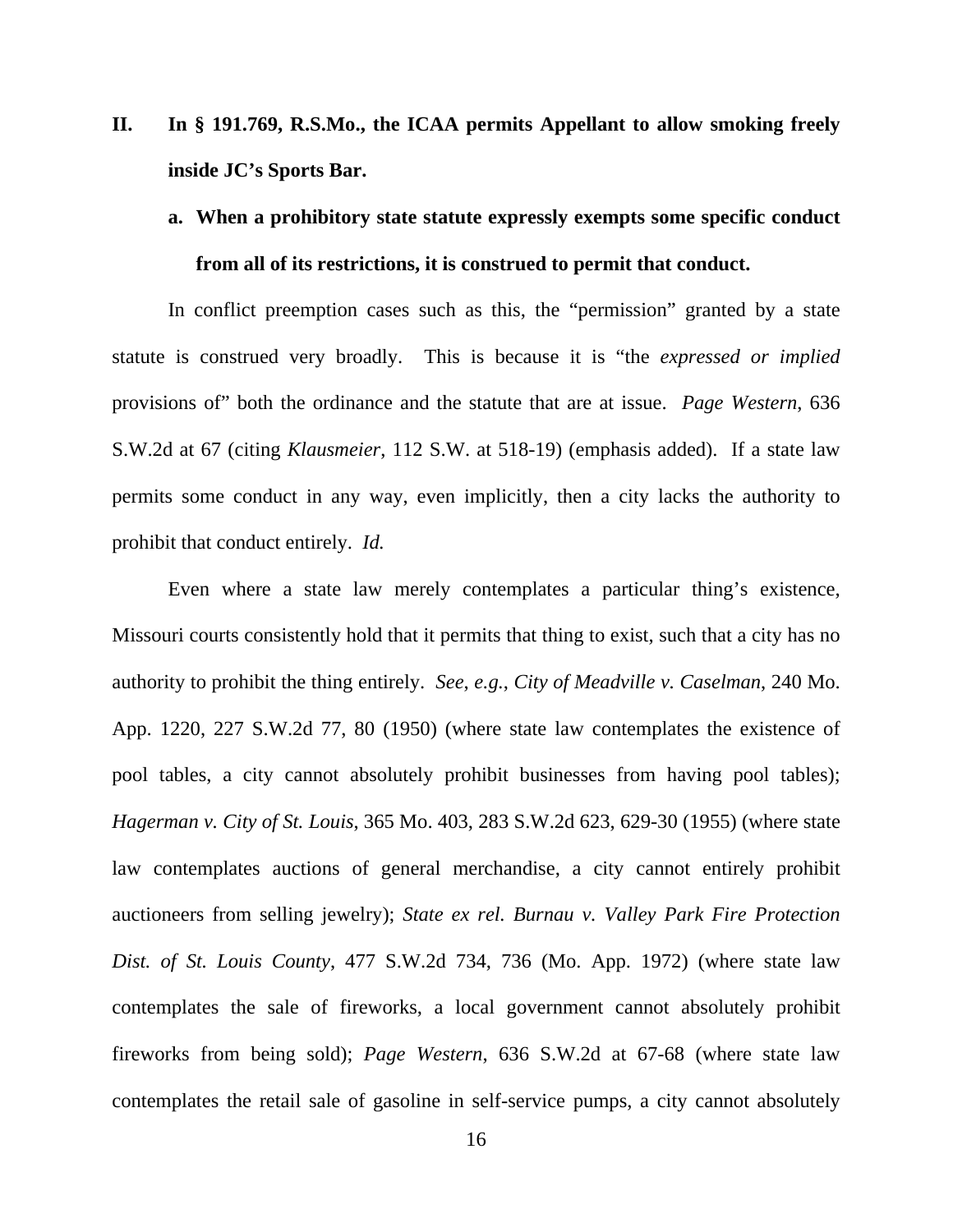## II. In § 191.769, R.S.Mo., the ICAA permits Appellant to allow smoking freely inside JC's Sports Bar.

### a. When a prohibitory state statute expressly exempts some specific conduct from all of its restrictions, it is construed to permit that conduct.

In conflict preemption cases such as this, the "permission" granted by a state statute is construed very broadly. This is because it is "the *expressed or implied* provisions of" both the ordinance and the statute that are at issue. *Page Western*, 636 S.W.2d at 67 (citing *Klausmeier*, 112 S.W. at 518-19) (emphasis added). If a state law permits some conduct in any way, even implicitly, then a city lacks the authority to prohibit that conduct entirely. *Id.*

Even where a state law merely contemplates a particular thing's existence, Missouri courts consistently hold that it permits that thing to exist, such that a city has no authority to prohibit the thing entirely. *See*, *e.g.*, *City of Meadville v. Caselman*, 240 Mo. App. 1220, 227 S.W.2d 77, 80 (1950) (where state law contemplates the existence of pool tables, a city cannot absolutely prohibit businesses from having pool tables); *Hagerman v. City of St. Louis*, 365 Mo. 403, 283 S.W.2d 623, 629-30 (1955) (where state law contemplates auctions of general merchandise, a city cannot entirely prohibit auctioneers from selling jewelry); *State ex rel. Burnau v. Valley Park Fire Protection Dist. of St. Louis County*, 477 S.W.2d 734, 736 (Mo. App. 1972) (where state law contemplates the sale of fireworks, a local government cannot absolutely prohibit fireworks from being sold); *Page Western*, 636 S.W.2d at 67-68 (where state law contemplates the retail sale of gasoline in self-service pumps, a city cannot absolutely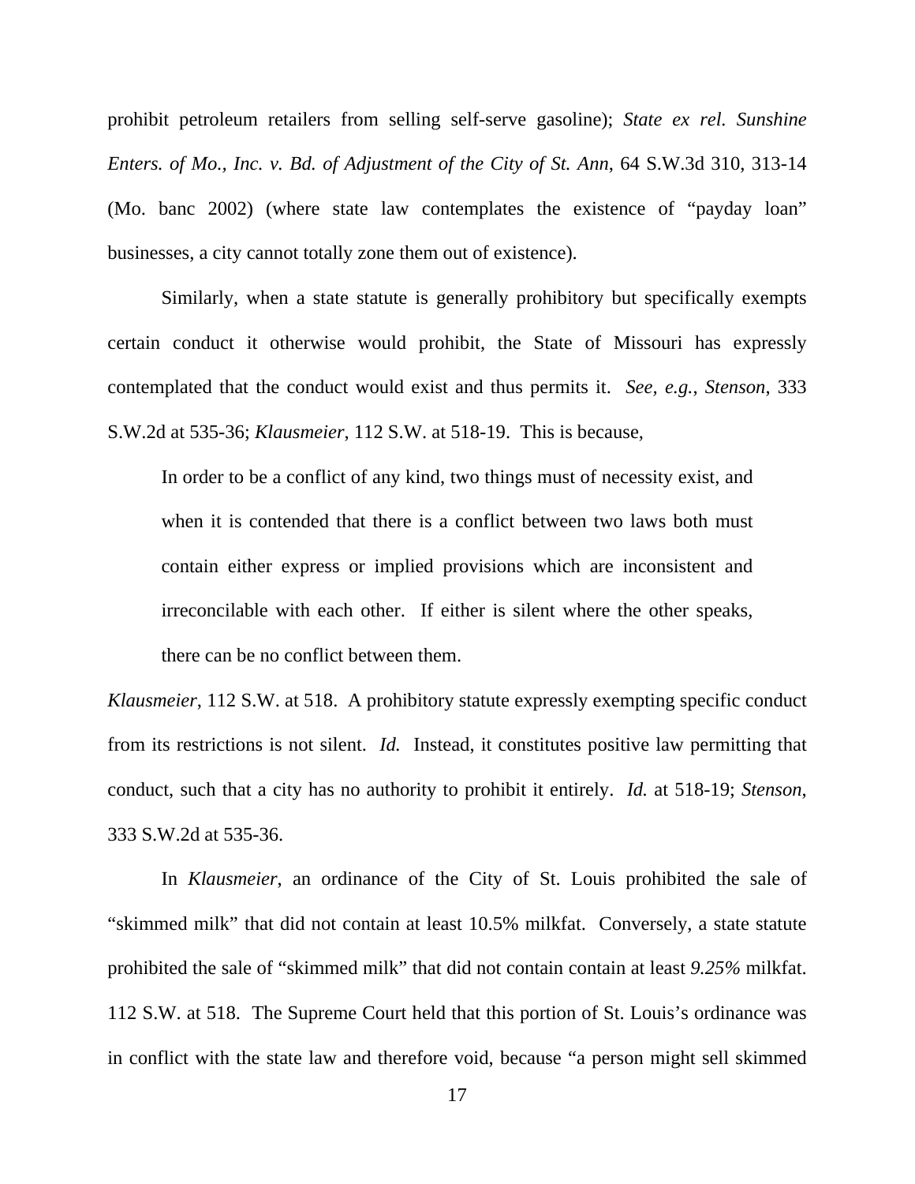prohibit petroleum retailers from selling self-serve gasoline); *State ex rel. Sunshine Enters. of Mo., Inc. v. Bd. of Adjustment of the City of St. Ann*, 64 S.W.3d 310, 313-14 (Mo. banc 2002) (where state law contemplates the existence of "payday loan" businesses, a city cannot totally zone them out of existence).

Similarly, when a state statute is generally prohibitory but specifically exempts certain conduct it otherwise would prohibit, the State of Missouri has expressly contemplated that the conduct would exist and thus permits it. *See, e.g.*, *Stenson*, 333 S.W.2d at 535-36; *Klausmeier*, 112 S.W. at 518-19. This is because,

> In order to be a conflict of any kind, two things must of necessity exist, and when it is contended that there is a conflict between two laws both must contain either express or implied provisions which are inconsistent and irreconcilable with each other. If either is silent where the other speaks, there can be no conflict between them.

*Klausmeier*, 112 S.W. at 518. A prohibitory statute expressly exempting specific conduct from its restrictions is not silent. *Id.* Instead, it constitutes positive law permitting that conduct, such that a city has no authority to prohibit it entirely. *Id.* at 518-19; *Stenson*, 333 S.W.2d at 535-36.

In *Klausmeier*, an ordinance of the City of St. Louis prohibited the sale of "skimmed milk" that did not contain at least 10.5% milkfat. Conversely, a state statute prohibited the sale of "skimmed milk" that did not contain contain at least *9.25%* milkfat. 112 S.W. at 518. The Supreme Court held that this portion of St. Louis's ordinance was in conflict with the state law and therefore void, because "a person might sell skimmed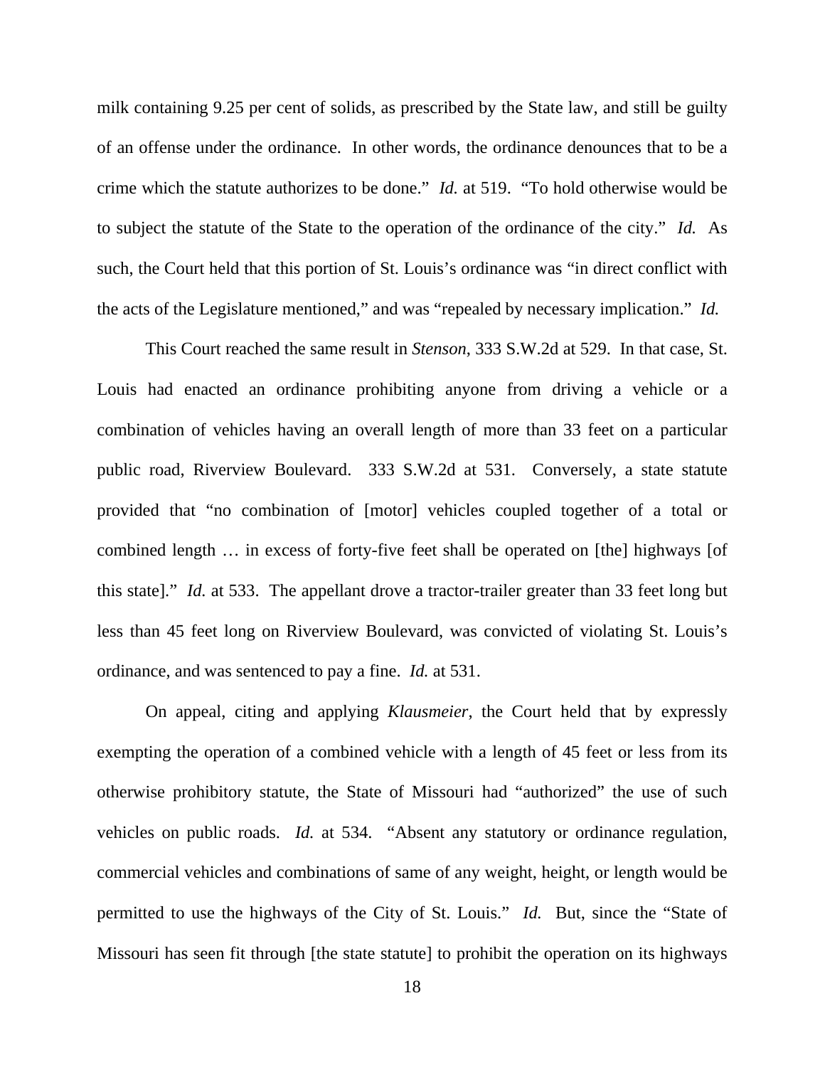milk containing 9.25 per cent of solids, as prescribed by the State law, and still be guilty of an offense under the ordinance. In other words, the ordinance denounces that to be a crime which the statute authorizes to be done." *Id.* at 519. "To hold otherwise would be to subject the statute of the State to the operation of the ordinance of the city." *Id.* As such, the Court held that this portion of St. Louis's ordinance was "in direct conflict with the acts of the Legislature mentioned," and was "repealed by necessary implication." *Id.*

This Court reached the same result in *Stenson*, 333 S.W.2d at 529. In that case, St. Louis had enacted an ordinance prohibiting anyone from driving a vehicle or a combination of vehicles having an overall length of more than 33 feet on a particular public road, Riverview Boulevard. 333 S.W.2d at 531. Conversely, a state statute provided that "no combination of [motor] vehicles coupled together of a total or combined length … in excess of forty-five feet shall be operated on [the] highways [of this state]." *Id.* at 533. The appellant drove a tractor-trailer greater than 33 feet long but less than 45 feet long on Riverview Boulevard, was convicted of violating St. Louis's ordinance, and was sentenced to pay a fine. *Id.* at 531.

On appeal, citing and applying *Klausmeier*, the Court held that by expressly exempting the operation of a combined vehicle with a length of 45 feet or less from its otherwise prohibitory statute, the State of Missouri had "authorized" the use of such vehicles on public roads. *Id.* at 534. "Absent any statutory or ordinance regulation, commercial vehicles and combinations of same of any weight, height, or length would be permitted to use the highways of the City of St. Louis." *Id.* But, since the "State of Missouri has seen fit through [the state statute] to prohibit the operation on its highways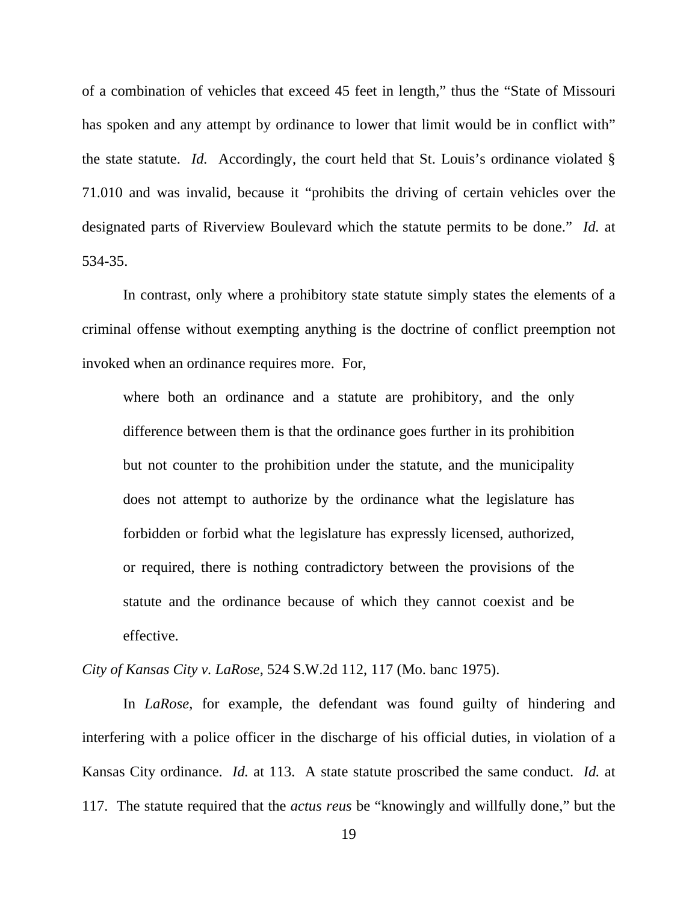of a combination of vehicles that exceed 45 feet in length," thus the "State of Missouri has spoken and any attempt by ordinance to lower that limit would be in conflict with" the state statute. *Id.* Accordingly, the court held that St. Louis's ordinance violated § 71.010 and was invalid, because it "prohibits the driving of certain vehicles over the designated parts of Riverview Boulevard which the statute permits to be done." *Id.* at 534-35.

In contrast, only where a prohibitory state statute simply states the elements of a criminal offense without exempting anything is the doctrine of conflict preemption not invoked when an ordinance requires more. For,

> where both an ordinance and a statute are prohibitory, and the only difference between them is that the ordinance goes further in its prohibition but not counter to the prohibition under the statute, and the municipality does not attempt to authorize by the ordinance what the legislature has forbidden or forbid what the legislature has expressly licensed, authorized, or required, there is nothing contradictory between the provisions of the statute and the ordinance because of which they cannot coexist and be effective.

*City of Kansas City v. LaRose*, 524 S.W.2d 112, 117 (Mo. banc 1975).

In *LaRose*, for example, the defendant was found guilty of hindering and interfering with a police officer in the discharge of his official duties, in violation of a Kansas City ordinance. *Id.* at 113. A state statute proscribed the same conduct. *Id.* at 117. The statute required that the *actus reus* be "knowingly and willfully done," but the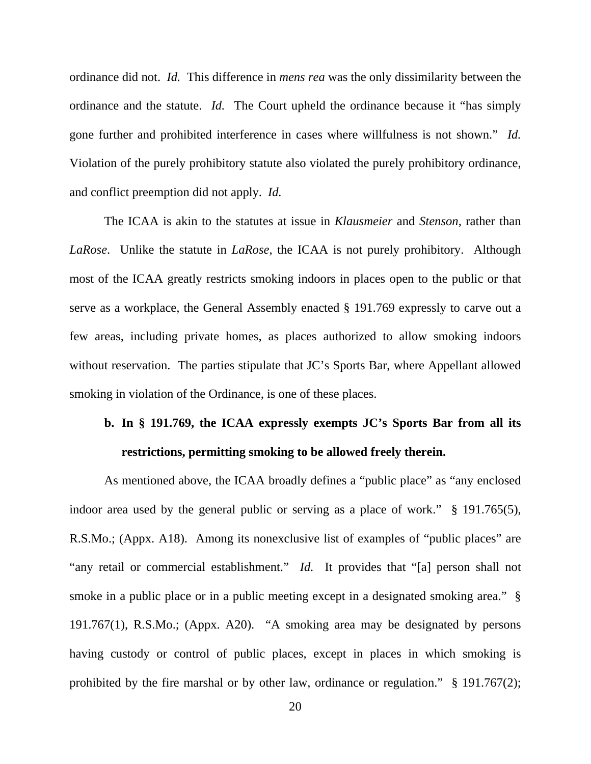ordinance did not. *Id.* This difference in *mens rea* was the only dissimilarity between the ordinance and the statute. *Id.* The Court upheld the ordinance because it "has simply gone further and prohibited interference in cases where willfulness is not shown." *Id.* Violation of the purely prohibitory statute also violated the purely prohibitory ordinance, and conflict preemption did not apply. *Id.*

The ICAA is akin to the statutes at issue in *Klausmeier* and *Stenson*, rather than *LaRose*. Unlike the statute in *LaRose*, the ICAA is not purely prohibitory. Although most of the ICAA greatly restricts smoking indoors in places open to the public or that serve as a workplace, the General Assembly enacted § 191.769 expressly to carve out a few areas, including private homes, as places authorized to allow smoking indoors without reservation. The parties stipulate that JC's Sports Bar, where Appellant allowed smoking in violation of the Ordinance, is one of these places.

**b. In § 191.769, the ICAA expressly exempts JC's Sports Bar from all its restrictions, permitting smoking to be allowed freely therein.**

As mentioned above, the ICAA broadly defines a "public place" as "any enclosed indoor area used by the general public or serving as a place of work." § 191.765(5), R.S.Mo.; (Appx. A18). Among its nonexclusive list of examples of "public places" are "any retail or commercial establishment." *Id.* It provides that "[a] person shall not smoke in a public place or in a public meeting except in a designated smoking area." § 191.767(1), R.S.Mo.; (Appx. A20). "A smoking area may be designated by persons having custody or control of public places, except in places in which smoking is prohibited by the fire marshal or by other law, ordinance or regulation." § 191.767(2);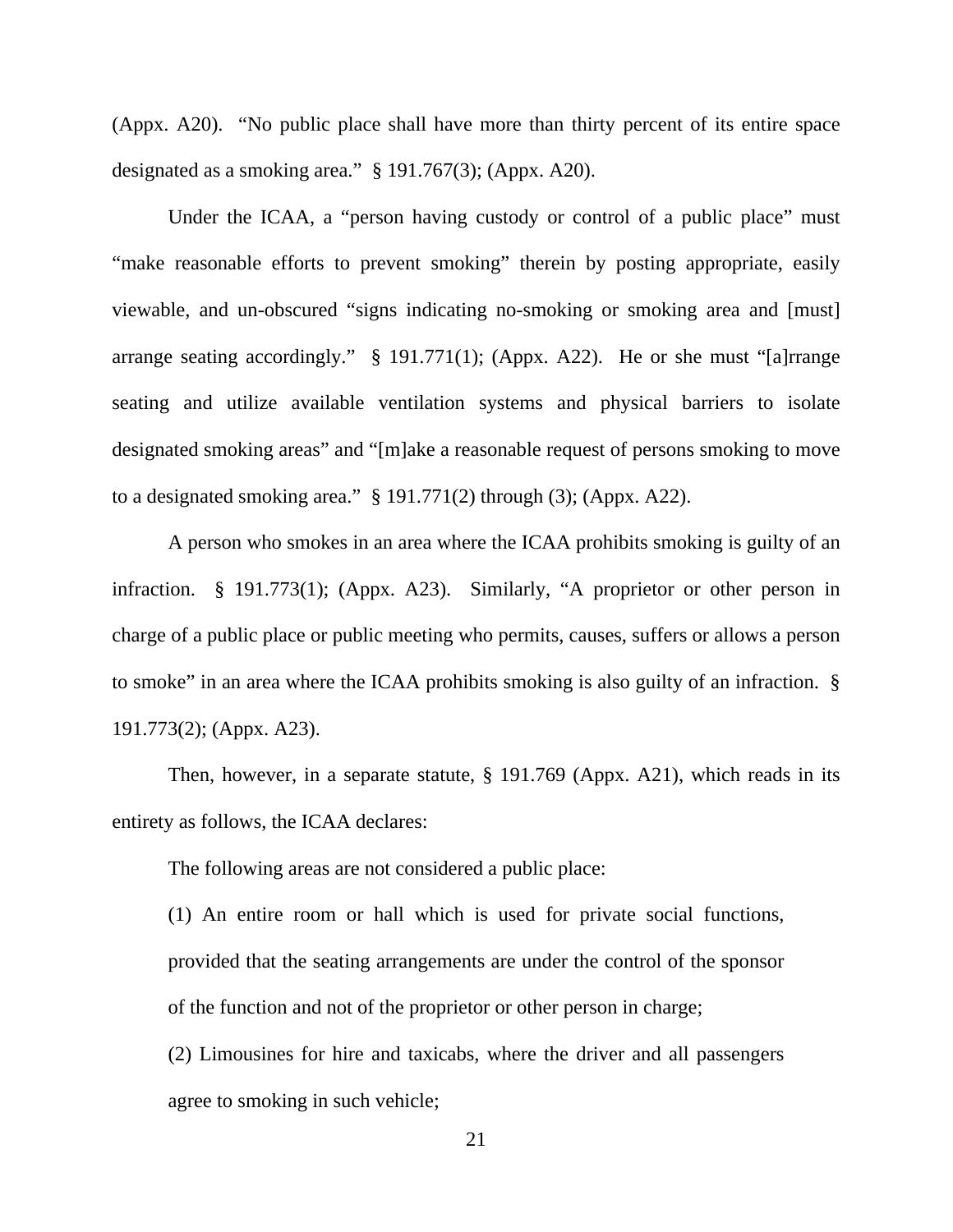(Appx. A20). "No public place shall have more than thirty percent of its entire space designated as a smoking area." § 191.767(3); (Appx. A20).

Under the ICAA, a "person having custody or control of a public place" must "make reasonable efforts to prevent smoking" therein by posting appropriate, easily viewable, and un-obscured "signs indicating no-smoking or smoking area and [must] arrange seating accordingly." § 191.771(1); (Appx. A22). He or she must "[a]rrange seating and utilize available ventilation systems and physical barriers to isolate designated smoking areas" and "[m]ake a reasonable request of persons smoking to move to a designated smoking area." § 191.771(2) through (3); (Appx. A22).

A person who smokes in an area where the ICAA prohibits smoking is guilty of an infraction. § 191.773(1); (Appx. A23). Similarly, "A proprietor or other person in charge of a public place or public meeting who permits, causes, suffers or allows a person to smoke" in an area where the ICAA prohibits smoking is also guilty of an infraction. § 191.773(2); (Appx. A23).

Then, however, in a separate statute, § 191.769 (Appx. A21), which reads in its entirety as follows, the ICAA declares:

> The following areas are not considered a public place:
>
> (1) An entire room or hall which is used for private social functions, provided that the seating arrangements are under the control of the sponsor of the function and not of the proprietor or other person in charge;
>
> (2) Limousines for hire and taxicabs, where the driver and all passengers agree to smoking in such vehicle;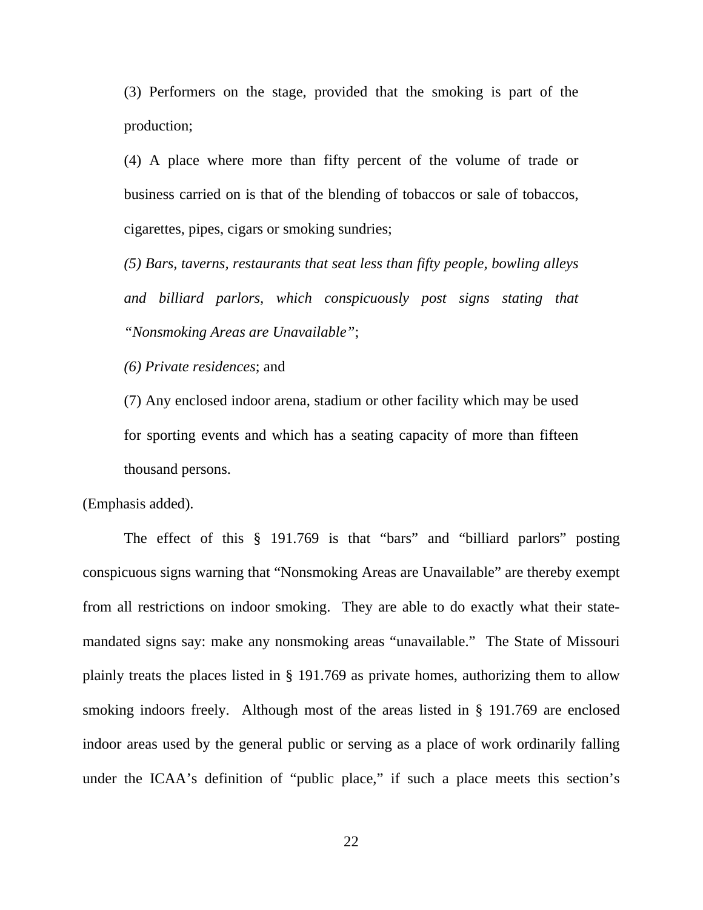(3) Performers on the stage, provided that the smoking is part of the production;

(4) A place where more than fifty percent of the volume of trade or business carried on is that of the blending of tobaccos or sale of tobaccos, cigarettes, pipes, cigars or smoking sundries;

*(5) Bars, taverns, restaurants that seat less than fifty people, bowling alleys and billiard parlors, which conspicuously post signs stating that "Nonsmoking Areas are Unavailable"*;

*(6) Private residences*; and

(7) Any enclosed indoor arena, stadium or other facility which may be used for sporting events and which has a seating capacity of more than fifteen thousand persons.

(Emphasis added).

The effect of this § 191.769 is that "bars" and "billiard parlors" posting conspicuous signs warning that "Nonsmoking Areas are Unavailable" are thereby exempt from all restrictions on indoor smoking. They are able to do exactly what their state-mandated signs say: make any nonsmoking areas "unavailable." The State of Missouri plainly treats the places listed in § 191.769 as private homes, authorizing them to allow smoking indoors freely. Although most of the areas listed in § 191.769 are enclosed indoor areas used by the general public or serving as a place of work ordinarily falling under the ICAA's definition of "public place," if such a place meets this section's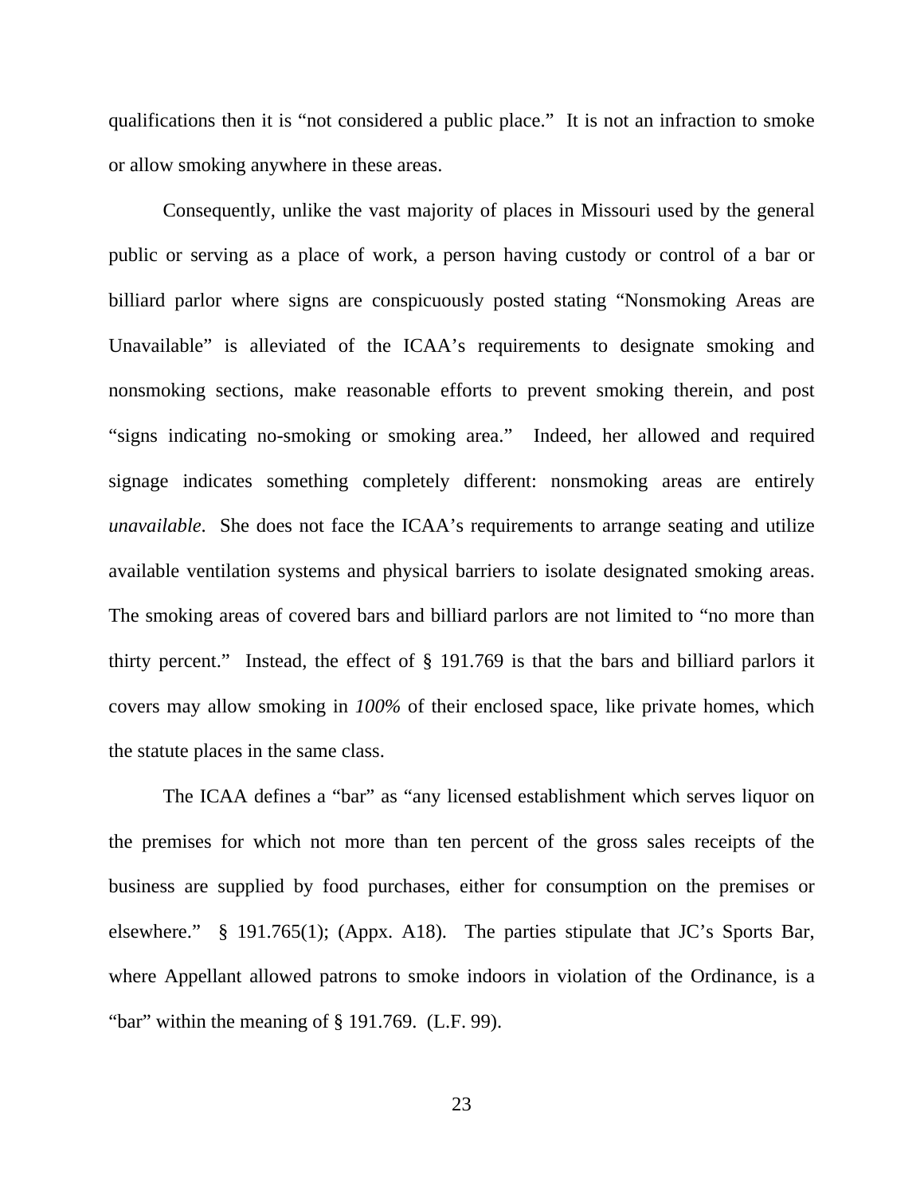qualifications then it is "not considered a public place." It is not an infraction to smoke or allow smoking anywhere in these areas.

Consequently, unlike the vast majority of places in Missouri used by the general public or serving as a place of work, a person having custody or control of a bar or billiard parlor where signs are conspicuously posted stating "Nonsmoking Areas are Unavailable" is alleviated of the ICAA's requirements to designate smoking and nonsmoking sections, make reasonable efforts to prevent smoking therein, and post "signs indicating no-smoking or smoking area." Indeed, her allowed and required signage indicates something completely different: nonsmoking areas are entirely *unavailable*. She does not face the ICAA's requirements to arrange seating and utilize available ventilation systems and physical barriers to isolate designated smoking areas. The smoking areas of covered bars and billiard parlors are not limited to "no more than thirty percent." Instead, the effect of § 191.769 is that the bars and billiard parlors it covers may allow smoking in *100%* of their enclosed space, like private homes, which the statute places in the same class.

The ICAA defines a "bar" as "any licensed establishment which serves liquor on the premises for which not more than ten percent of the gross sales receipts of the business are supplied by food purchases, either for consumption on the premises or elsewhere." § 191.765(1); (Appx. A18). The parties stipulate that JC's Sports Bar, where Appellant allowed patrons to smoke indoors in violation of the Ordinance, is a "bar" within the meaning of § 191.769. (L.F. 99).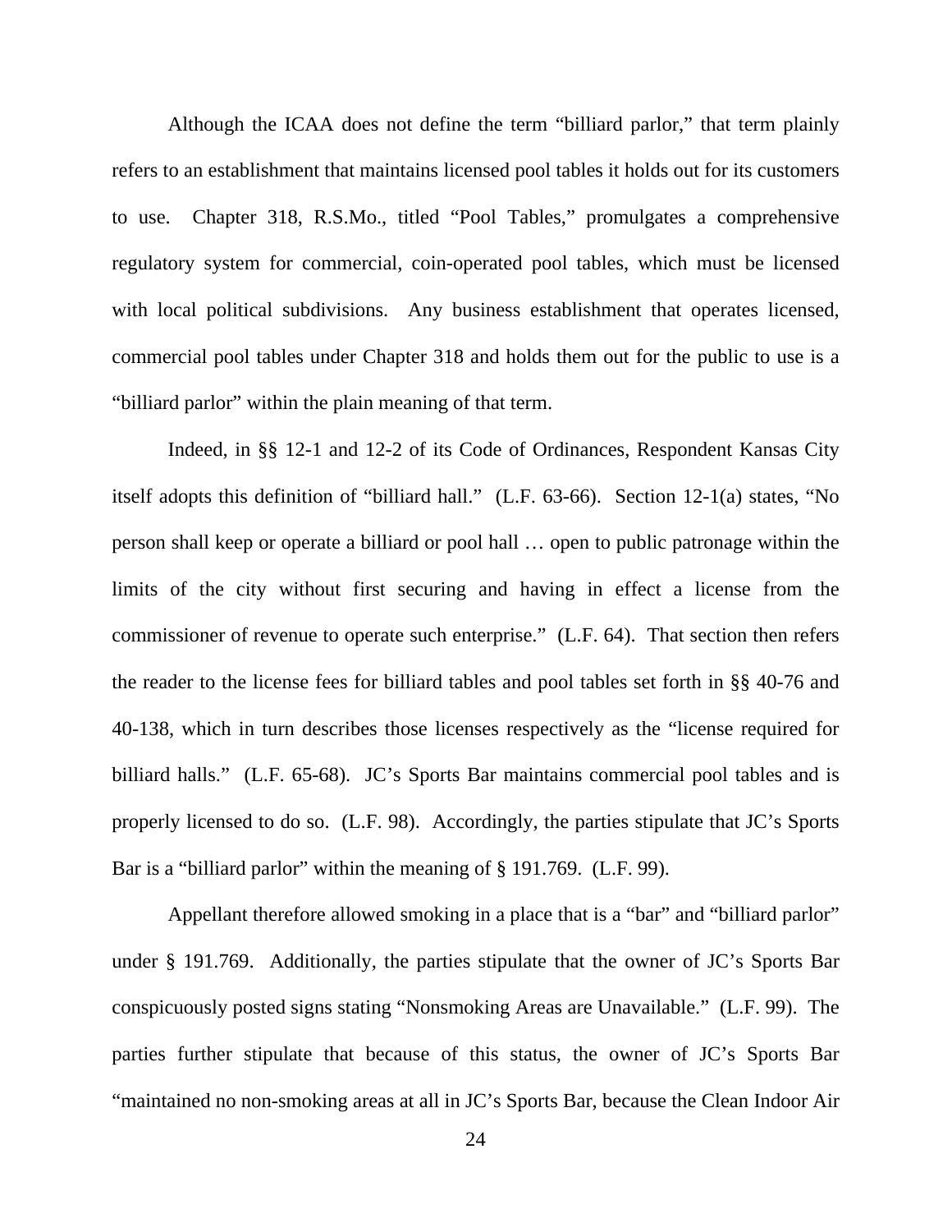Although the ICAA does not define the term "billiard parlor," that term plainly refers to an establishment that maintains licensed pool tables it holds out for its customers to use. Chapter 318, R.S.Mo., titled "Pool Tables," promulgates a comprehensive regulatory system for commercial, coin-operated pool tables, which must be licensed with local political subdivisions. Any business establishment that operates licensed, commercial pool tables under Chapter 318 and holds them out for the public to use is a "billiard parlor" within the plain meaning of that term.

Indeed, in §§ 12-1 and 12-2 of its Code of Ordinances, Respondent Kansas City itself adopts this definition of "billiard hall." (L.F. 63-66). Section 12-1(a) states, "No person shall keep or operate a billiard or pool hall … open to public patronage within the limits of the city without first securing and having in effect a license from the commissioner of revenue to operate such enterprise." (L.F. 64). That section then refers the reader to the license fees for billiard tables and pool tables set forth in §§ 40-76 and 40-138, which in turn describes those licenses respectively as the "license required for billiard halls." (L.F. 65-68). JC's Sports Bar maintains commercial pool tables and is properly licensed to do so. (L.F. 98). Accordingly, the parties stipulate that JC's Sports Bar is a "billiard parlor" within the meaning of § 191.769. (L.F. 99).

Appellant therefore allowed smoking in a place that is a "bar" and "billiard parlor" under § 191.769. Additionally, the parties stipulate that the owner of JC's Sports Bar conspicuously posted signs stating "Nonsmoking Areas are Unavailable." (L.F. 99). The parties further stipulate that because of this status, the owner of JC's Sports Bar "maintained no non-smoking areas at all in JC's Sports Bar, because the Clean Indoor Air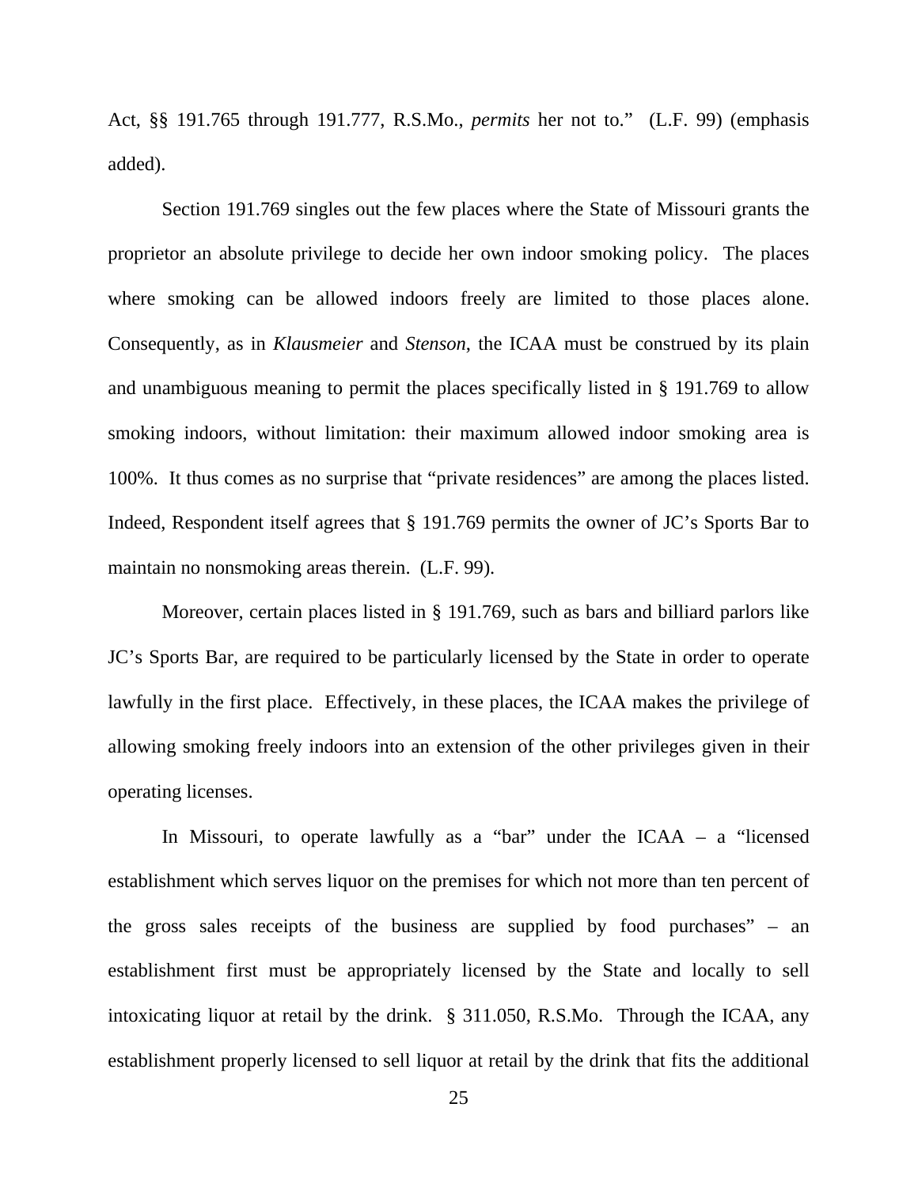Act, §§ 191.765 through 191.777, R.S.Mo., *permits* her not to." (L.F. 99) (emphasis added).

Section 191.769 singles out the few places where the State of Missouri grants the proprietor an absolute privilege to decide her own indoor smoking policy. The places where smoking can be allowed indoors freely are limited to those places alone. Consequently, as in *Klausmeier* and *Stenson*, the ICAA must be construed by its plain and unambiguous meaning to permit the places specifically listed in § 191.769 to allow smoking indoors, without limitation: their maximum allowed indoor smoking area is 100%. It thus comes as no surprise that "private residences" are among the places listed. Indeed, Respondent itself agrees that § 191.769 permits the owner of JC's Sports Bar to maintain no nonsmoking areas therein. (L.F. 99).

Moreover, certain places listed in § 191.769, such as bars and billiard parlors like JC's Sports Bar, are required to be particularly licensed by the State in order to operate lawfully in the first place. Effectively, in these places, the ICAA makes the privilege of allowing smoking freely indoors into an extension of the other privileges given in their operating licenses.

In Missouri, to operate lawfully as a "bar" under the ICAA – a "licensed establishment which serves liquor on the premises for which not more than ten percent of the gross sales receipts of the business are supplied by food purchases" – an establishment first must be appropriately licensed by the State and locally to sell intoxicating liquor at retail by the drink. § 311.050, R.S.Mo. Through the ICAA, any establishment properly licensed to sell liquor at retail by the drink that fits the additional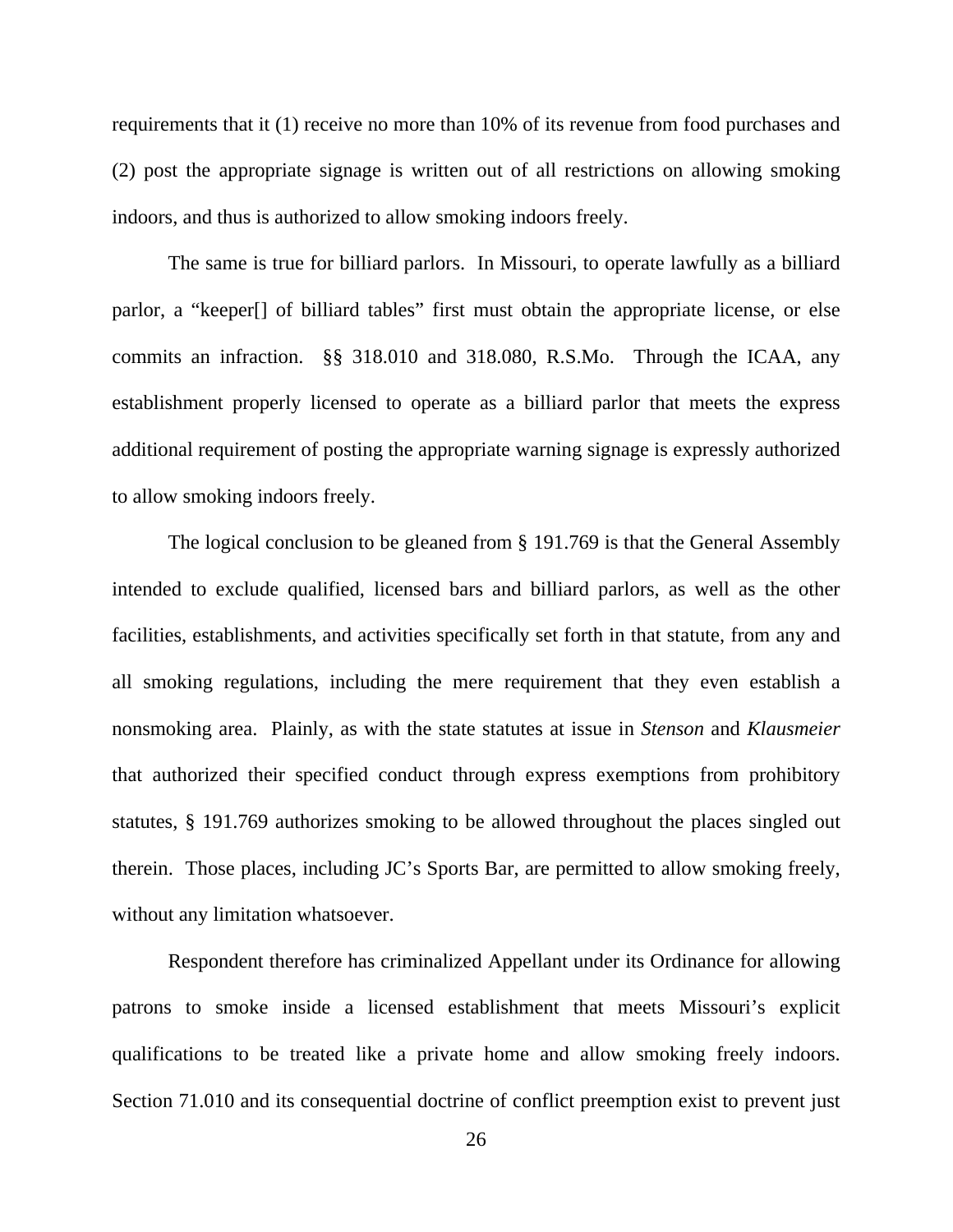requirements that it (1) receive no more than 10% of its revenue from food purchases and (2) post the appropriate signage is written out of all restrictions on allowing smoking indoors, and thus is authorized to allow smoking indoors freely.

The same is true for billiard parlors. In Missouri, to operate lawfully as a billiard parlor, a "keeper[] of billiard tables" first must obtain the appropriate license, or else commits an infraction. §§ 318.010 and 318.080, R.S.Mo. Through the ICAA, any establishment properly licensed to operate as a billiard parlor that meets the express additional requirement of posting the appropriate warning signage is expressly authorized to allow smoking indoors freely.

The logical conclusion to be gleaned from § 191.769 is that the General Assembly intended to exclude qualified, licensed bars and billiard parlors, as well as the other facilities, establishments, and activities specifically set forth in that statute, from any and all smoking regulations, including the mere requirement that they even establish a nonsmoking area. Plainly, as with the state statutes at issue in *Stenson* and *Klausmeier* that authorized their specified conduct through express exemptions from prohibitory statutes, § 191.769 authorizes smoking to be allowed throughout the places singled out therein. Those places, including JC's Sports Bar, are permitted to allow smoking freely, without any limitation whatsoever.

Respondent therefore has criminalized Appellant under its Ordinance for allowing patrons to smoke inside a licensed establishment that meets Missouri's explicit qualifications to be treated like a private home and allow smoking freely indoors. Section 71.010 and its consequential doctrine of conflict preemption exist to prevent just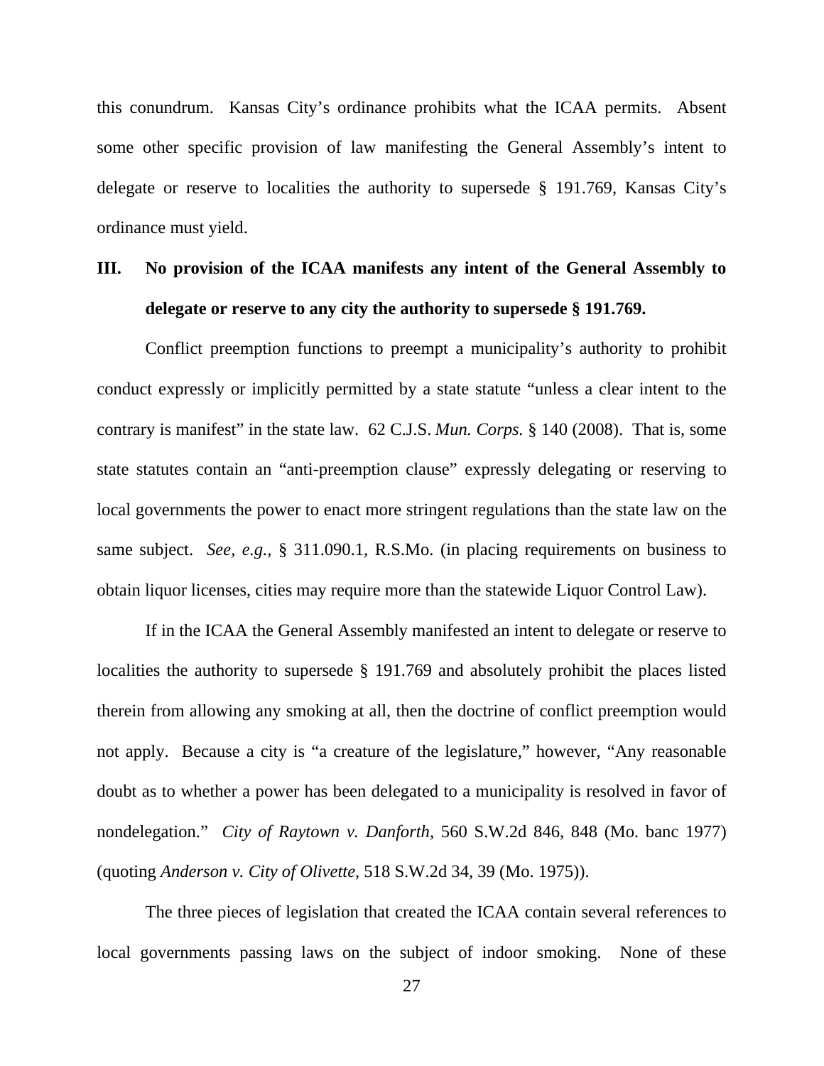this conundrum. Kansas City's ordinance prohibits what the ICAA permits. Absent some other specific provision of law manifesting the General Assembly's intent to delegate or reserve to localities the authority to supersede § 191.769, Kansas City's ordinance must yield.

## III. No provision of the ICAA manifests any intent of the General Assembly to delegate or reserve to any city the authority to supersede § 191.769.

Conflict preemption functions to preempt a municipality's authority to prohibit conduct expressly or implicitly permitted by a state statute "unless a clear intent to the contrary is manifest" in the state law. 62 C.J.S. *Mun. Corps.* § 140 (2008). That is, some state statutes contain an "anti-preemption clause" expressly delegating or reserving to local governments the power to enact more stringent regulations than the state law on the same subject. *See, e.g.*, § 311.090.1, R.S.Mo. (in placing requirements on business to obtain liquor licenses, cities may require more than the statewide Liquor Control Law).

If in the ICAA the General Assembly manifested an intent to delegate or reserve to localities the authority to supersede § 191.769 and absolutely prohibit the places listed therein from allowing any smoking at all, then the doctrine of conflict preemption would not apply. Because a city is "a creature of the legislature," however, "Any reasonable doubt as to whether a power has been delegated to a municipality is resolved in favor of nondelegation." *City of Raytown v. Danforth*, 560 S.W.2d 846, 848 (Mo. banc 1977) (quoting *Anderson v. City of Olivette*, 518 S.W.2d 34, 39 (Mo. 1975)).

The three pieces of legislation that created the ICAA contain several references to local governments passing laws on the subject of indoor smoking. None of these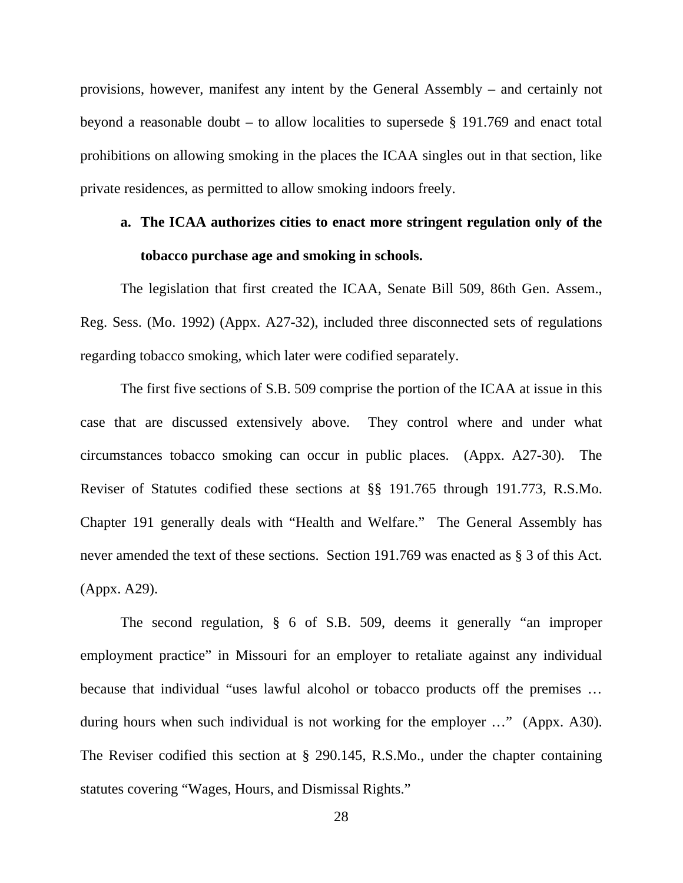provisions, however, manifest any intent by the General Assembly – and certainly not beyond a reasonable doubt – to allow localities to supersede § 191.769 and enact total prohibitions on allowing smoking in the places the ICAA singles out in that section, like private residences, as permitted to allow smoking indoors freely.

**a. The ICAA authorizes cities to enact more stringent regulation only of the tobacco purchase age and smoking in schools.**

The legislation that first created the ICAA, Senate Bill 509, 86th Gen. Assem., Reg. Sess. (Mo. 1992) (Appx. A27-32), included three disconnected sets of regulations regarding tobacco smoking, which later were codified separately.

The first five sections of S.B. 509 comprise the portion of the ICAA at issue in this case that are discussed extensively above. They control where and under what circumstances tobacco smoking can occur in public places. (Appx. A27-30). The Reviser of Statutes codified these sections at §§ 191.765 through 191.773, R.S.Mo. Chapter 191 generally deals with "Health and Welfare." The General Assembly has never amended the text of these sections. Section 191.769 was enacted as § 3 of this Act. (Appx. A29).

The second regulation, § 6 of S.B. 509, deems it generally "an improper employment practice" in Missouri for an employer to retaliate against any individual because that individual "uses lawful alcohol or tobacco products off the premises … during hours when such individual is not working for the employer …" (Appx. A30). The Reviser codified this section at § 290.145, R.S.Mo., under the chapter containing statutes covering "Wages, Hours, and Dismissal Rights."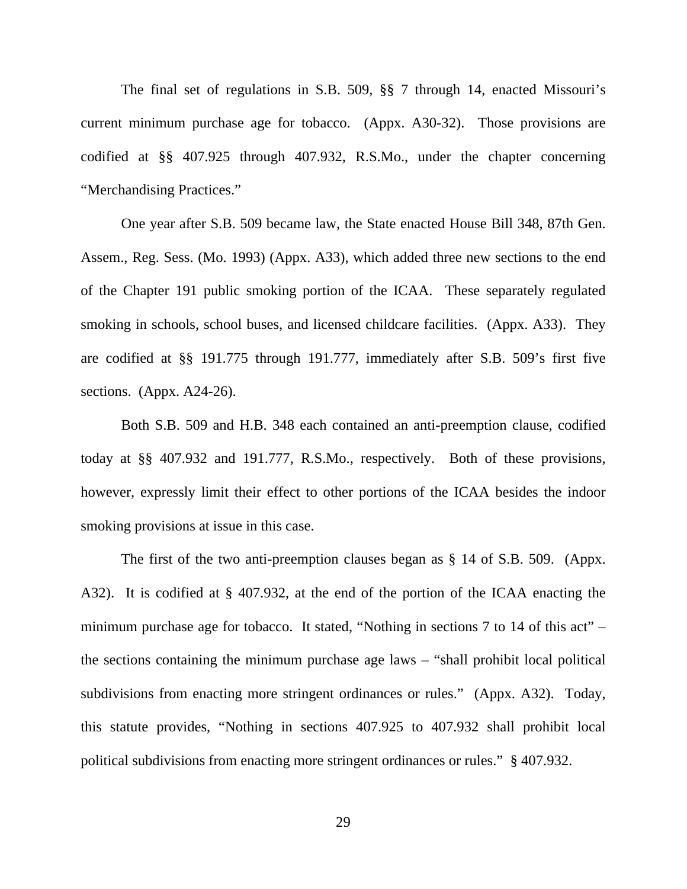The final set of regulations in S.B. 509, §§ 7 through 14, enacted Missouri's current minimum purchase age for tobacco. (Appx. A30-32). Those provisions are codified at §§ 407.925 through 407.932, R.S.Mo., under the chapter concerning "Merchandising Practices."

One year after S.B. 509 became law, the State enacted House Bill 348, 87th Gen. Assem., Reg. Sess. (Mo. 1993) (Appx. A33), which added three new sections to the end of the Chapter 191 public smoking portion of the ICAA. These separately regulated smoking in schools, school buses, and licensed childcare facilities. (Appx. A33). They are codified at §§ 191.775 through 191.777, immediately after S.B. 509's first five sections. (Appx. A24-26).

Both S.B. 509 and H.B. 348 each contained an anti-preemption clause, codified today at §§ 407.932 and 191.777, R.S.Mo., respectively. Both of these provisions, however, expressly limit their effect to other portions of the ICAA besides the indoor smoking provisions at issue in this case.

The first of the two anti-preemption clauses began as § 14 of S.B. 509. (Appx. A32). It is codified at § 407.932, at the end of the portion of the ICAA enacting the minimum purchase age for tobacco. It stated, "Nothing in sections 7 to 14 of this act" – the sections containing the minimum purchase age laws – "shall prohibit local political subdivisions from enacting more stringent ordinances or rules." (Appx. A32). Today, this statute provides, "Nothing in sections 407.925 to 407.932 shall prohibit local political subdivisions from enacting more stringent ordinances or rules." § 407.932.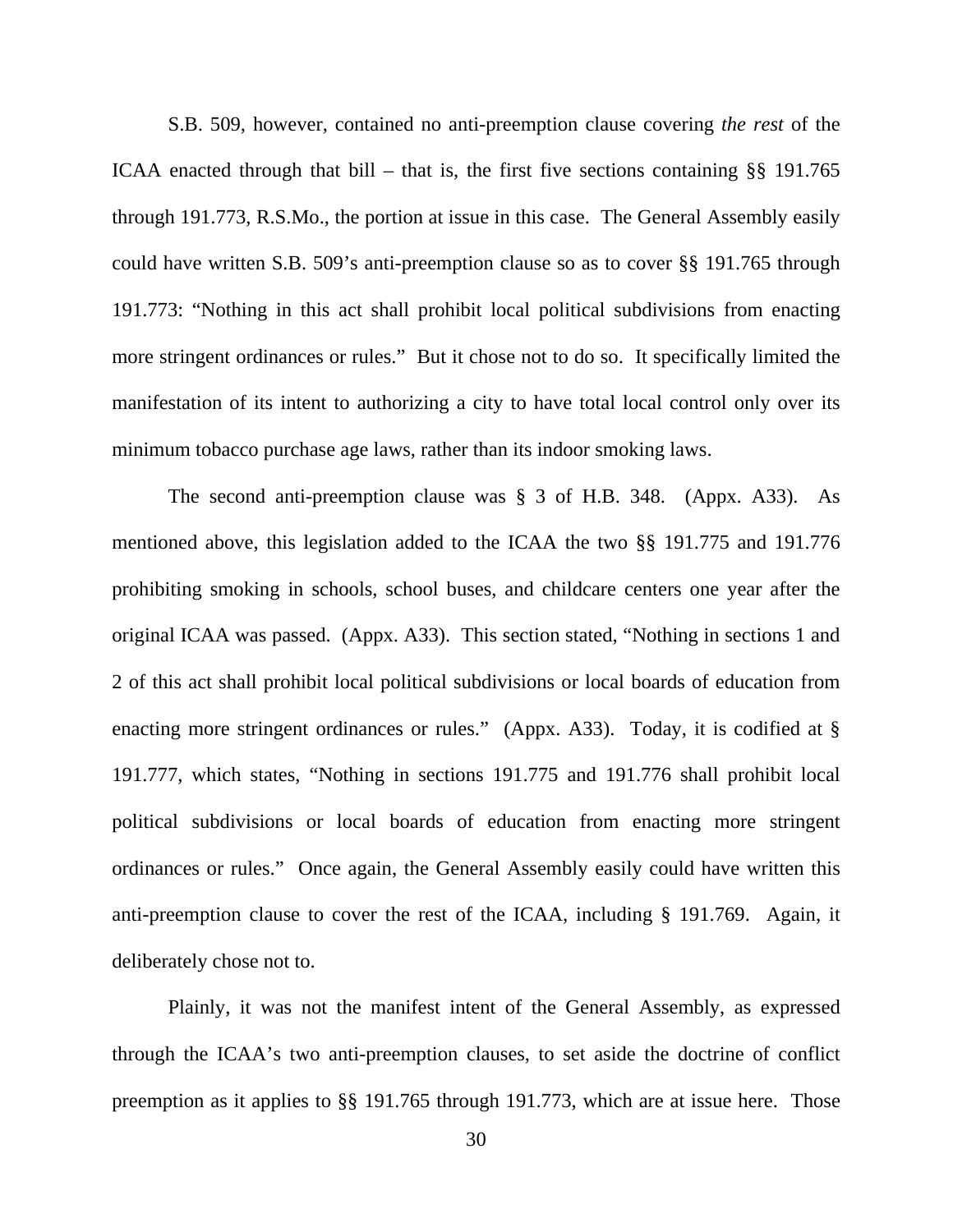S.B. 509, however, contained no anti-preemption clause covering *the rest* of the ICAA enacted through that bill – that is, the first five sections containing §§ 191.765 through 191.773, R.S.Mo., the portion at issue in this case. The General Assembly easily could have written S.B. 509's anti-preemption clause so as to cover §§ 191.765 through 191.773: "Nothing in this act shall prohibit local political subdivisions from enacting more stringent ordinances or rules." But it chose not to do so. It specifically limited the manifestation of its intent to authorizing a city to have total local control only over its minimum tobacco purchase age laws, rather than its indoor smoking laws.

The second anti-preemption clause was § 3 of H.B. 348. (Appx. A33). As mentioned above, this legislation added to the ICAA the two §§ 191.775 and 191.776 prohibiting smoking in schools, school buses, and childcare centers one year after the original ICAA was passed. (Appx. A33). This section stated, "Nothing in sections 1 and 2 of this act shall prohibit local political subdivisions or local boards of education from enacting more stringent ordinances or rules." (Appx. A33). Today, it is codified at § 191.777, which states, "Nothing in sections 191.775 and 191.776 shall prohibit local political subdivisions or local boards of education from enacting more stringent ordinances or rules." Once again, the General Assembly easily could have written this anti-preemption clause to cover the rest of the ICAA, including § 191.769. Again, it deliberately chose not to.

Plainly, it was not the manifest intent of the General Assembly, as expressed through the ICAA's two anti-preemption clauses, to set aside the doctrine of conflict preemption as it applies to §§ 191.765 through 191.773, which are at issue here. Those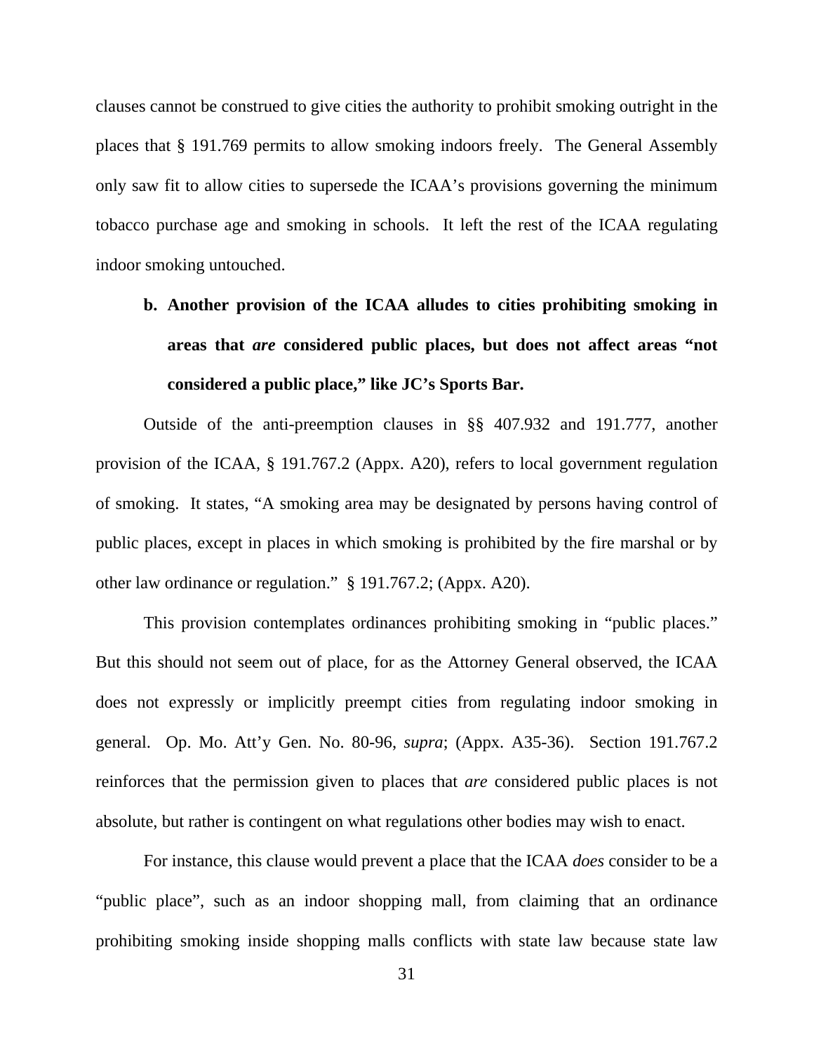clauses cannot be construed to give cities the authority to prohibit smoking outright in the places that § 191.769 permits to allow smoking indoors freely. The General Assembly only saw fit to allow cities to supersede the ICAA's provisions governing the minimum tobacco purchase age and smoking in schools. It left the rest of the ICAA regulating indoor smoking untouched.

**b. Another provision of the ICAA alludes to cities prohibiting smoking in areas that *are* considered public places, but does not affect areas "not considered a public place," like JC's Sports Bar.**

Outside of the anti-preemption clauses in §§ 407.932 and 191.777, another provision of the ICAA, § 191.767.2 (Appx. A20), refers to local government regulation of smoking. It states, "A smoking area may be designated by persons having control of public places, except in places in which smoking is prohibited by the fire marshal or by other law ordinance or regulation." § 191.767.2; (Appx. A20).

This provision contemplates ordinances prohibiting smoking in "public places." But this should not seem out of place, for as the Attorney General observed, the ICAA does not expressly or implicitly preempt cities from regulating indoor smoking in general. Op. Mo. Att'y Gen. No. 80-96, *supra*; (Appx. A35-36). Section 191.767.2 reinforces that the permission given to places that *are* considered public places is not absolute, but rather is contingent on what regulations other bodies may wish to enact.

For instance, this clause would prevent a place that the ICAA *does* consider to be a "public place", such as an indoor shopping mall, from claiming that an ordinance prohibiting smoking inside shopping malls conflicts with state law because state law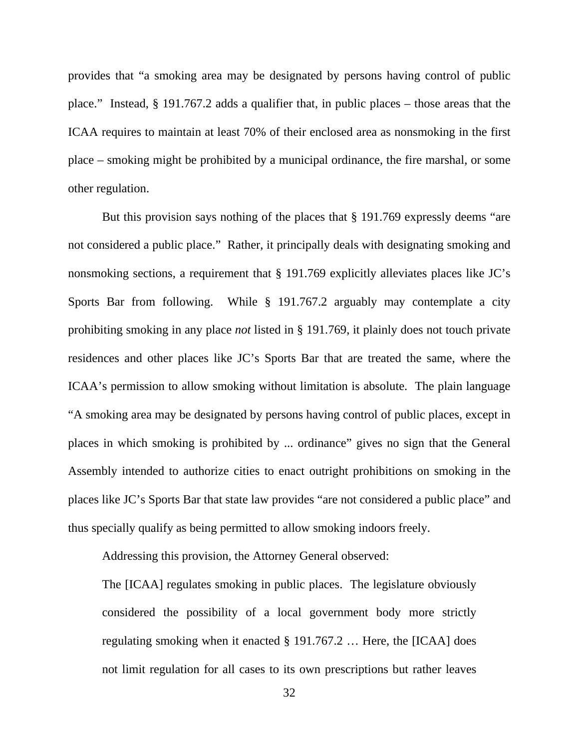provides that "a smoking area may be designated by persons having control of public place." Instead, § 191.767.2 adds a qualifier that, in public places – those areas that the ICAA requires to maintain at least 70% of their enclosed area as nonsmoking in the first place – smoking might be prohibited by a municipal ordinance, the fire marshal, or some other regulation.

But this provision says nothing of the places that § 191.769 expressly deems "are not considered a public place." Rather, it principally deals with designating smoking and nonsmoking sections, a requirement that § 191.769 explicitly alleviates places like JC's Sports Bar from following. While § 191.767.2 arguably may contemplate a city prohibiting smoking in any place *not* listed in § 191.769, it plainly does not touch private residences and other places like JC's Sports Bar that are treated the same, where the ICAA's permission to allow smoking without limitation is absolute. The plain language "A smoking area may be designated by persons having control of public places, except in places in which smoking is prohibited by ... ordinance" gives no sign that the General Assembly intended to authorize cities to enact outright prohibitions on smoking in the places like JC's Sports Bar that state law provides "are not considered a public place" and thus specially qualify as being permitted to allow smoking indoors freely.

Addressing this provision, the Attorney General observed:

> The [ICAA] regulates smoking in public places. The legislature obviously considered the possibility of a local government body more strictly regulating smoking when it enacted § 191.767.2 … Here, the [ICAA] does not limit regulation for all cases to its own prescriptions but rather leaves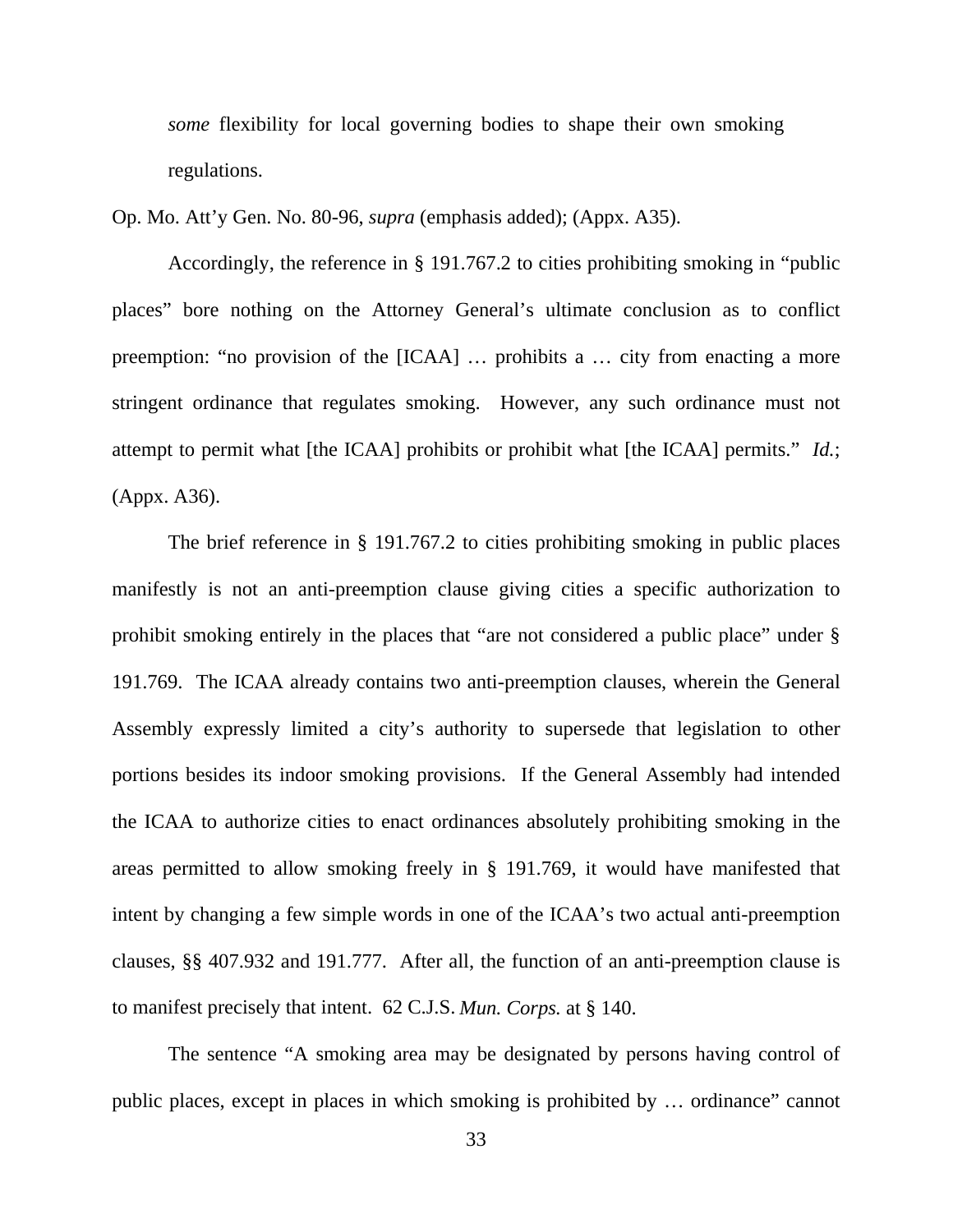> *some* flexibility for local governing bodies to shape their own smoking regulations.

Op. Mo. Att'y Gen. No. 80-96, *supra* (emphasis added); (Appx. A35).

Accordingly, the reference in § 191.767.2 to cities prohibiting smoking in "public places" bore nothing on the Attorney General's ultimate conclusion as to conflict preemption: "no provision of the [ICAA] … prohibits a … city from enacting a more stringent ordinance that regulates smoking. However, any such ordinance must not attempt to permit what [the ICAA] prohibits or prohibit what [the ICAA] permits." *Id.*; (Appx. A36).

The brief reference in § 191.767.2 to cities prohibiting smoking in public places manifestly is not an anti-preemption clause giving cities a specific authorization to prohibit smoking entirely in the places that "are not considered a public place" under § 191.769. The ICAA already contains two anti-preemption clauses, wherein the General Assembly expressly limited a city's authority to supersede that legislation to other portions besides its indoor smoking provisions. If the General Assembly had intended the ICAA to authorize cities to enact ordinances absolutely prohibiting smoking in the areas permitted to allow smoking freely in § 191.769, it would have manifested that intent by changing a few simple words in one of the ICAA's two actual anti-preemption clauses, §§ 407.932 and 191.777. After all, the function of an anti-preemption clause is to manifest precisely that intent. 62 C.J.S. *Mun. Corps.* at § 140.

The sentence "A smoking area may be designated by persons having control of public places, except in places in which smoking is prohibited by … ordinance" cannot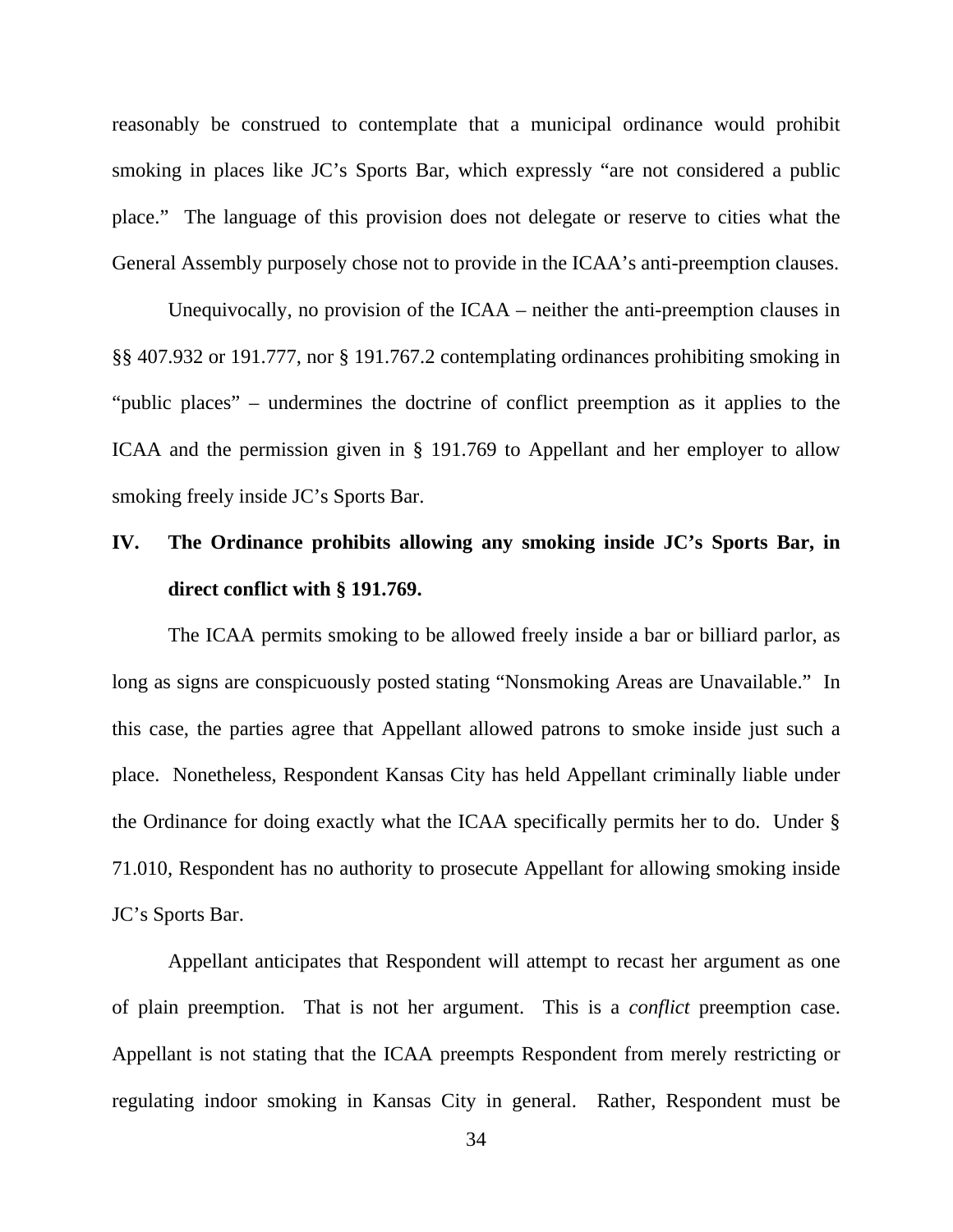reasonably be construed to contemplate that a municipal ordinance would prohibit smoking in places like JC's Sports Bar, which expressly "are not considered a public place." The language of this provision does not delegate or reserve to cities what the General Assembly purposely chose not to provide in the ICAA's anti-preemption clauses.

Unequivocally, no provision of the ICAA – neither the anti-preemption clauses in §§ 407.932 or 191.777, nor § 191.767.2 contemplating ordinances prohibiting smoking in "public places" – undermines the doctrine of conflict preemption as it applies to the ICAA and the permission given in § 191.769 to Appellant and her employer to allow smoking freely inside JC's Sports Bar.

## IV. The Ordinance prohibits allowing any smoking inside JC's Sports Bar, in direct conflict with § 191.769.

The ICAA permits smoking to be allowed freely inside a bar or billiard parlor, as long as signs are conspicuously posted stating "Nonsmoking Areas are Unavailable." In this case, the parties agree that Appellant allowed patrons to smoke inside just such a place. Nonetheless, Respondent Kansas City has held Appellant criminally liable under the Ordinance for doing exactly what the ICAA specifically permits her to do. Under § 71.010, Respondent has no authority to prosecute Appellant for allowing smoking inside JC's Sports Bar.

Appellant anticipates that Respondent will attempt to recast her argument as one of plain preemption. That is not her argument. This is a *conflict* preemption case. Appellant is not stating that the ICAA preempts Respondent from merely restricting or regulating indoor smoking in Kansas City in general. Rather, Respondent must be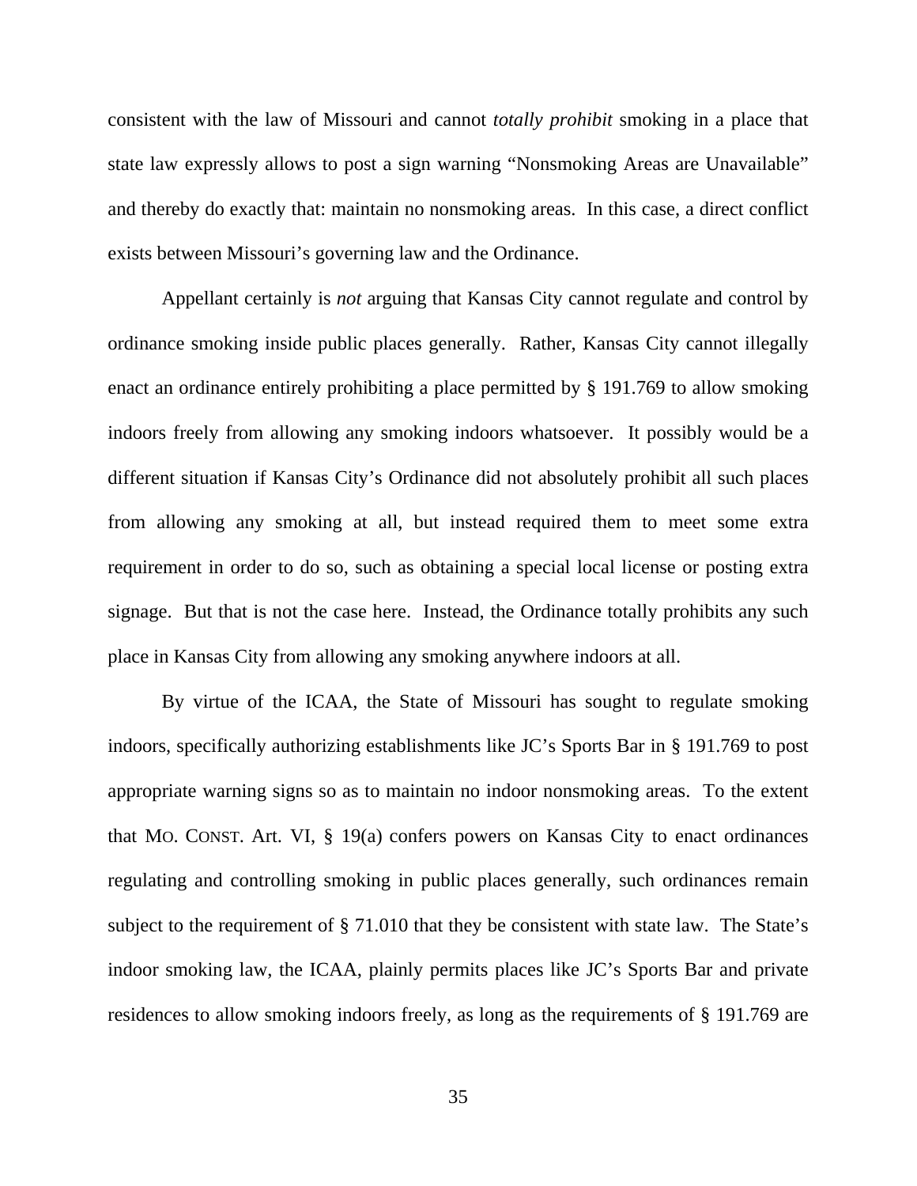consistent with the law of Missouri and cannot *totally prohibit* smoking in a place that state law expressly allows to post a sign warning "Nonsmoking Areas are Unavailable" and thereby do exactly that: maintain no nonsmoking areas. In this case, a direct conflict exists between Missouri's governing law and the Ordinance.

Appellant certainly is *not* arguing that Kansas City cannot regulate and control by ordinance smoking inside public places generally. Rather, Kansas City cannot illegally enact an ordinance entirely prohibiting a place permitted by § 191.769 to allow smoking indoors freely from allowing any smoking indoors whatsoever. It possibly would be a different situation if Kansas City's Ordinance did not absolutely prohibit all such places from allowing any smoking at all, but instead required them to meet some extra requirement in order to do so, such as obtaining a special local license or posting extra signage. But that is not the case here. Instead, the Ordinance totally prohibits any such place in Kansas City from allowing any smoking anywhere indoors at all.

By virtue of the ICAA, the State of Missouri has sought to regulate smoking indoors, specifically authorizing establishments like JC's Sports Bar in § 191.769 to post appropriate warning signs so as to maintain no indoor nonsmoking areas. To the extent that MO. CONST. Art. VI, § 19(a) confers powers on Kansas City to enact ordinances regulating and controlling smoking in public places generally, such ordinances remain subject to the requirement of § 71.010 that they be consistent with state law. The State's indoor smoking law, the ICAA, plainly permits places like JC's Sports Bar and private residences to allow smoking indoors freely, as long as the requirements of § 191.769 are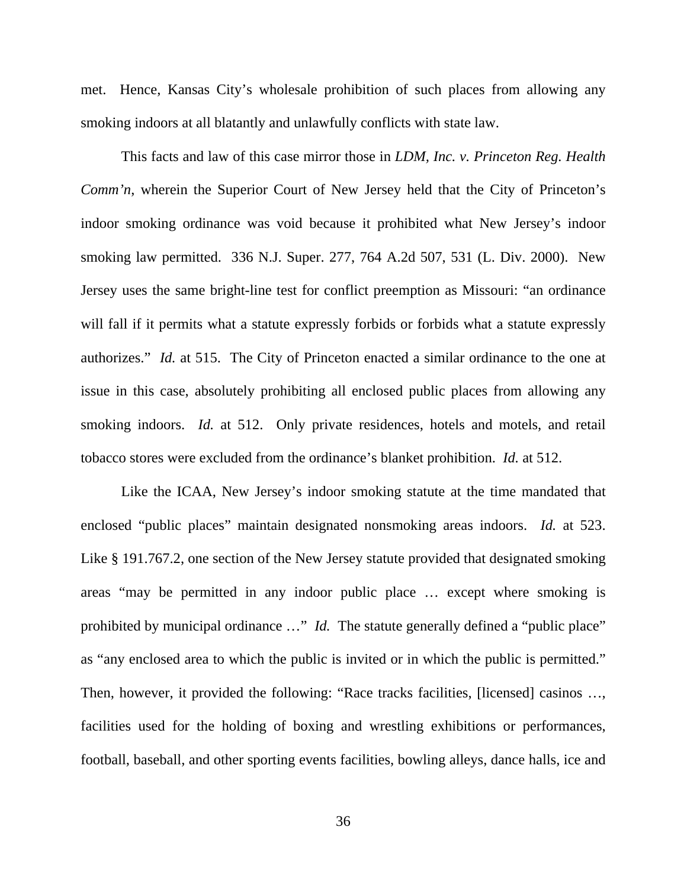met. Hence, Kansas City's wholesale prohibition of such places from allowing any smoking indoors at all blatantly and unlawfully conflicts with state law.

This facts and law of this case mirror those in *LDM, Inc. v. Princeton Reg. Health Comm'n*, wherein the Superior Court of New Jersey held that the City of Princeton's indoor smoking ordinance was void because it prohibited what New Jersey's indoor smoking law permitted. 336 N.J. Super. 277, 764 A.2d 507, 531 (L. Div. 2000). New Jersey uses the same bright-line test for conflict preemption as Missouri: "an ordinance will fall if it permits what a statute expressly forbids or forbids what a statute expressly authorizes." *Id.* at 515. The City of Princeton enacted a similar ordinance to the one at issue in this case, absolutely prohibiting all enclosed public places from allowing any smoking indoors. *Id.* at 512. Only private residences, hotels and motels, and retail tobacco stores were excluded from the ordinance's blanket prohibition. *Id.* at 512.

Like the ICAA, New Jersey's indoor smoking statute at the time mandated that enclosed "public places" maintain designated nonsmoking areas indoors. *Id.* at 523. Like § 191.767.2, one section of the New Jersey statute provided that designated smoking areas "may be permitted in any indoor public place … except where smoking is prohibited by municipal ordinance …" *Id.* The statute generally defined a "public place" as "any enclosed area to which the public is invited or in which the public is permitted." Then, however, it provided the following: "Race tracks facilities, [licensed] casinos …, facilities used for the holding of boxing and wrestling exhibitions or performances, football, baseball, and other sporting events facilities, bowling alleys, dance halls, ice and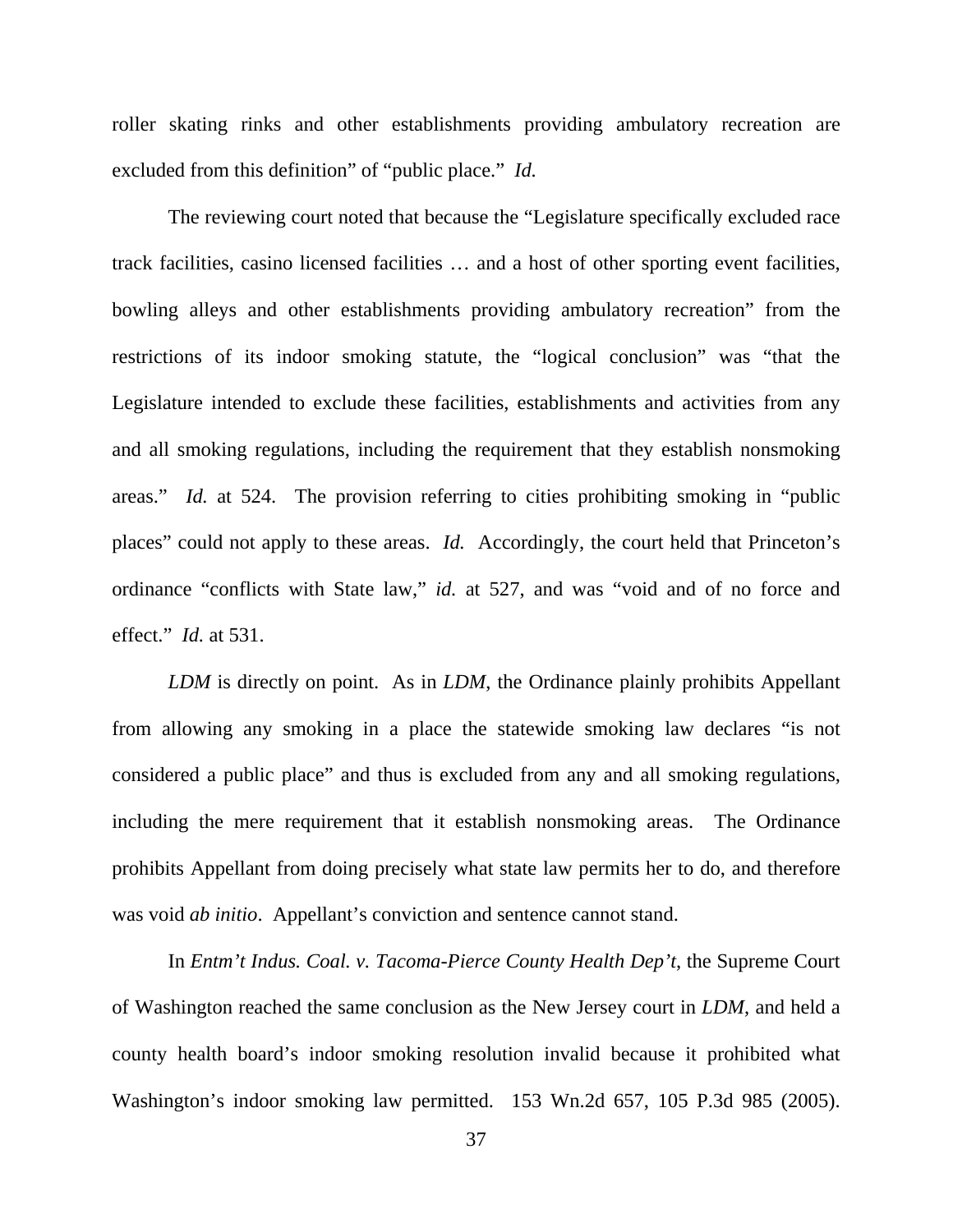roller skating rinks and other establishments providing ambulatory recreation are excluded from this definition" of "public place." *Id.*

The reviewing court noted that because the "Legislature specifically excluded race track facilities, casino licensed facilities … and a host of other sporting event facilities, bowling alleys and other establishments providing ambulatory recreation" from the restrictions of its indoor smoking statute, the "logical conclusion" was "that the Legislature intended to exclude these facilities, establishments and activities from any and all smoking regulations, including the requirement that they establish nonsmoking areas." *Id.* at 524. The provision referring to cities prohibiting smoking in "public places" could not apply to these areas. *Id.* Accordingly, the court held that Princeton's ordinance "conflicts with State law," *id.* at 527, and was "void and of no force and effect." *Id.* at 531.

*LDM* is directly on point. As in *LDM*, the Ordinance plainly prohibits Appellant from allowing any smoking in a place the statewide smoking law declares "is not considered a public place" and thus is excluded from any and all smoking regulations, including the mere requirement that it establish nonsmoking areas. The Ordinance prohibits Appellant from doing precisely what state law permits her to do, and therefore was void *ab initio*. Appellant's conviction and sentence cannot stand.

In *Entm't Indus. Coal. v. Tacoma-Pierce County Health Dep't*, the Supreme Court of Washington reached the same conclusion as the New Jersey court in *LDM*, and held a county health board's indoor smoking resolution invalid because it prohibited what Washington's indoor smoking law permitted. 153 Wn.2d 657, 105 P.3d 985 (2005).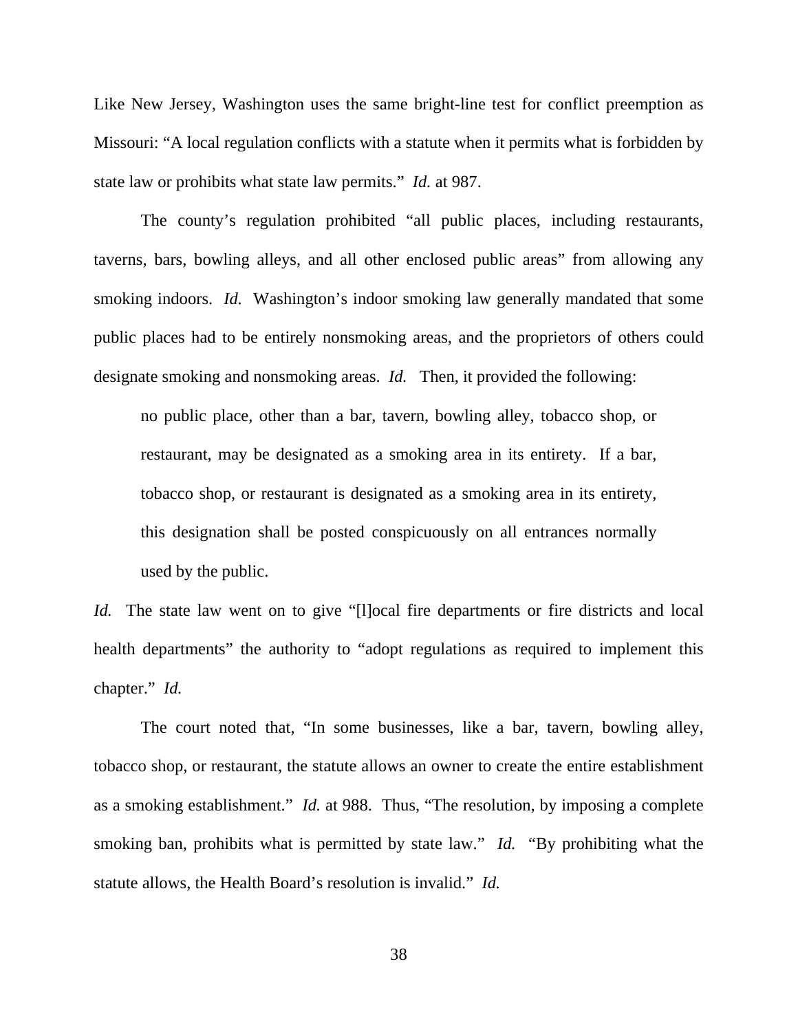Like New Jersey, Washington uses the same bright-line test for conflict preemption as Missouri: "A local regulation conflicts with a statute when it permits what is forbidden by state law or prohibits what state law permits." *Id.* at 987.

The county's regulation prohibited "all public places, including restaurants, taverns, bars, bowling alleys, and all other enclosed public areas" from allowing any smoking indoors. *Id.* Washington's indoor smoking law generally mandated that some public places had to be entirely nonsmoking areas, and the proprietors of others could designate smoking and nonsmoking areas. *Id.* Then, it provided the following:

> no public place, other than a bar, tavern, bowling alley, tobacco shop, or restaurant, may be designated as a smoking area in its entirety. If a bar, tobacco shop, or restaurant is designated as a smoking area in its entirety, this designation shall be posted conspicuously on all entrances normally used by the public.

*Id.* The state law went on to give "[l]ocal fire departments or fire districts and local health departments" the authority to "adopt regulations as required to implement this chapter." *Id.*

The court noted that, "In some businesses, like a bar, tavern, bowling alley, tobacco shop, or restaurant, the statute allows an owner to create the entire establishment as a smoking establishment." *Id.* at 988. Thus, "The resolution, by imposing a complete smoking ban, prohibits what is permitted by state law." *Id.* "By prohibiting what the statute allows, the Health Board's resolution is invalid." *Id.*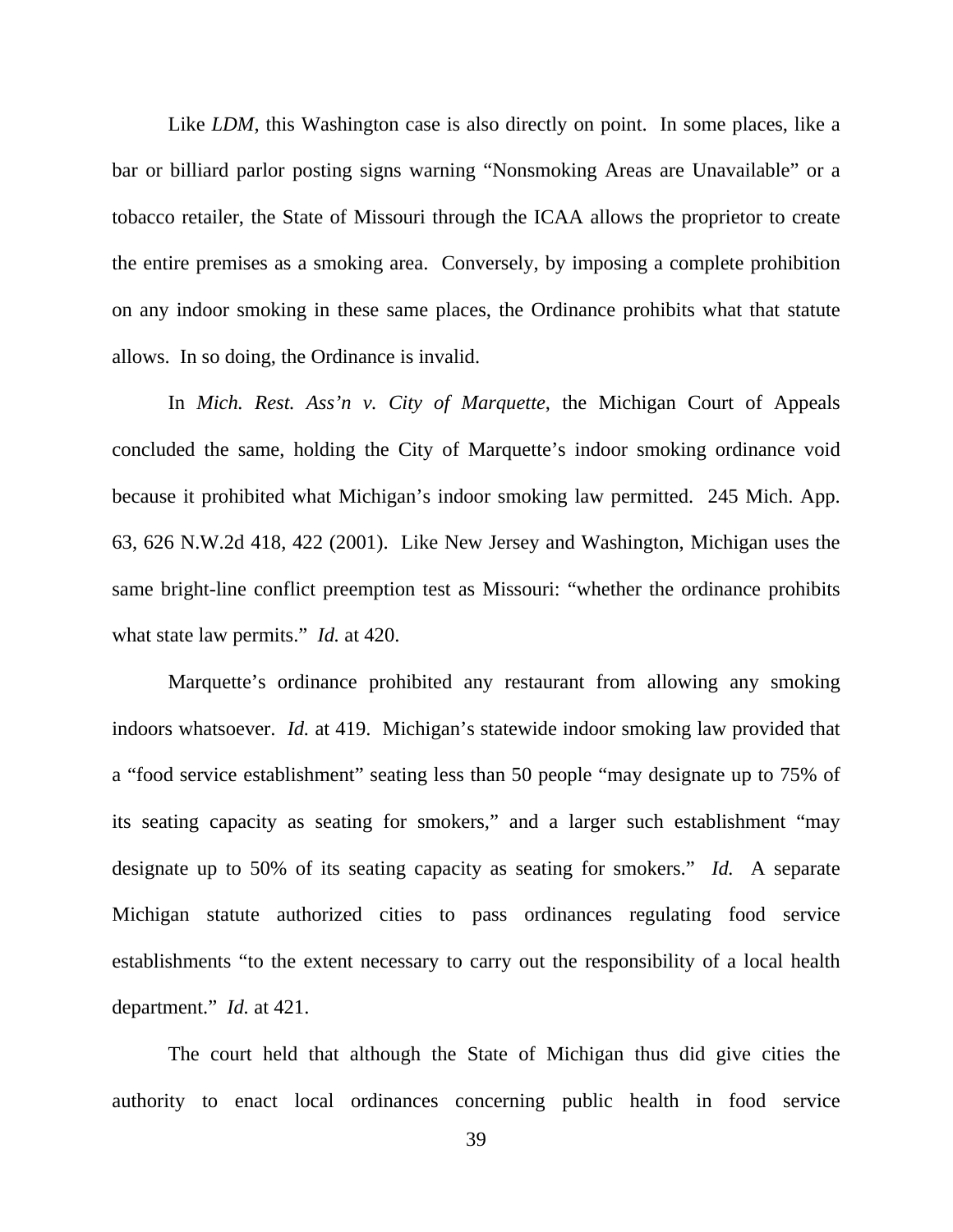Like *LDM*, this Washington case is also directly on point. In some places, like a bar or billiard parlor posting signs warning "Nonsmoking Areas are Unavailable" or a tobacco retailer, the State of Missouri through the ICAA allows the proprietor to create the entire premises as a smoking area. Conversely, by imposing a complete prohibition on any indoor smoking in these same places, the Ordinance prohibits what that statute allows. In so doing, the Ordinance is invalid.

In *Mich. Rest. Ass'n v. City of Marquette*, the Michigan Court of Appeals concluded the same, holding the City of Marquette's indoor smoking ordinance void because it prohibited what Michigan's indoor smoking law permitted. 245 Mich. App. 63, 626 N.W.2d 418, 422 (2001). Like New Jersey and Washington, Michigan uses the same bright-line conflict preemption test as Missouri: "whether the ordinance prohibits what state law permits." *Id.* at 420.

Marquette's ordinance prohibited any restaurant from allowing any smoking indoors whatsoever. *Id.* at 419. Michigan's statewide indoor smoking law provided that a "food service establishment" seating less than 50 people "may designate up to 75% of its seating capacity as seating for smokers," and a larger such establishment "may designate up to 50% of its seating capacity as seating for smokers." *Id.* A separate Michigan statute authorized cities to pass ordinances regulating food service establishments "to the extent necessary to carry out the responsibility of a local health department." *Id.* at 421.

The court held that although the State of Michigan thus did give cities the authority to enact local ordinances concerning public health in food service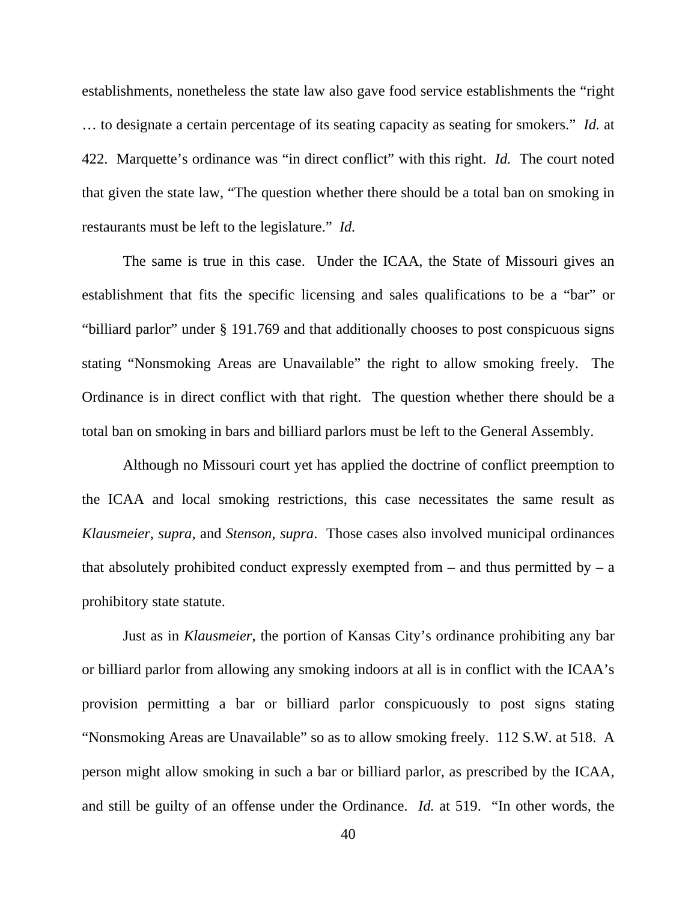establishments, nonetheless the state law also gave food service establishments the "right … to designate a certain percentage of its seating capacity as seating for smokers." *Id.* at 422. Marquette's ordinance was "in direct conflict" with this right. *Id.* The court noted that given the state law, "The question whether there should be a total ban on smoking in restaurants must be left to the legislature." *Id.*

The same is true in this case. Under the ICAA, the State of Missouri gives an establishment that fits the specific licensing and sales qualifications to be a "bar" or "billiard parlor" under § 191.769 and that additionally chooses to post conspicuous signs stating "Nonsmoking Areas are Unavailable" the right to allow smoking freely. The Ordinance is in direct conflict with that right. The question whether there should be a total ban on smoking in bars and billiard parlors must be left to the General Assembly.

Although no Missouri court yet has applied the doctrine of conflict preemption to the ICAA and local smoking restrictions, this case necessitates the same result as *Klausmeier*, *supra*, and *Stenson*, *supra*. Those cases also involved municipal ordinances that absolutely prohibited conduct expressly exempted from – and thus permitted by – a prohibitory state statute.

Just as in *Klausmeier*, the portion of Kansas City's ordinance prohibiting any bar or billiard parlor from allowing any smoking indoors at all is in conflict with the ICAA's provision permitting a bar or billiard parlor conspicuously to post signs stating "Nonsmoking Areas are Unavailable" so as to allow smoking freely. 112 S.W. at 518. A person might allow smoking in such a bar or billiard parlor, as prescribed by the ICAA, and still be guilty of an offense under the Ordinance. *Id.* at 519. "In other words, the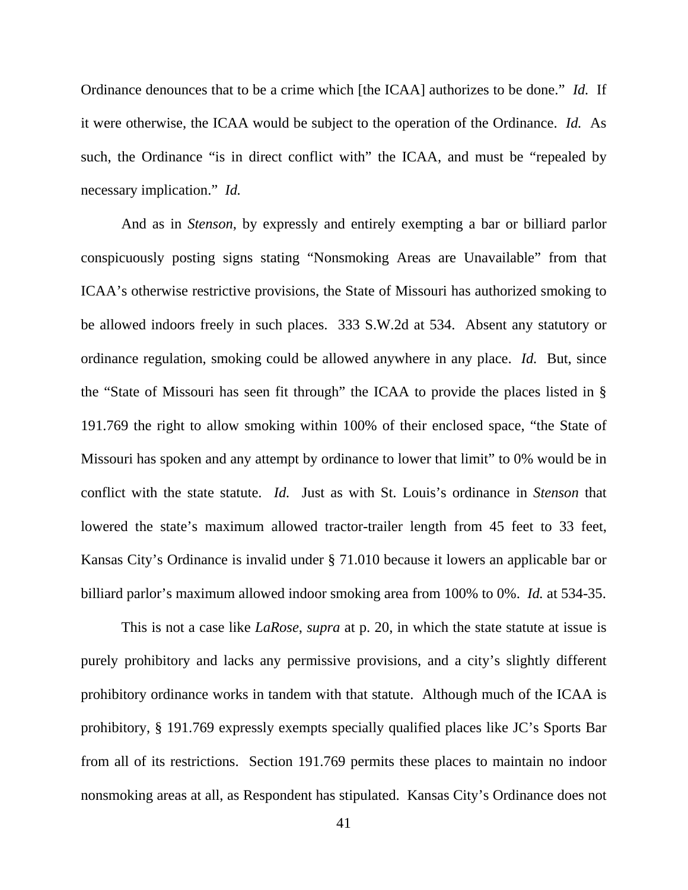Ordinance denounces that to be a crime which [the ICAA] authorizes to be done." *Id.* If it were otherwise, the ICAA would be subject to the operation of the Ordinance. *Id.* As such, the Ordinance "is in direct conflict with" the ICAA, and must be "repealed by necessary implication." *Id.*

And as in *Stenson*, by expressly and entirely exempting a bar or billiard parlor conspicuously posting signs stating "Nonsmoking Areas are Unavailable" from that ICAA's otherwise restrictive provisions, the State of Missouri has authorized smoking to be allowed indoors freely in such places. 333 S.W.2d at 534. Absent any statutory or ordinance regulation, smoking could be allowed anywhere in any place. *Id.* But, since the "State of Missouri has seen fit through" the ICAA to provide the places listed in § 191.769 the right to allow smoking within 100% of their enclosed space, "the State of Missouri has spoken and any attempt by ordinance to lower that limit" to 0% would be in conflict with the state statute. *Id.* Just as with St. Louis's ordinance in *Stenson* that lowered the state's maximum allowed tractor-trailer length from 45 feet to 33 feet, Kansas City's Ordinance is invalid under § 71.010 because it lowers an applicable bar or billiard parlor's maximum allowed indoor smoking area from 100% to 0%. *Id.* at 534-35.

This is not a case like *LaRose*, *supra* at p. 20, in which the state statute at issue is purely prohibitory and lacks any permissive provisions, and a city's slightly different prohibitory ordinance works in tandem with that statute. Although much of the ICAA is prohibitory, § 191.769 expressly exempts specially qualified places like JC's Sports Bar from all of its restrictions. Section 191.769 permits these places to maintain no indoor nonsmoking areas at all, as Respondent has stipulated. Kansas City's Ordinance does not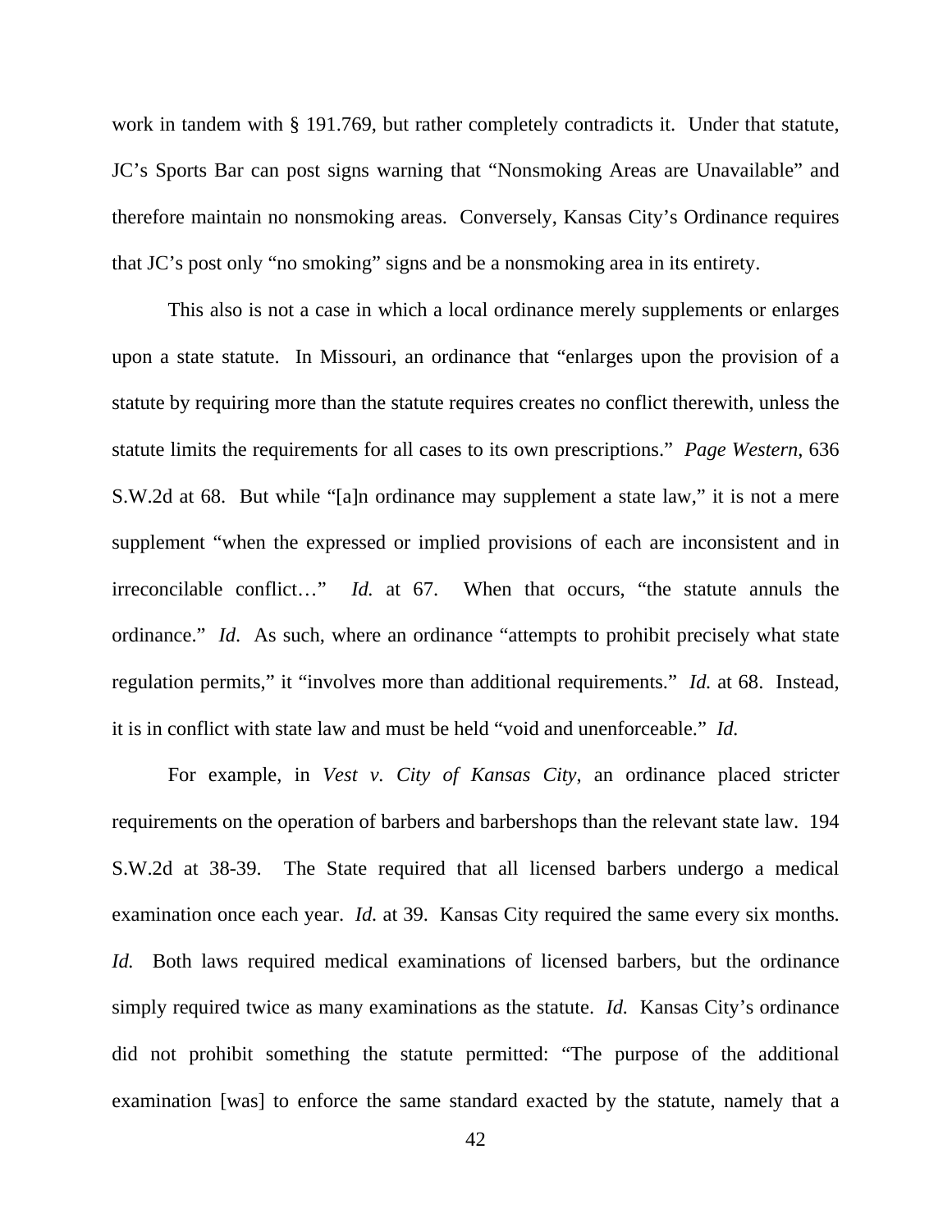work in tandem with § 191.769, but rather completely contradicts it. Under that statute, JC's Sports Bar can post signs warning that "Nonsmoking Areas are Unavailable" and therefore maintain no nonsmoking areas. Conversely, Kansas City's Ordinance requires that JC's post only "no smoking" signs and be a nonsmoking area in its entirety.

This also is not a case in which a local ordinance merely supplements or enlarges upon a state statute. In Missouri, an ordinance that "enlarges upon the provision of a statute by requiring more than the statute requires creates no conflict therewith, unless the statute limits the requirements for all cases to its own prescriptions." *Page Western*, 636 S.W.2d at 68. But while "[a]n ordinance may supplement a state law," it is not a mere supplement "when the expressed or implied provisions of each are inconsistent and in irreconcilable conflict…" *Id.* at 67. When that occurs, "the statute annuls the ordinance." *Id*. As such, where an ordinance "attempts to prohibit precisely what state regulation permits," it "involves more than additional requirements." *Id.* at 68. Instead, it is in conflict with state law and must be held "void and unenforceable." *Id.*

For example, in *Vest v. City of Kansas City*, an ordinance placed stricter requirements on the operation of barbers and barbershops than the relevant state law. 194 S.W.2d at 38-39. The State required that all licensed barbers undergo a medical examination once each year. *Id.* at 39. Kansas City required the same every six months. *Id.* Both laws required medical examinations of licensed barbers, but the ordinance simply required twice as many examinations as the statute. *Id.* Kansas City's ordinance did not prohibit something the statute permitted: "The purpose of the additional examination [was] to enforce the same standard exacted by the statute, namely that a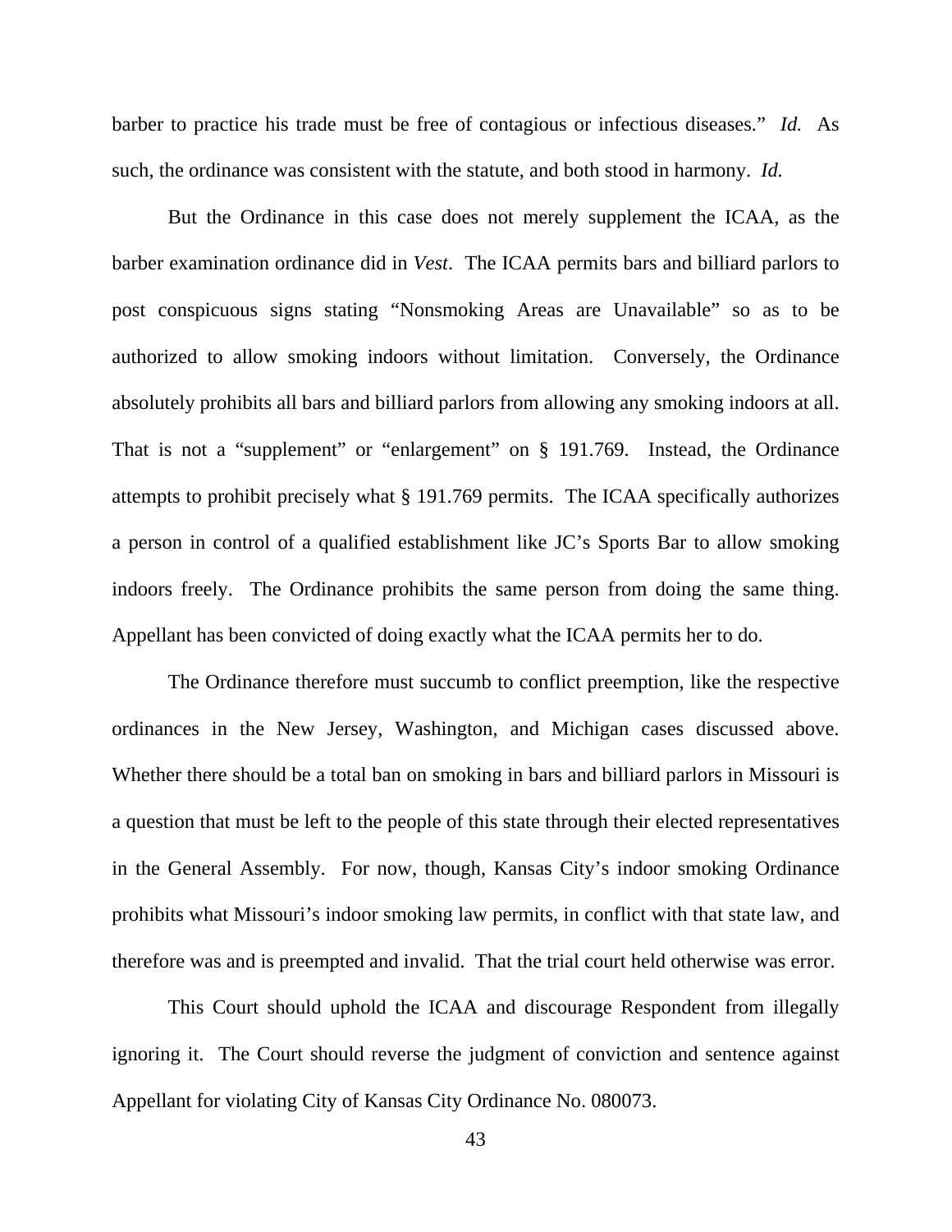barber to practice his trade must be free of contagious or infectious diseases." *Id.* As such, the ordinance was consistent with the statute, and both stood in harmony. *Id.*

But the Ordinance in this case does not merely supplement the ICAA, as the barber examination ordinance did in *Vest*. The ICAA permits bars and billiard parlors to post conspicuous signs stating "Nonsmoking Areas are Unavailable" so as to be authorized to allow smoking indoors without limitation. Conversely, the Ordinance absolutely prohibits all bars and billiard parlors from allowing any smoking indoors at all. That is not a "supplement" or "enlargement" on § 191.769. Instead, the Ordinance attempts to prohibit precisely what § 191.769 permits. The ICAA specifically authorizes a person in control of a qualified establishment like JC's Sports Bar to allow smoking indoors freely. The Ordinance prohibits the same person from doing the same thing. Appellant has been convicted of doing exactly what the ICAA permits her to do.

The Ordinance therefore must succumb to conflict preemption, like the respective ordinances in the New Jersey, Washington, and Michigan cases discussed above. Whether there should be a total ban on smoking in bars and billiard parlors in Missouri is a question that must be left to the people of this state through their elected representatives in the General Assembly. For now, though, Kansas City's indoor smoking Ordinance prohibits what Missouri's indoor smoking law permits, in conflict with that state law, and therefore was and is preempted and invalid. That the trial court held otherwise was error.

This Court should uphold the ICAA and discourage Respondent from illegally ignoring it. The Court should reverse the judgment of conviction and sentence against Appellant for violating City of Kansas City Ordinance No. 080073.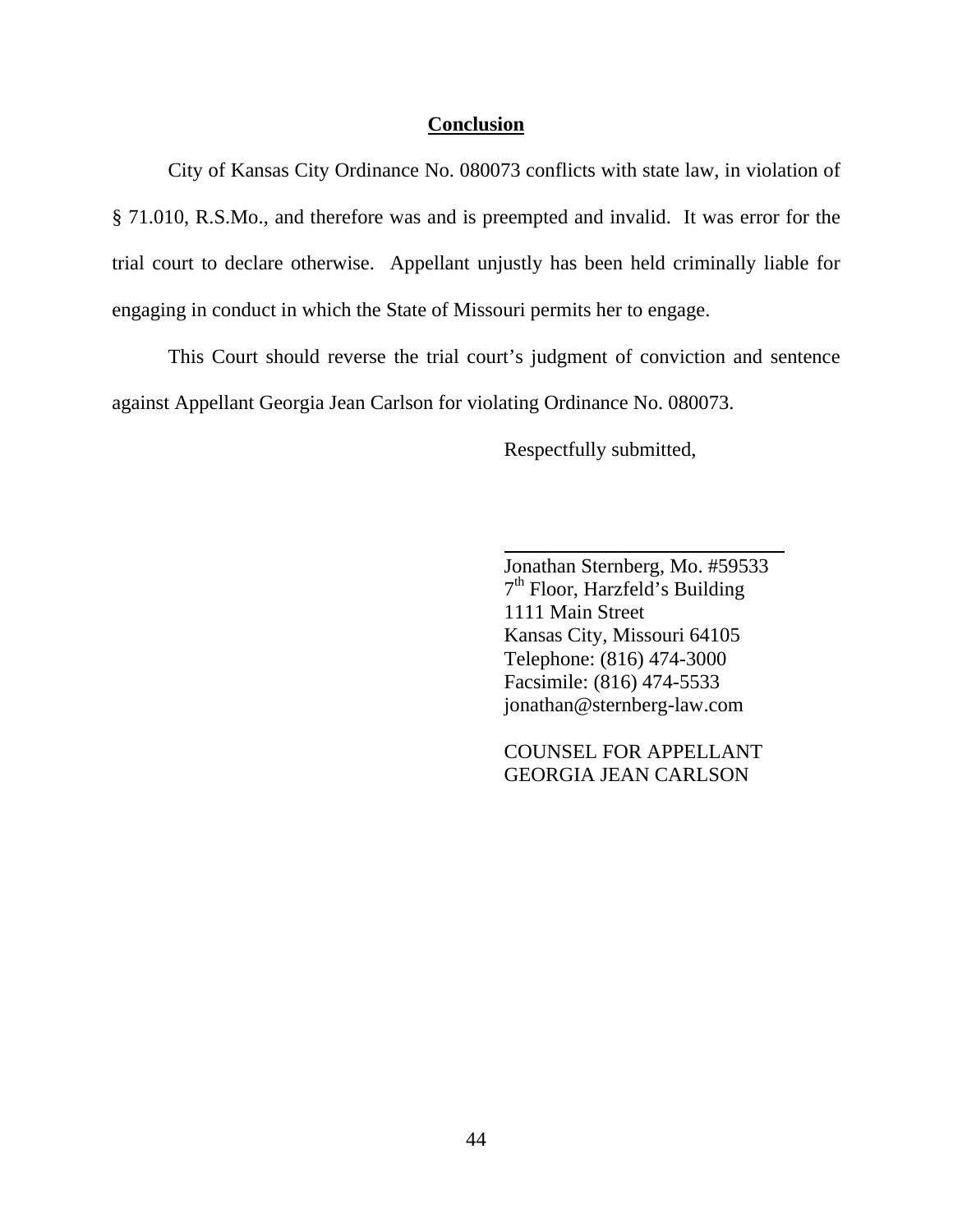## Conclusion

City of Kansas City Ordinance No. 080073 conflicts with state law, in violation of § 71.010, R.S.Mo., and therefore was and is preempted and invalid. It was error for the trial court to declare otherwise. Appellant unjustly has been held criminally liable for engaging in conduct in which the State of Missouri permits her to engage.

This Court should reverse the trial court's judgment of conviction and sentence against Appellant Georgia Jean Carlson for violating Ordinance No. 080073.

Respectfully submitted,

\_\_\_\_\_\_\_\_\_\_\_\_\_\_\_\_\_\_\_\_\_\_\_\_\_\_\_\_\_\_

Jonathan Sternberg, Mo. #59533
7th Floor, Harzfeld's Building
1111 Main Street
Kansas City, Missouri 64105
Telephone: (816) 474-3000
Facsimile: (816) 474-5533
jonathan@sternberg-law.com

COUNSEL FOR APPELLANT
GEORGIA JEAN CARLSON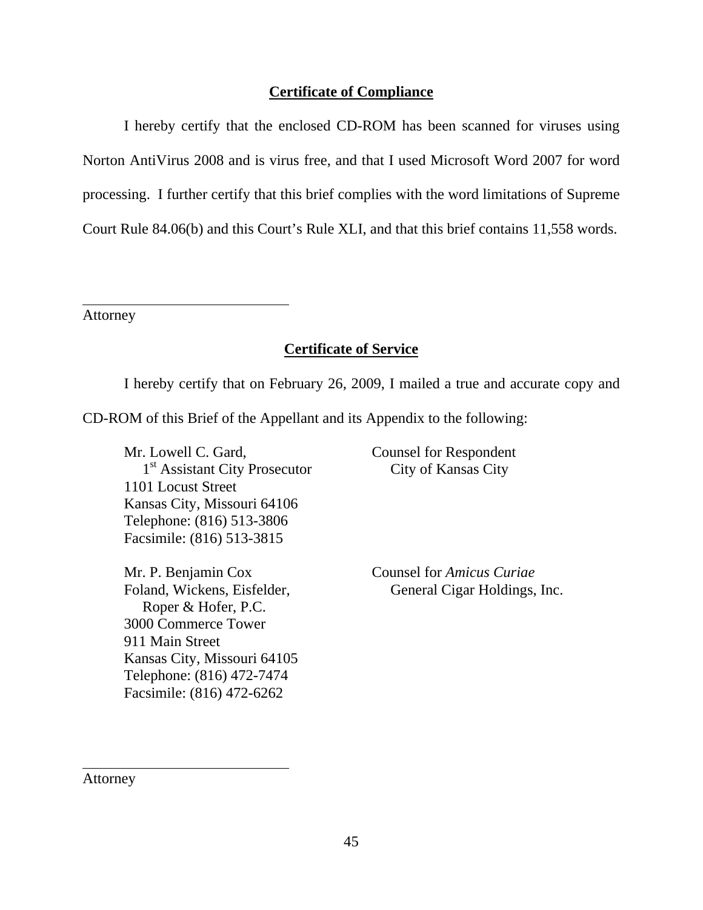## Certificate of Compliance

I hereby certify that the enclosed CD-ROM has been scanned for viruses using Norton AntiVirus 2008 and is virus free, and that I used Microsoft Word 2007 for word processing. I further certify that this brief complies with the word limitations of Supreme Court Rule 84.06(b) and this Court's Rule XLI, and that this brief contains 11,558 words.

______________________________
Attorney

## Certificate of Service

I hereby certify that on February 26, 2009, I mailed a true and accurate copy and CD-ROM of this Brief of the Appellant and its Appendix to the following:

Mr. Lowell C. Gard,
1st Assistant City Prosecutor
1101 Locust Street
Kansas City, Missouri 64106
Telephone: (816) 513-3806
Facsimile: (816) 513-3815

Counsel for Respondent
City of Kansas City

Mr. P. Benjamin Cox
Foland, Wickens, Eisfelder,
Roper & Hofer, P.C.
3000 Commerce Tower
911 Main Street
Kansas City, Missouri 64105
Telephone: (816) 472-7474
Facsimile: (816) 472-6262

Counsel for *Amicus Curiae*
General Cigar Holdings, Inc.

______________________________
Attorney